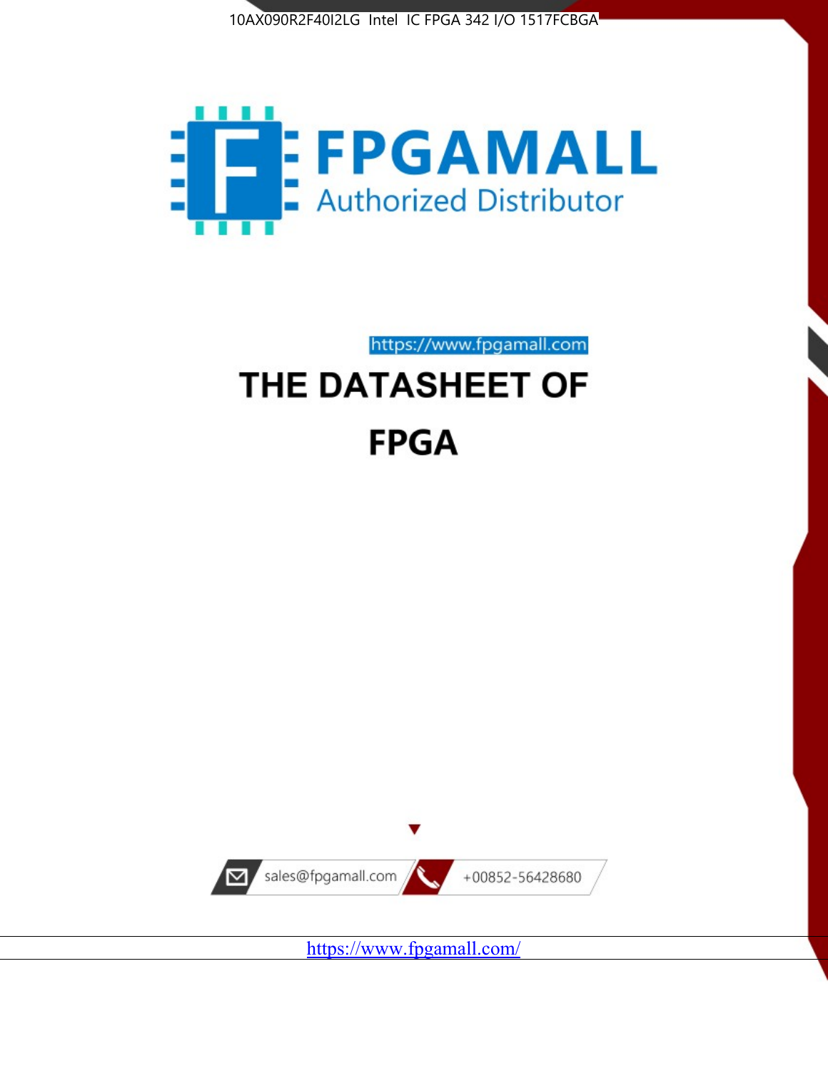10AX090R2F40I2LG Intel IC FPGA 342 I/O 1517FCBGA

FPGAMALL

Authorized Distributor

https://www.fpgamall.com

# THE DATASHEET OF

# FPGA

sales@fpgamall.com

+00852-56428680

https://www.fpgamall.com/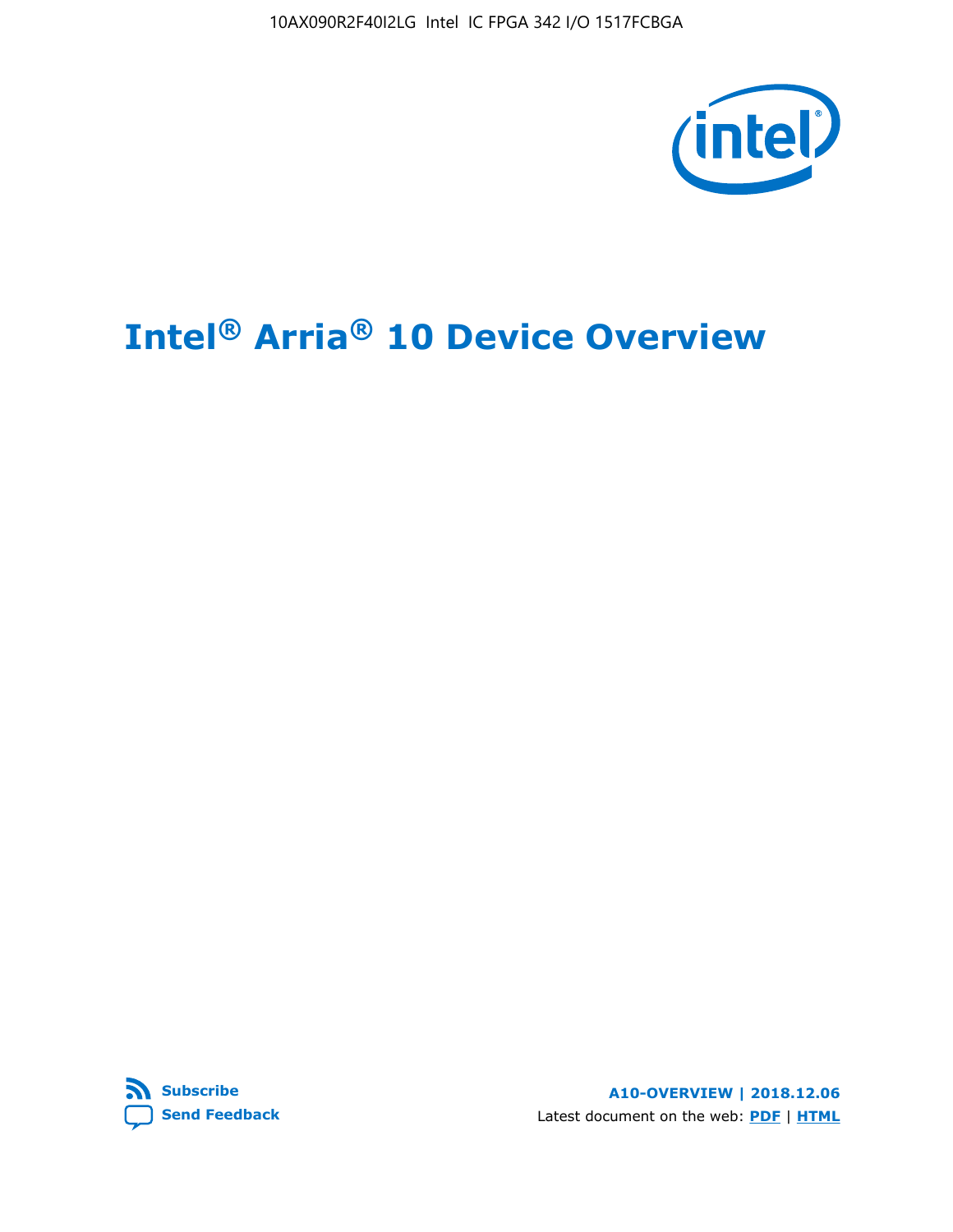# Intel® Arria® 10 Device Overview

Subscribe

Send Feedback

A10-OVERVIEW | 2018.12.06

Latest document on the web: PDF | HTML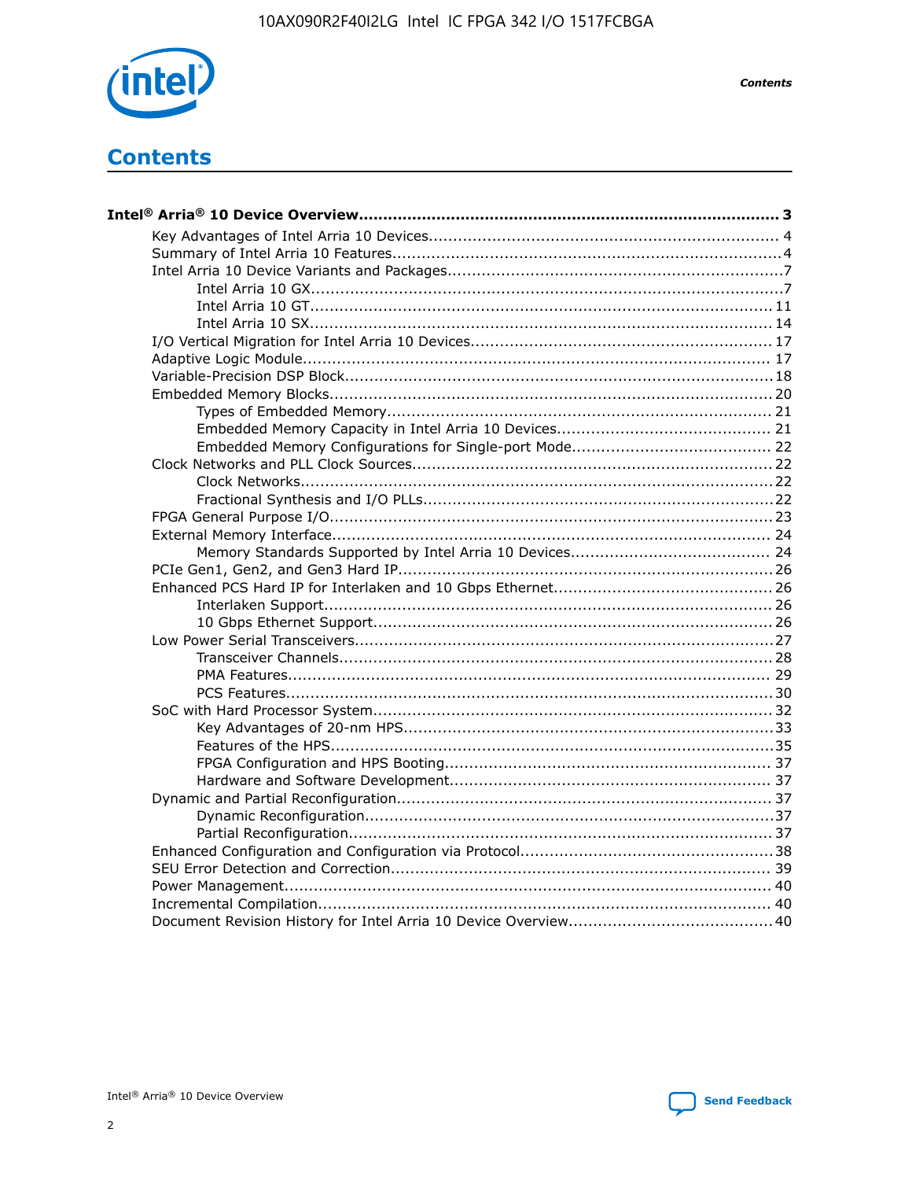# Contents

**Intel® Arria® 10 Device Overview....................................................................................... 3**

- Key Advantages of Intel Arria 10 Devices........................................................................ 4
- Summary of Intel Arria 10 Features................................................................................4
- Intel Arria 10 Device Variants and Packages.....................................................................7
    - Intel Arria 10 GX................................................................................................7
    - Intel Arria 10 GT.............................................................................................. 11
    - Intel Arria 10 SX.............................................................................................. 14
- I/O Vertical Migration for Intel Arria 10 Devices.............................................................. 17
- Adaptive Logic Module................................................................................................ 17
- Variable-Precision DSP Block.......................................................................................18
- Embedded Memory Blocks........................................................................................... 20
    - Types of Embedded Memory............................................................................... 21
    - Embedded Memory Capacity in Intel Arria 10 Devices............................................ 21
    - Embedded Memory Configurations for Single-port Mode......................................... 22
- Clock Networks and PLL Clock Sources......................................................................... 22
    - Clock Networks.................................................................................................22
    - Fractional Synthesis and I/O PLLs........................................................................22
- FPGA General Purpose I/O.......................................................................................... 23
- External Memory Interface.......................................................................................... 24
    - Memory Standards Supported by Intel Arria 10 Devices......................................... 24
- PCIe Gen1, Gen2, and Gen3 Hard IP.............................................................................26
- Enhanced PCS Hard IP for Interlaken and 10 Gbps Ethernet.............................................26
    - Interlaken Support............................................................................................ 26
    - 10 Gbps Ethernet Support.................................................................................. 26
- Low Power Serial Transceivers.....................................................................................27
    - Transceiver Channels.........................................................................................28
    - PMA Features................................................................................................... 29
    - PCS Features....................................................................................................30
- SoC with Hard Processor System.................................................................................. 32
    - Key Advantages of 20-nm HPS............................................................................33
    - Features of the HPS...........................................................................................35
    - FPGA Configuration and HPS Booting................................................................... 37
    - Hardware and Software Development.................................................................. 37
- Dynamic and Partial Reconfiguration.............................................................................37
    - Dynamic Reconfiguration....................................................................................37
    - Partial Reconfiguration.......................................................................................37
- Enhanced Configuration and Configuration via Protocol....................................................38
- SEU Error Detection and Correction.............................................................................. 39
- Power Management.................................................................................................... 40
- Incremental Compilation............................................................................................. 40
- Document Revision History for Intel Arria 10 Device Overview..........................................40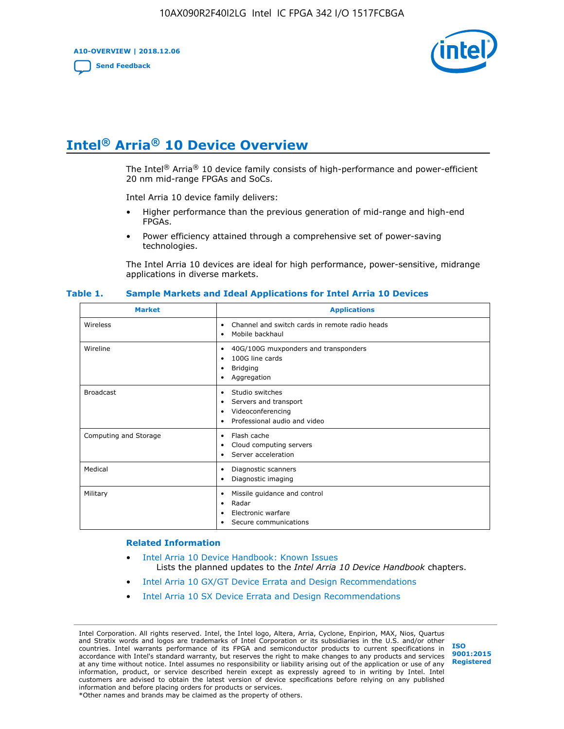# Intel® Arria® 10 Device Overview

The Intel® Arria® 10 device family consists of high-performance and power-efficient 20 nm mid-range FPGAs and SoCs.

Intel Arria 10 device family delivers:

- Higher performance than the previous generation of mid-range and high-end FPGAs.
- Power efficiency attained through a comprehensive set of power-saving technologies.

The Intel Arria 10 devices are ideal for high performance, power-sensitive, midrange applications in diverse markets.

**Table 1. Sample Markets and Ideal Applications for Intel Arria 10 Devices**

| Market | Applications |
|---|---|
| Wireless | • Channel and switch cards in remote radio heads<br>• Mobile backhaul |
| Wireline | • 40G/100G muxponders and transponders<br>• 100G line cards<br>• Bridging<br>• Aggregation |
| Broadcast | • Studio switches<br>• Servers and transport<br>• Videoconferencing<br>• Professional audio and video |
| Computing and Storage | • Flash cache<br>• Cloud computing servers<br>• Server acceleration |
| Medical | • Diagnostic scanners<br>• Diagnostic imaging |
| Military | • Missile guidance and control<br>• Radar<br>• Electronic warfare<br>• Secure communications |

### Related Information

- Intel Arria 10 Device Handbook: Known Issues
  Lists the planned updates to the *Intel Arria 10 Device Handbook* chapters.
- Intel Arria 10 GX/GT Device Errata and Design Recommendations
- Intel Arria 10 SX Device Errata and Design Recommendations

Intel Corporation. All rights reserved. Intel, the Intel logo, Altera, Arria, Cyclone, Enpirion, MAX, Nios, Quartus and Stratix words and logos are trademarks of Intel Corporation or its subsidiaries in the U.S. and/or other countries. Intel warrants performance of its FPGA and semiconductor products to current specifications in accordance with Intel's standard warranty, but reserves the right to make changes to any products and services at any time without notice. Intel assumes no responsibility or liability arising out of the application or use of any information, product, or service described herein except as expressly agreed to in writing by Intel. Intel customers are advised to obtain the latest version of device specifications before relying on any published information and before placing orders for products or services.
*Other names and brands may be claimed as the property of others.

ISO 9001:2015 Registered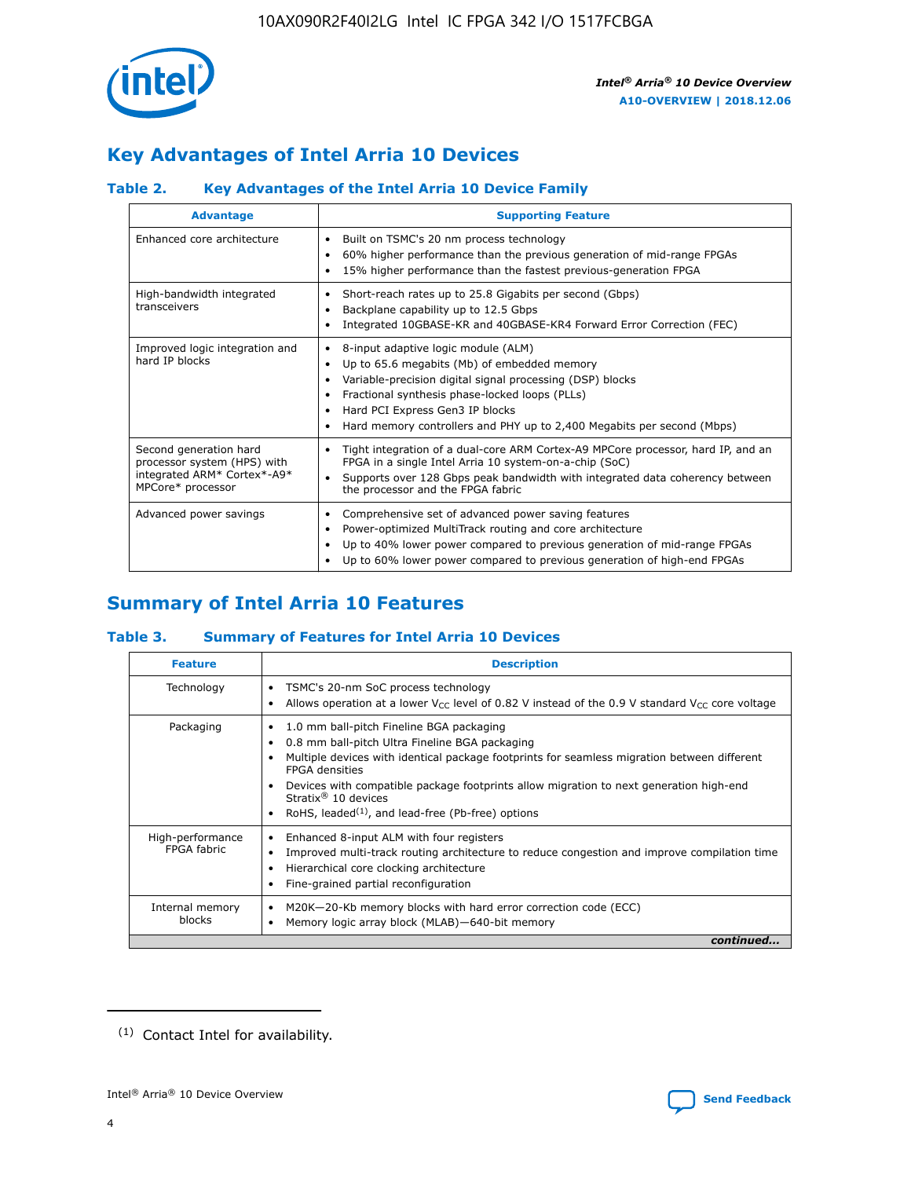## Key Advantages of Intel Arria 10 Devices

### Table 2. Key Advantages of the Intel Arria 10 Device Family

| Advantage | Supporting Feature |
| --- | --- |
| Enhanced core architecture | • Built on TSMC's 20 nm process technology<br>• 60% higher performance than the previous generation of mid-range FPGAs<br>• 15% higher performance than the fastest previous-generation FPGA |
| High-bandwidth integrated transceivers | • Short-reach rates up to 25.8 Gigabits per second (Gbps)<br>• Backplane capability up to 12.5 Gbps<br>• Integrated 10GBASE-KR and 40GBASE-KR4 Forward Error Correction (FEC) |
| Improved logic integration and hard IP blocks | • 8-input adaptive logic module (ALM)<br>• Up to 65.6 megabits (Mb) of embedded memory<br>• Variable-precision digital signal processing (DSP) blocks<br>• Fractional synthesis phase-locked loops (PLLs)<br>• Hard PCI Express Gen3 IP blocks<br>• Hard memory controllers and PHY up to 2,400 Megabits per second (Mbps) |
| Second generation hard processor system (HPS) with integrated ARM* Cortex*-A9* MPCore* processor | • Tight integration of a dual-core ARM Cortex-A9 MPCore processor, hard IP, and an FPGA in a single Intel Arria 10 system-on-a-chip (SoC)<br>• Supports over 128 Gbps peak bandwidth with integrated data coherency between the processor and the FPGA fabric |
| Advanced power savings | • Comprehensive set of advanced power saving features<br>• Power-optimized MultiTrack routing and core architecture<br>• Up to 40% lower power compared to previous generation of mid-range FPGAs<br>• Up to 60% lower power compared to previous generation of high-end FPGAs |

## Summary of Intel Arria 10 Features

### Table 3. Summary of Features for Intel Arria 10 Devices

| Feature | Description |
| --- | --- |
| Technology | • TSMC's 20-nm SoC process technology<br>• Allows operation at a lower $V_{CC}$ level of 0.82 V instead of the 0.9 V standard $V_{CC}$ core voltage |
| Packaging | • 1.0 mm ball-pitch Fineline BGA packaging<br>• 0.8 mm ball-pitch Ultra Fineline BGA packaging<br>• Multiple devices with identical package footprints for seamless migration between different FPGA densities<br>• Devices with compatible package footprints allow migration to next generation high-end Stratix® 10 devices<br>• RoHS, leaded[1], and lead-free (Pb-free) options |
| High-performance FPGA fabric | • Enhanced 8-input ALM with four registers<br>• Improved multi-track routing architecture to reduce congestion and improve compilation time<br>• Hierarchical core clocking architecture<br>• Fine-grained partial reconfiguration |
| Internal memory blocks | • M20K—20-Kb memory blocks with hard error correction code (ECC)<br>• Memory logic array block (MLAB)—640-bit memory |

*continued...*

(1) Contact Intel for availability.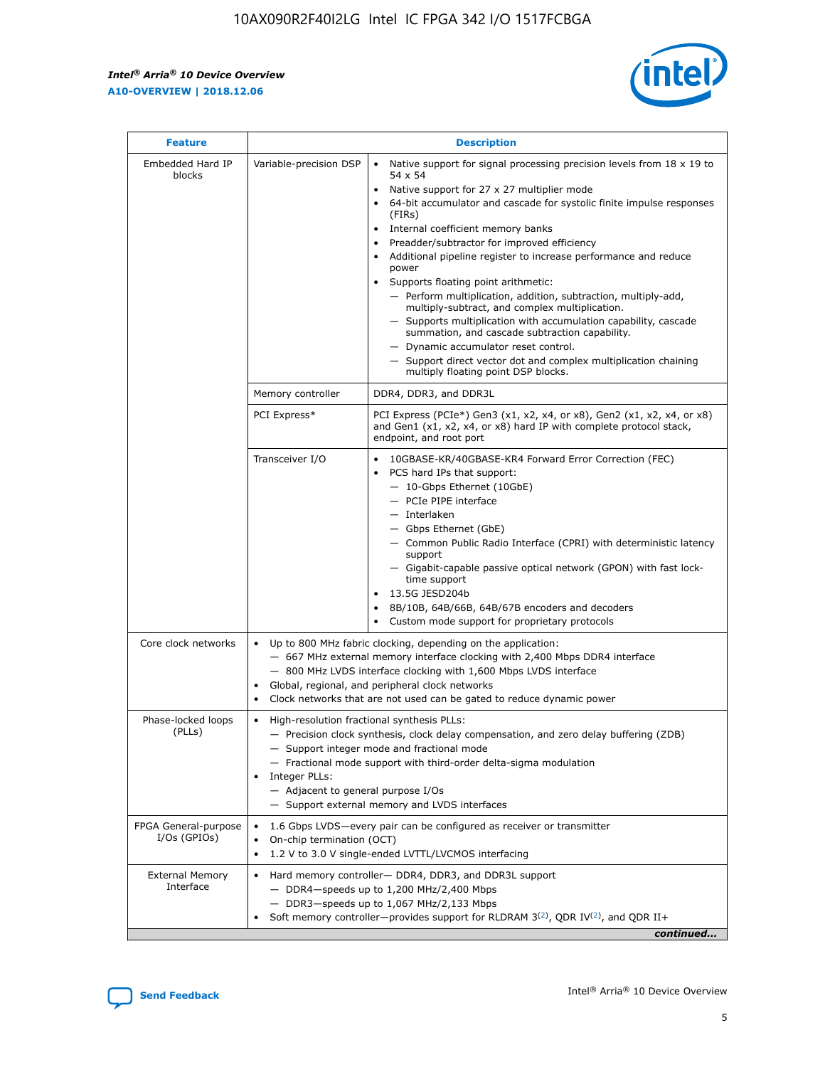| Feature | Description | |
|---|---|---|
| Embedded Hard IP blocks | Variable-precision DSP | • Native support for signal processing precision levels from 18 x 19 to 54 x 54<br>• Native support for 27 x 27 multiplier mode<br>• 64-bit accumulator and cascade for systolic finite impulse responses (FIRs)<br>• Internal coefficient memory banks<br>• Preadder/subtractor for improved efficiency<br>• Additional pipeline register to increase performance and reduce power<br>• Supports floating point arithmetic:<br>— Perform multiplication, addition, subtraction, multiply-add, multiply-subtract, and complex multiplication.<br>— Supports multiplication with accumulation capability, cascade summation, and cascade subtraction capability.<br>— Dynamic accumulator reset control.<br>— Support direct vector dot and complex multiplication chaining multiply floating point DSP blocks. |
| | Memory controller | DDR4, DDR3, and DDR3L |
| | PCI Express* | PCI Express (PCIe*) Gen3 (x1, x2, x4, or x8), Gen2 (x1, x2, x4, or x8) and Gen1 (x1, x2, x4, or x8) hard IP with complete protocol stack, endpoint, and root port |
| | Transceiver I/O | • 10GBASE-KR/40GBASE-KR4 Forward Error Correction (FEC)<br>• PCS hard IPs that support:<br>— 10-Gbps Ethernet (10GbE)<br>— PCIe PIPE interface<br>— Interlaken<br>— Gbps Ethernet (GbE)<br>— Common Public Radio Interface (CPRI) with deterministic latency support<br>— Gigabit-capable passive optical network (GPON) with fast lock-time support<br>• 13.5G JESD204b<br>• 8B/10B, 64B/66B, 64B/67B encoders and decoders<br>• Custom mode support for proprietary protocols |
| Core clock networks | • Up to 800 MHz fabric clocking, depending on the application:<br>— 667 MHz external memory interface clocking with 2,400 Mbps DDR4 interface<br>— 800 MHz LVDS interface clocking with 1,600 Mbps LVDS interface<br>• Global, regional, and peripheral clock networks<br>• Clock networks that are not used can be gated to reduce dynamic power | |
| Phase-locked loops (PLLs) | • High-resolution fractional synthesis PLLs:<br>— Precision clock synthesis, clock delay compensation, and zero delay buffering (ZDB)<br>— Support integer mode and fractional mode<br>— Fractional mode support with third-order delta-sigma modulation<br>• Integer PLLs:<br>— Adjacent to general purpose I/Os<br>— Support external memory and LVDS interfaces | |
| FPGA General-purpose I/Os (GPIOs) | • 1.6 Gbps LVDS—every pair can be configured as receiver or transmitter<br>• On-chip termination (OCT)<br>• 1.2 V to 3.0 V single-ended LVTTL/LVCMOS interfacing | |
| External Memory Interface | • Hard memory controller— DDR4, DDR3, and DDR3L support<br>— DDR4—speeds up to 1,200 MHz/2,400 Mbps<br>— DDR3—speeds up to 1,067 MHz/2,133 Mbps<br>• Soft memory controller—provides support for RLDRAM 3[(2)], QDR IV[(2)], and QDR II+ | |

*continued...*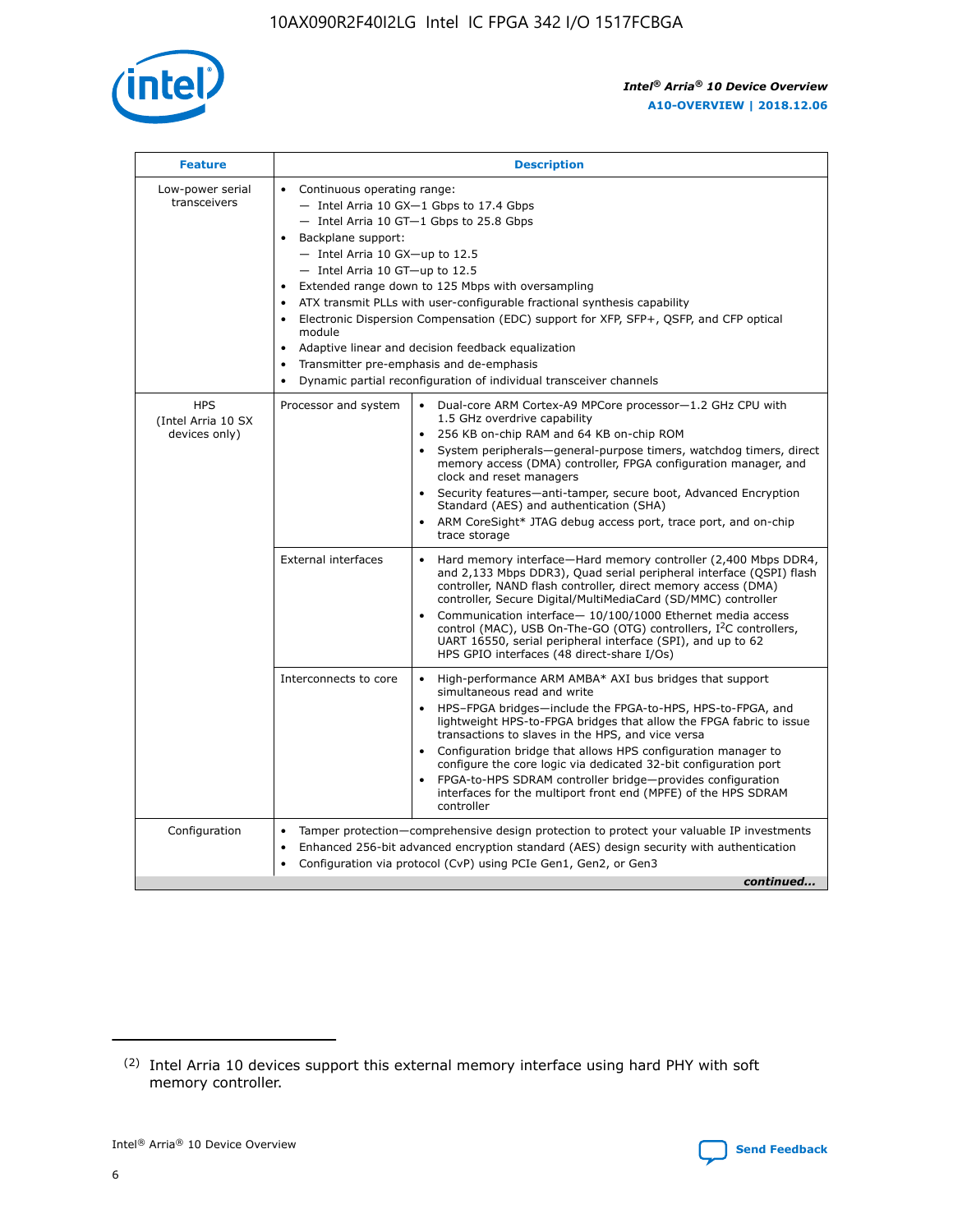| Feature | Description | |
|---|---|---|
| Low-power serial transceivers | • Continuous operating range:<br>— Intel Arria 10 GX—1 Gbps to 17.4 Gbps<br>— Intel Arria 10 GT—1 Gbps to 25.8 Gbps<br>• Backplane support:<br>— Intel Arria 10 GX—up to 12.5<br>— Intel Arria 10 GT—up to 12.5<br>• Extended range down to 125 Mbps with oversampling<br>• ATX transmit PLLs with user-configurable fractional synthesis capability<br>• Electronic Dispersion Compensation (EDC) support for XFP, SFP+, QSFP, and CFP optical module<br>• Adaptive linear and decision feedback equalization<br>• Transmitter pre-emphasis and de-emphasis<br>• Dynamic partial reconfiguration of individual transceiver channels | |
| HPS (Intel Arria 10 SX devices only) | Processor and system | • Dual-core ARM Cortex-A9 MPCore processor—1.2 GHz CPU with 1.5 GHz overdrive capability<br>• 256 KB on-chip RAM and 64 KB on-chip ROM<br>• System peripherals—general-purpose timers, watchdog timers, direct memory access (DMA) controller, FPGA configuration manager, and clock and reset managers<br>• Security features—anti-tamper, secure boot, Advanced Encryption Standard (AES) and authentication (SHA)<br>• ARM CoreSight* JTAG debug access port, trace port, and on-chip trace storage |
| | External interfaces | • Hard memory interface—Hard memory controller (2,400 Mbps DDR4, and 2,133 Mbps DDR3), Quad serial peripheral interface (QSPI) flash controller, NAND flash controller, direct memory access (DMA) controller, Secure Digital/MultiMediaCard (SD/MMC) controller<br>• Communication interface— 10/100/1000 Ethernet media access control (MAC), USB On-The-GO (OTG) controllers, I²C controllers, UART 16550, serial peripheral interface (SPI), and up to 62 HPS GPIO interfaces (48 direct-share I/Os) |
| | Interconnects to core | • High-performance ARM AMBA* AXI bus bridges that support simultaneous read and write<br>• HPS–FPGA bridges—include the FPGA-to-HPS, HPS-to-FPGA, and lightweight HPS-to-FPGA bridges that allow the FPGA fabric to issue transactions to slaves in the HPS, and vice versa<br>• Configuration bridge that allows HPS configuration manager to configure the core logic via dedicated 32-bit configuration port<br>• FPGA-to-HPS SDRAM controller bridge—provides configuration interfaces for the multiport front end (MPFE) of the HPS SDRAM controller |
| Configuration | • Tamper protection—comprehensive design protection to protect your valuable IP investments<br>• Enhanced 256-bit advanced encryption standard (AES) design security with authentication<br>• Configuration via protocol (CvP) using PCIe Gen1, Gen2, or Gen3 | |

*continued...*

(2) Intel Arria 10 devices support this external memory interface using hard PHY with soft memory controller.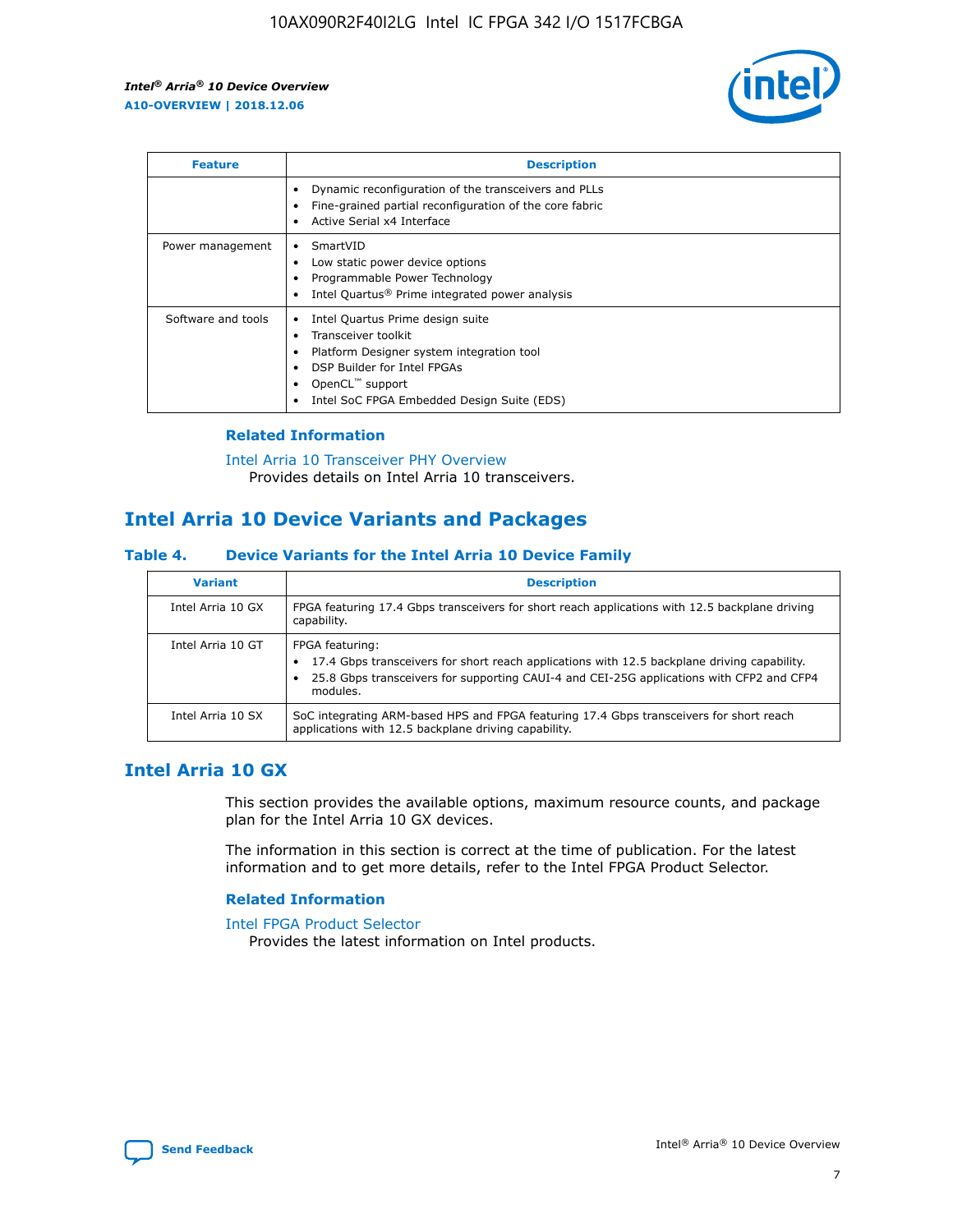| Feature | Description |
| --- | --- |
| | • Dynamic reconfiguration of the transceivers and PLLs<br>• Fine-grained partial reconfiguration of the core fabric<br>• Active Serial x4 Interface |
| Power management | • SmartVID<br>• Low static power device options<br>• Programmable Power Technology<br>• Intel Quartus® Prime integrated power analysis |
| Software and tools | • Intel Quartus Prime design suite<br>• Transceiver toolkit<br>• Platform Designer system integration tool<br>• DSP Builder for Intel FPGAs<br>• OpenCL™ support<br>• Intel SoC FPGA Embedded Design Suite (EDS) |

### Related Information

Intel Arria 10 Transceiver PHY Overview
Provides details on Intel Arria 10 transceivers.

## Intel Arria 10 Device Variants and Packages

### Table 4. Device Variants for the Intel Arria 10 Device Family

| Variant | Description |
| --- | --- |
| Intel Arria 10 GX | FPGA featuring 17.4 Gbps transceivers for short reach applications with 12.5 backplane driving capability. |
| Intel Arria 10 GT | FPGA featuring:<br>• 17.4 Gbps transceivers for short reach applications with 12.5 backplane driving capability.<br>• 25.8 Gbps transceivers for supporting CAUI-4 and CEI-25G applications with CFP2 and CFP4 modules. |
| Intel Arria 10 SX | SoC integrating ARM-based HPS and FPGA featuring 17.4 Gbps transceivers for short reach applications with 12.5 backplane driving capability. |

## Intel Arria 10 GX

This section provides the available options, maximum resource counts, and package plan for the Intel Arria 10 GX devices.

The information in this section is correct at the time of publication. For the latest information and to get more details, refer to the Intel FPGA Product Selector.

### Related Information

Intel FPGA Product Selector
Provides the latest information on Intel products.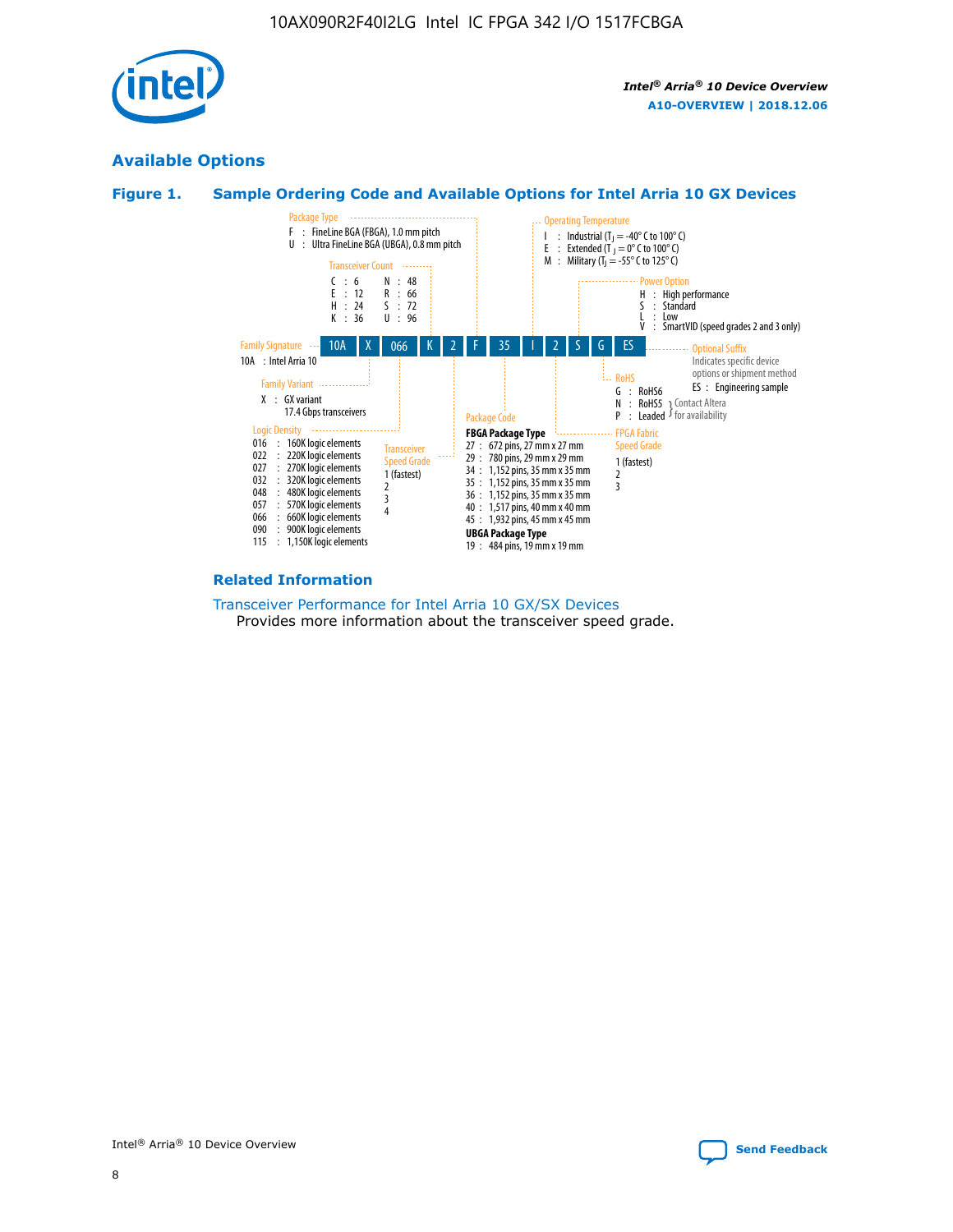## Available Options

### Figure 1. Sample Ordering Code and Available Options for Intel Arria 10 GX Devices

10A | X | 066 | K | 2 | F | 35 | I | 2 | S | G | ES

Family Signature
10A : Intel Arria 10

Family Variant
X : GX variant
17.4 Gbps transceivers

Logic Density
016 : 160K logic elements
022 : 220K logic elements
027 : 270K logic elements
032 : 320K logic elements
048 : 480K logic elements
057 : 570K logic elements
066 : 660K logic elements
090 : 900K logic elements
115 : 1,150K logic elements

Transceiver Count
C : 6
E : 12
H : 24
K : 36
N : 48
R : 66
S : 72
U : 96

Transceiver Speed Grade
1 (fastest)
2
3
4

Package Type
F : FineLine BGA (FBGA), 1.0 mm pitch
U : Ultra FineLine BGA (UBGA), 0.8 mm pitch

Package Code
**FBGA Package Type**
27 : 672 pins, 27 mm x 27 mm
29 : 780 pins, 29 mm x 29 mm
34 : 1,152 pins, 35 mm x 35 mm
35 : 1,152 pins, 35 mm x 35 mm
36 : 1,152 pins, 35 mm x 35 mm
40 : 1,517 pins, 40 mm x 40 mm
45 : 1,932 pins, 45 mm x 45 mm
**UBGA Package Type**
19 : 484 pins, 19 mm x 19 mm

Operating Temperature
I : Industrial ($T_J$ = -40° C to 100° C)
E : Extended ($T_J$ = 0° C to 100° C)
M : Military ($T_J$ = -55° C to 125° C)

FPGA Fabric Speed Grade
1 (fastest)
2
3

Power Option
H : High performance
S : Standard
L : Low
V : SmartVID (speed grades 2 and 3 only)

RoHS
G : RoHS6
N : RoHS5
P : Leaded
(N, P: Contact Altera for availability)

Optional Suffix
Indicates specific device options or shipment method
ES : Engineering sample

### Related Information

Transceiver Performance for Intel Arria 10 GX/SX Devices
Provides more information about the transceiver speed grade.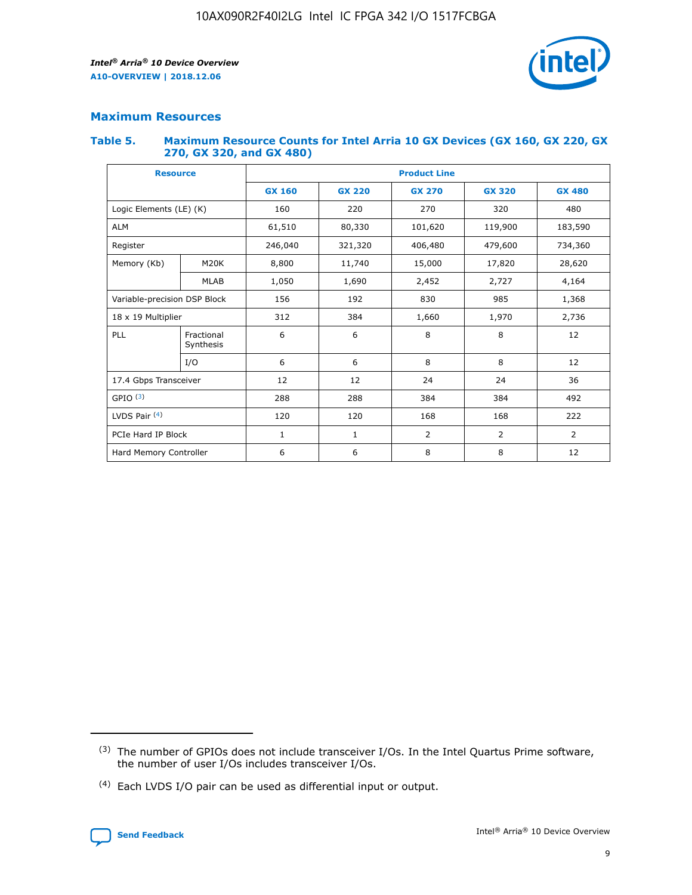## Maximum Resources

### Table 5. Maximum Resource Counts for Intel Arria 10 GX Devices (GX 160, GX 220, GX 270, GX 320, and GX 480)

| Resource | | Product Line | | | | |
|---|---|---|---|---|---|---|
| | | GX 160 | GX 220 | GX 270 | GX 320 | GX 480 |
| Logic Elements (LE) (K) | | 160 | 220 | 270 | 320 | 480 |
| ALM | | 61,510 | 80,330 | 101,620 | 119,900 | 183,590 |
| Register | | 246,040 | 321,320 | 406,480 | 479,600 | 734,360 |
| Memory (Kb) | M20K | 8,800 | 11,740 | 15,000 | 17,820 | 28,620 |
| | MLAB | 1,050 | 1,690 | 2,452 | 2,727 | 4,164 |
| Variable-precision DSP Block | | 156 | 192 | 830 | 985 | 1,368 |
| 18 x 19 Multiplier | | 312 | 384 | 1,660 | 1,970 | 2,736 |
| PLL | Fractional Synthesis | 6 | 6 | 8 | 8 | 12 |
| | I/O | 6 | 6 | 8 | 8 | 12 |
| 17.4 Gbps Transceiver | | 12 | 12 | 24 | 24 | 36 |
| GPIO [(3)] | | 288 | 288 | 384 | 384 | 492 |
| LVDS Pair [(4)] | | 120 | 120 | 168 | 168 | 222 |
| PCIe Hard IP Block | | 1 | 1 | 2 | 2 | 2 |
| Hard Memory Controller | | 6 | 6 | 8 | 8 | 12 |

(3) The number of GPIOs does not include transceiver I/Os. In the Intel Quartus Prime software, the number of user I/Os includes transceiver I/Os.

(4) Each LVDS I/O pair can be used as differential input or output.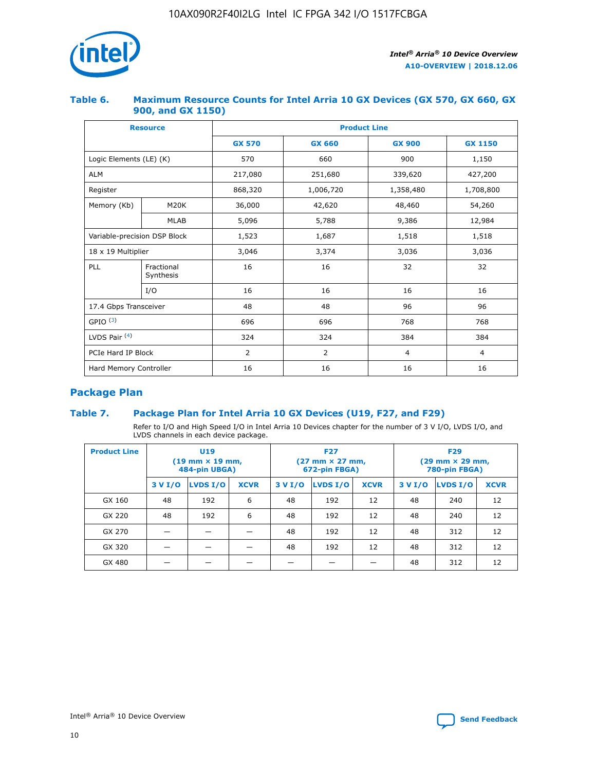## Table 6. Maximum Resource Counts for Intel Arria 10 GX Devices (GX 570, GX 660, GX 900, and GX 1150)

| Resource | | Product Line | | | |
|---|---|---|---|---|---|
| | | GX 570 | GX 660 | GX 900 | GX 1150 |
| Logic Elements (LE) (K) | | 570 | 660 | 900 | 1,150 |
| ALM | | 217,080 | 251,680 | 339,620 | 427,200 |
| Register | | 868,320 | 1,006,720 | 1,358,480 | 1,708,800 |
| Memory (Kb) | M20K | 36,000 | 42,620 | 48,460 | 54,260 |
| | MLAB | 5,096 | 5,788 | 9,386 | 12,984 |
| Variable-precision DSP Block | | 1,523 | 1,687 | 1,518 | 1,518 |
| 18 x 19 Multiplier | | 3,046 | 3,374 | 3,036 | 3,036 |
| PLL | Fractional Synthesis | 16 | 16 | 32 | 32 |
| | I/O | 16 | 16 | 16 | 16 |
| 17.4 Gbps Transceiver | | 48 | 48 | 96 | 96 |
| GPIO [3] | | 696 | 696 | 768 | 768 |
| LVDS Pair [4] | | 324 | 324 | 384 | 384 |
| PCIe Hard IP Block | | 2 | 2 | 4 | 4 |
| Hard Memory Controller | | 16 | 16 | 16 | 16 |

## Package Plan

## Table 7. Package Plan for Intel Arria 10 GX Devices (U19, F27, and F29)

Refer to I/O and High Speed I/O in Intel Arria 10 Devices chapter for the number of 3 V I/O, LVDS I/O, and LVDS channels in each device package.

| Product Line | U19 (19 mm × 19 mm, 484-pin UBGA) | | | F27 (27 mm × 27 mm, 672-pin FBGA) | | | F29 (29 mm × 29 mm, 780-pin FBGA) | | |
|---|---|---|---|---|---|---|---|---|---|
| | 3 V I/O | LVDS I/O | XCVR | 3 V I/O | LVDS I/O | XCVR | 3 V I/O | LVDS I/O | XCVR |
| GX 160 | 48 | 192 | 6 | 48 | 192 | 12 | 48 | 240 | 12 |
| GX 220 | 48 | 192 | 6 | 48 | 192 | 12 | 48 | 240 | 12 |
| GX 270 | — | — | — | 48 | 192 | 12 | 48 | 312 | 12 |
| GX 320 | — | — | — | 48 | 192 | 12 | 48 | 312 | 12 |
| GX 480 | — | — | — | — | — | — | 48 | 312 | 12 |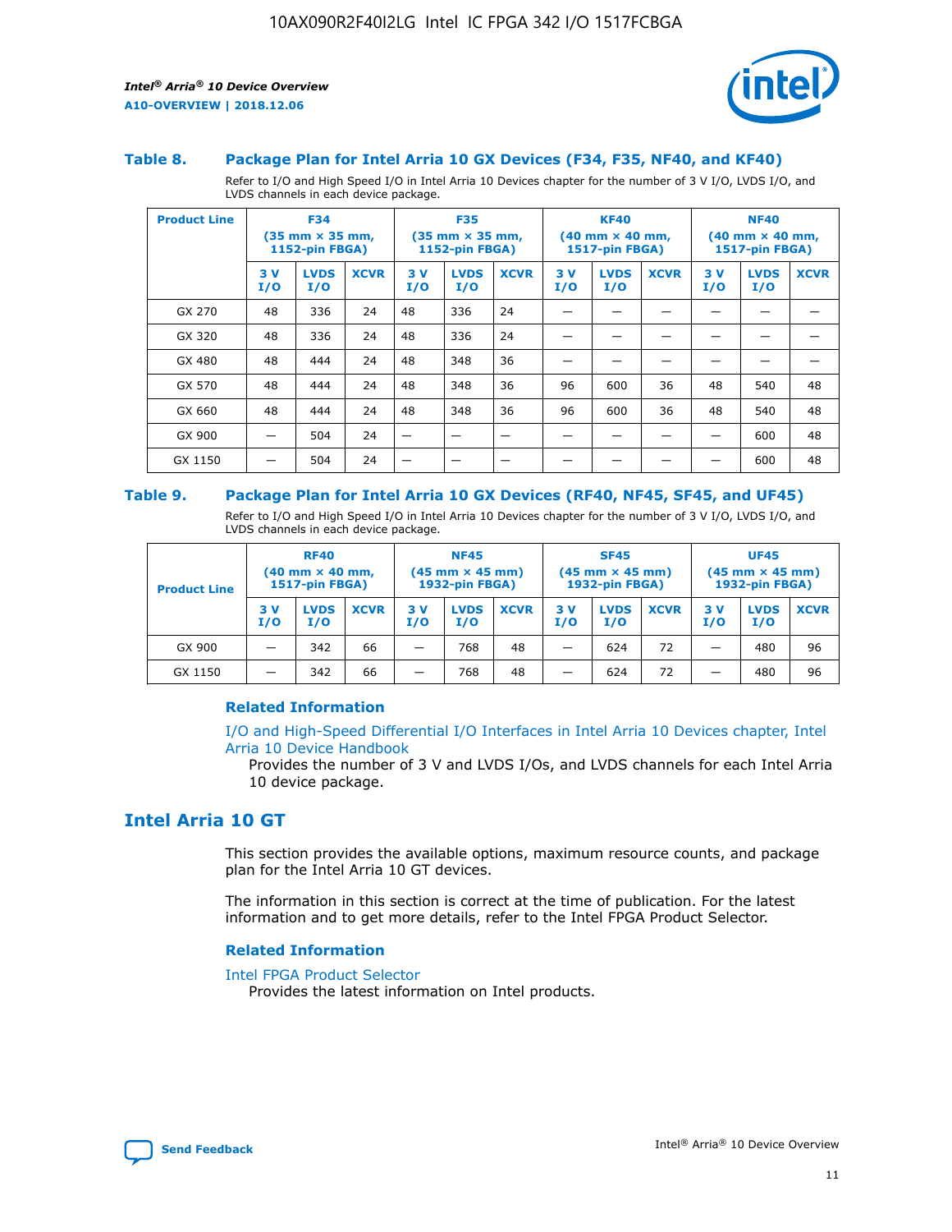### Table 8. Package Plan for Intel Arria 10 GX Devices (F34, F35, NF40, and KF40)

Refer to I/O and High Speed I/O in Intel Arria 10 Devices chapter for the number of 3 V I/O, LVDS I/O, and LVDS channels in each device package.

| Product Line | F34 (35 mm × 35 mm, 1152-pin FBGA) | | | F35 (35 mm × 35 mm, 1152-pin FBGA) | | | KF40 (40 mm × 40 mm, 1517-pin FBGA) | | | NF40 (40 mm × 40 mm, 1517-pin FBGA) | | |
|---|---|---|---|---|---|---|---|---|---|---|---|---|
| | 3 V I/O | LVDS I/O | XCVR | 3 V I/O | LVDS I/O | XCVR | 3 V I/O | LVDS I/O | XCVR | 3 V I/O | LVDS I/O | XCVR |
| GX 270 | 48 | 336 | 24 | 48 | 336 | 24 | — | — | — | — | — | — |
| GX 320 | 48 | 336 | 24 | 48 | 336 | 24 | — | — | — | — | — | — |
| GX 480 | 48 | 444 | 24 | 48 | 348 | 36 | — | — | — | — | — | — |
| GX 570 | 48 | 444 | 24 | 48 | 348 | 36 | 96 | 600 | 36 | 48 | 540 | 48 |
| GX 660 | 48 | 444 | 24 | 48 | 348 | 36 | 96 | 600 | 36 | 48 | 540 | 48 |
| GX 900 | — | 504 | 24 | — | — | — | — | — | — | — | 600 | 48 |
| GX 1150 | — | 504 | 24 | — | — | — | — | — | — | — | 600 | 48 |

### Table 9. Package Plan for Intel Arria 10 GX Devices (RF40, NF45, SF45, and UF45)

Refer to I/O and High Speed I/O in Intel Arria 10 Devices chapter for the number of 3 V I/O, LVDS I/O, and LVDS channels in each device package.

| Product Line | RF40 (40 mm × 40 mm, 1517-pin FBGA) | | | NF45 (45 mm × 45 mm) 1932-pin FBGA) | | | SF45 (45 mm × 45 mm) 1932-pin FBGA) | | | UF45 (45 mm × 45 mm) 1932-pin FBGA) | | |
|---|---|---|---|---|---|---|---|---|---|---|---|---|
| | 3 V I/O | LVDS I/O | XCVR | 3 V I/O | LVDS I/O | XCVR | 3 V I/O | LVDS I/O | XCVR | 3 V I/O | LVDS I/O | XCVR |
| GX 900 | — | 342 | 66 | — | 768 | 48 | — | 624 | 72 | — | 480 | 96 |
| GX 1150 | — | 342 | 66 | — | 768 | 48 | — | 624 | 72 | — | 480 | 96 |

#### Related Information

I/O and High-Speed Differential I/O Interfaces in Intel Arria 10 Devices chapter, Intel Arria 10 Device Handbook

Provides the number of 3 V and LVDS I/Os, and LVDS channels for each Intel Arria 10 device package.

## Intel Arria 10 GT

This section provides the available options, maximum resource counts, and package plan for the Intel Arria 10 GT devices.

The information in this section is correct at the time of publication. For the latest information and to get more details, refer to the Intel FPGA Product Selector.

#### Related Information

Intel FPGA Product Selector

Provides the latest information on Intel products.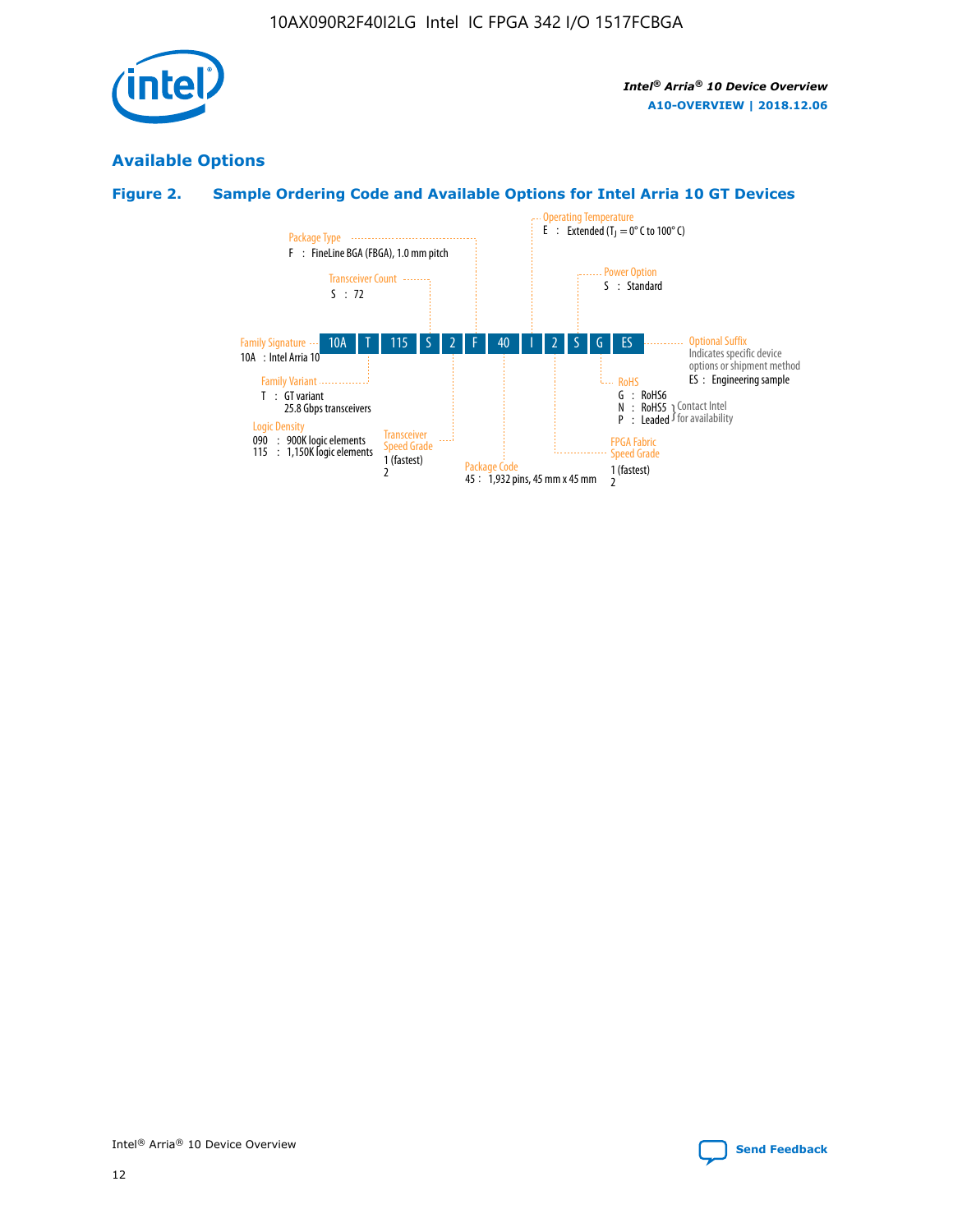## Available Options

### Figure 2. Sample Ordering Code and Available Options for Intel Arria 10 GT Devices

10A | T | 115 | S | 2 | F | 40 | I | 2 | S | G | ES

Family Signature
10A : Intel Arria 10

Family Variant
T : GT variant
25.8 Gbps transceivers

Logic Density
090 : 900K logic elements
115 : 1,150K logic elements

Transceiver Count
S : 72

Transceiver Speed Grade
1 (fastest)
2

Package Type
F : FineLine BGA (FBGA), 1.0 mm pitch

Package Code
45 : 1,932 pins, 45 mm x 45 mm

Operating Temperature
E : Extended ($T_J$ = 0° C to 100° C)

FPGA Fabric Speed Grade
1 (fastest)
2

Power Option
S : Standard

RoHS
G : RoHS6
N : RoHS5
P : Leaded
} Contact Intel for availability

Optional Suffix
Indicates specific device options or shipment method
ES : Engineering sample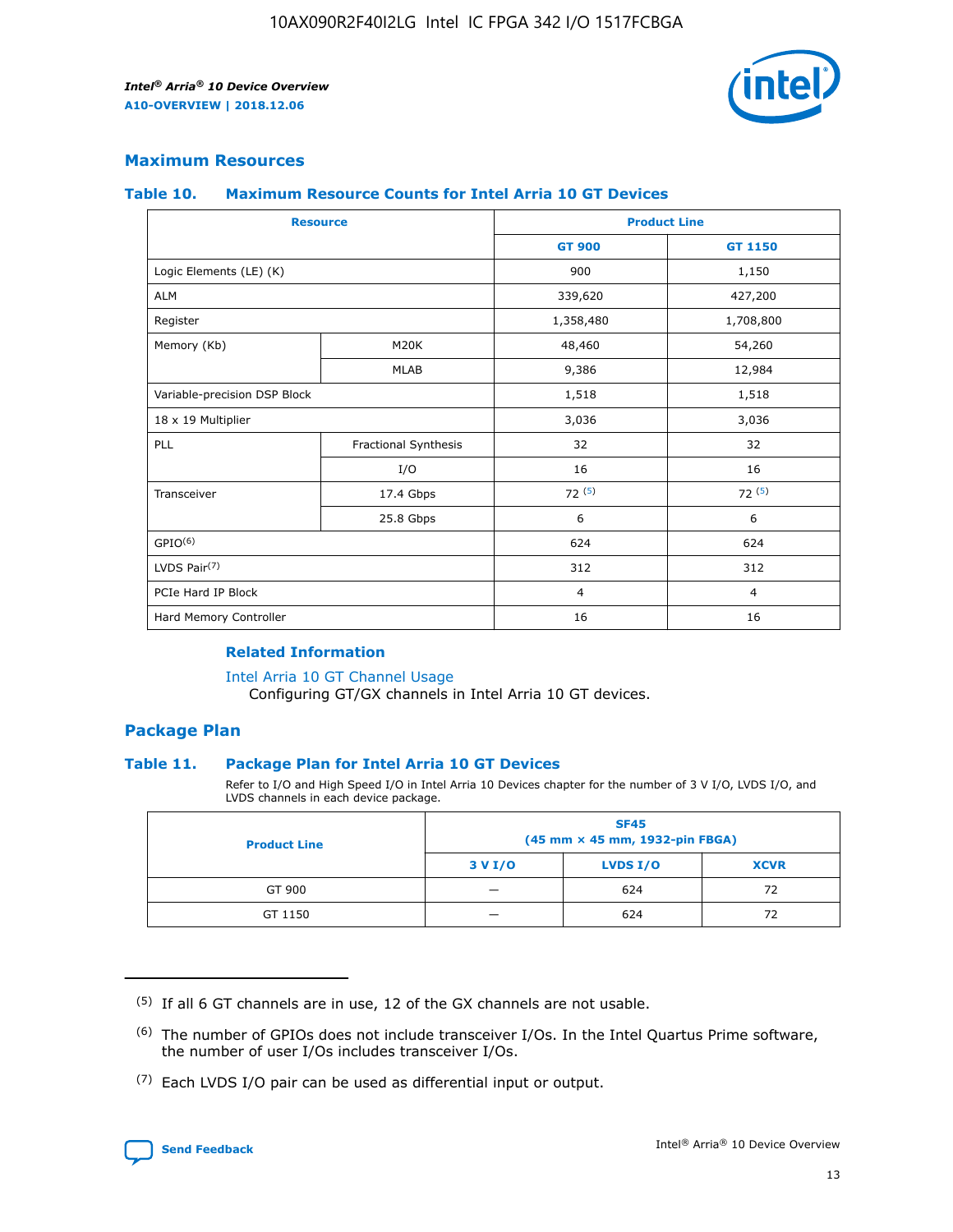## Maximum Resources

### Table 10. Maximum Resource Counts for Intel Arria 10 GT Devices

| Resource | | Product Line | |
|---|---|---|---|
| | | GT 900 | GT 1150 |
| Logic Elements (LE) (K) | | 900 | 1,150 |
| ALM | | 339,620 | 427,200 |
| Register | | 1,358,480 | 1,708,800 |
| Memory (Kb) | M20K | 48,460 | 54,260 |
| | MLAB | 9,386 | 12,984 |
| Variable-precision DSP Block | | 1,518 | 1,518 |
| 18 x 19 Multiplier | | 3,036 | 3,036 |
| PLL | Fractional Synthesis | 32 | 32 |
| | I/O | 16 | 16 |
| Transceiver | 17.4 Gbps | 72 (5) | 72 (5) |
| | 25.8 Gbps | 6 | 6 |
| GPIO(6) | | 624 | 624 |
| LVDS Pair(7) | | 312 | 312 |
| PCIe Hard IP Block | | 4 | 4 |
| Hard Memory Controller | | 16 | 16 |

#### Related Information

Intel Arria 10 GT Channel Usage
Configuring GT/GX channels in Intel Arria 10 GT devices.

## Package Plan

### Table 11. Package Plan for Intel Arria 10 GT Devices

Refer to I/O and High Speed I/O in Intel Arria 10 Devices chapter for the number of 3 V I/O, LVDS I/O, and LVDS channels in each device package.

| Product Line | SF45 (45 mm × 45 mm, 1932-pin FBGA) | | |
|---|---|---|---|
| | 3 V I/O | LVDS I/O | XCVR |
| GT 900 | — | 624 | 72 |
| GT 1150 | — | 624 | 72 |

(5) If all 6 GT channels are in use, 12 of the GX channels are not usable.

(6) The number of GPIOs does not include transceiver I/Os. In the Intel Quartus Prime software, the number of user I/Os includes transceiver I/Os.

(7) Each LVDS I/O pair can be used as differential input or output.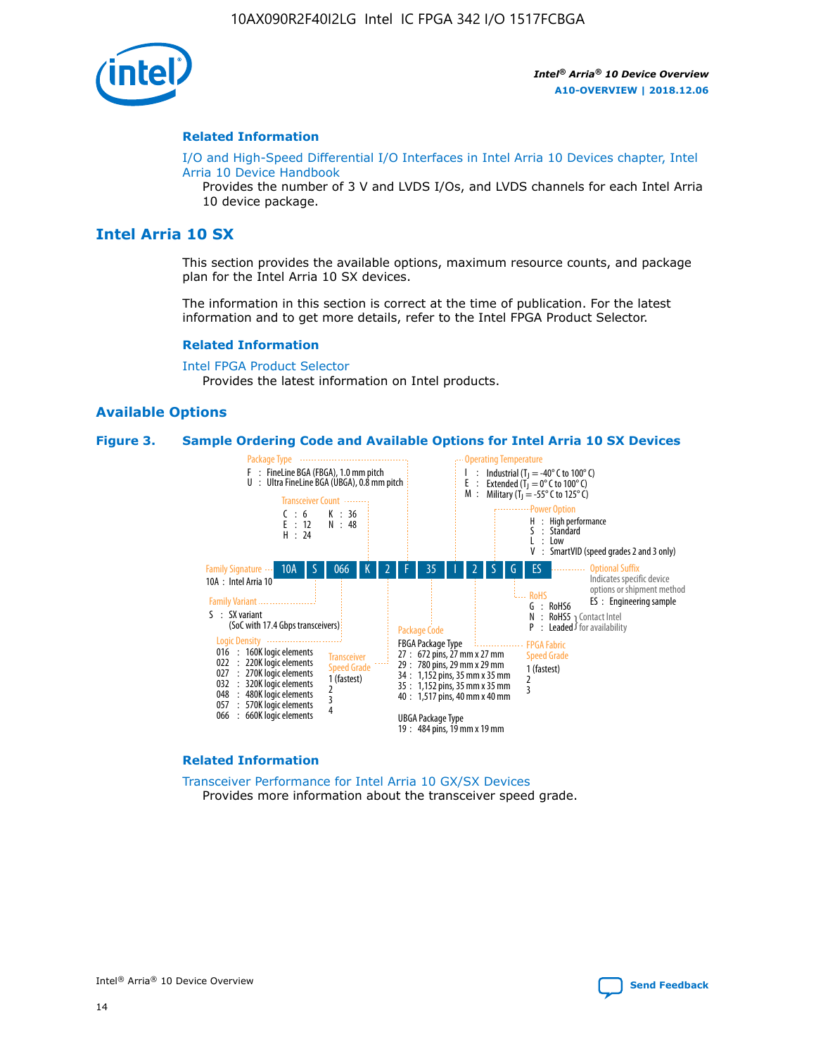### Related Information

I/O and High-Speed Differential I/O Interfaces in Intel Arria 10 Devices chapter, Intel Arria 10 Device Handbook

Provides the number of 3 V and LVDS I/Os, and LVDS channels for each Intel Arria 10 device package.

## Intel Arria 10 SX

This section provides the available options, maximum resource counts, and package plan for the Intel Arria 10 SX devices.

The information in this section is correct at the time of publication. For the latest information and to get more details, refer to the Intel FPGA Product Selector.

### Related Information

Intel FPGA Product Selector

Provides the latest information on Intel products.

### Available Options

**Figure 3. Sample Ordering Code and Available Options for Intel Arria 10 SX Devices**

10A S 066 K 2 F 35 I 2 S G ES

Family Signature
10A : Intel Arria 10

Family Variant
S : SX variant
(SoC with 17.4 Gbps transceivers)

Logic Density
016 : 160K logic elements
022 : 220K logic elements
027 : 270K logic elements
032 : 320K logic elements
048 : 480K logic elements
057 : 570K logic elements
066 : 660K logic elements

Transceiver Count
C : 6
E : 12
H : 24
K : 36
N : 48

Transceiver Speed Grade
1 (fastest)
2
3
4

Package Type
F : FineLine BGA (FBGA), 1.0 mm pitch
U : Ultra FineLine BGA (UBGA), 0.8 mm pitch

Package Code
FBGA Package Type
27 : 672 pins, 27 mm x 27 mm
29 : 780 pins, 29 mm x 29 mm
34 : 1,152 pins, 35 mm x 35 mm
35 : 1,152 pins, 35 mm x 35 mm
40 : 1,517 pins, 40 mm x 40 mm

UBGA Package Type
19 : 484 pins, 19 mm x 19 mm

Operating Temperature
I : Industrial ($T_J$ = -40° C to 100° C)
E : Extended ($T_J$ = 0° C to 100° C)
M : Military ($T_J$ = -55° C to 125° C)

FPGA Fabric Speed Grade
1 (fastest)
2
3

Power Option
H : High performance
S : Standard
L : Low
V : SmartVID (speed grades 2 and 3 only)

RoHS
G : RoHS6
N : RoHS5
P : Leaded
Contact Intel for availability

Optional Suffix
Indicates specific device options or shipment method
ES : Engineering sample

### Related Information

Transceiver Performance for Intel Arria 10 GX/SX Devices

Provides more information about the transceiver speed grade.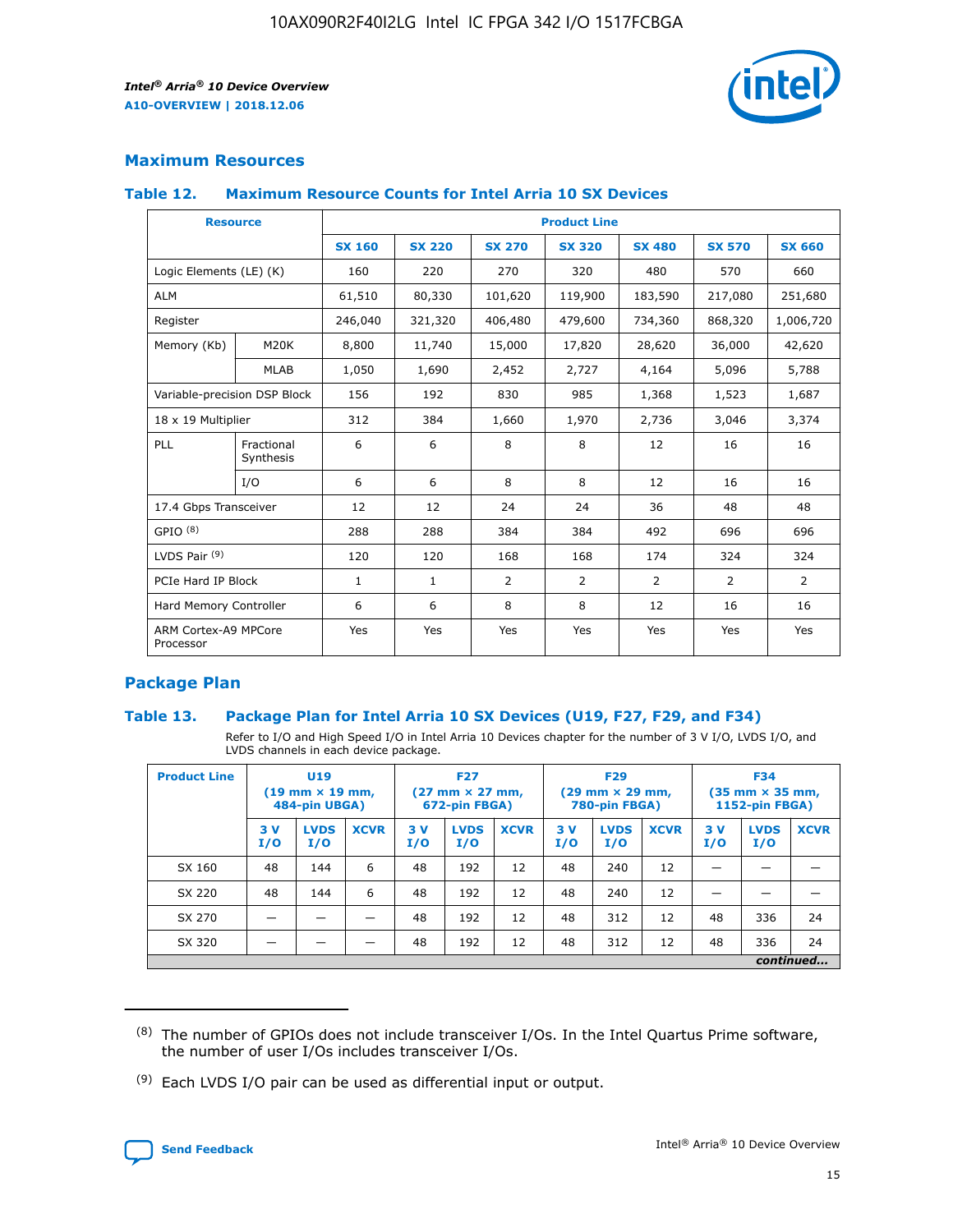## Maximum Resources

### Table 12. Maximum Resource Counts for Intel Arria 10 SX Devices

| Resource | | Product Line | | | | | | |
|---|---|---|---|---|---|---|---|---|
| | | SX 160 | SX 220 | SX 270 | SX 320 | SX 480 | SX 570 | SX 660 |
| Logic Elements (LE) (K) | | 160 | 220 | 270 | 320 | 480 | 570 | 660 |
| ALM | | 61,510 | 80,330 | 101,620 | 119,900 | 183,590 | 217,080 | 251,680 |
| Register | | 246,040 | 321,320 | 406,480 | 479,600 | 734,360 | 868,320 | 1,006,720 |
| Memory (Kb) | M20K | 8,800 | 11,740 | 15,000 | 17,820 | 28,620 | 36,000 | 42,620 |
| | MLAB | 1,050 | 1,690 | 2,452 | 2,727 | 4,164 | 5,096 | 5,788 |
| Variable-precision DSP Block | | 156 | 192 | 830 | 985 | 1,368 | 1,523 | 1,687 |
| 18 x 19 Multiplier | | 312 | 384 | 1,660 | 1,970 | 2,736 | 3,046 | 3,374 |
| PLL | Fractional Synthesis | 6 | 6 | 8 | 8 | 12 | 16 | 16 |
| | I/O | 6 | 6 | 8 | 8 | 12 | 16 | 16 |
| 17.4 Gbps Transceiver | | 12 | 12 | 24 | 24 | 36 | 48 | 48 |
| GPIO [8] | | 288 | 288 | 384 | 384 | 492 | 696 | 696 |
| LVDS Pair [9] | | 120 | 120 | 168 | 168 | 174 | 324 | 324 |
| PCIe Hard IP Block | | 1 | 1 | 2 | 2 | 2 | 2 | 2 |
| Hard Memory Controller | | 6 | 6 | 8 | 8 | 12 | 16 | 16 |
| ARM Cortex-A9 MPCore Processor | | Yes | Yes | Yes | Yes | Yes | Yes | Yes |

## Package Plan

### Table 13. Package Plan for Intel Arria 10 SX Devices (U19, F27, F29, and F34)

Refer to I/O and High Speed I/O in Intel Arria 10 Devices chapter for the number of 3 V I/O, LVDS I/O, and LVDS channels in each device package.

| Product Line | U19 (19 mm × 19 mm, 484-pin UBGA) | | | F27 (27 mm × 27 mm, 672-pin FBGA) | | | F29 (29 mm × 29 mm, 780-pin FBGA) | | | F34 (35 mm × 35 mm, 1152-pin FBGA) | | |
|---|---|---|---|---|---|---|---|---|---|---|---|---|
| | 3 V I/O | LVDS I/O | XCVR | 3 V I/O | LVDS I/O | XCVR | 3 V I/O | LVDS I/O | XCVR | 3 V I/O | LVDS I/O | XCVR |
| SX 160 | 48 | 144 | 6 | 48 | 192 | 12 | 48 | 240 | 12 | — | — | — |
| SX 220 | 48 | 144 | 6 | 48 | 192 | 12 | 48 | 240 | 12 | — | — | — |
| SX 270 | — | — | — | 48 | 192 | 12 | 48 | 312 | 12 | 48 | 336 | 24 |
| SX 320 | — | — | — | 48 | 192 | 12 | 48 | 312 | 12 | 48 | 336 | 24 |

*continued...*

(8) The number of GPIOs does not include transceiver I/Os. In the Intel Quartus Prime software, the number of user I/Os includes transceiver I/Os.

(9) Each LVDS I/O pair can be used as differential input or output.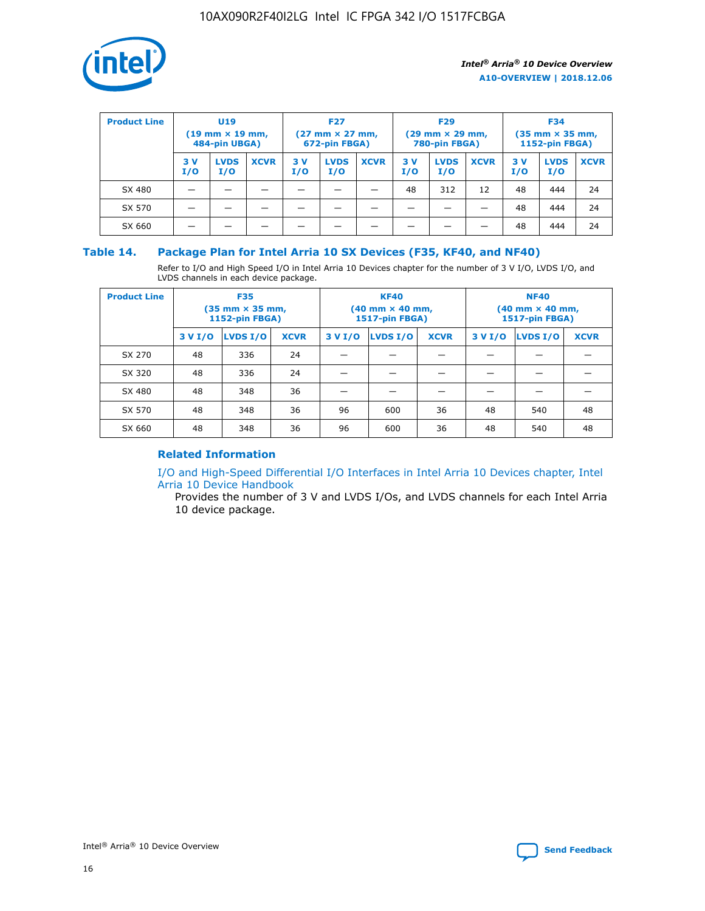| Product Line | U19 (19 mm × 19 mm, 484-pin UBGA) | | | F27 (27 mm × 27 mm, 672-pin FBGA) | | | F29 (29 mm × 29 mm, 780-pin FBGA) | | | F34 (35 mm × 35 mm, 1152-pin FBGA) | | |
|---|---|---|---|---|---|---|---|---|---|---|---|---|
| | 3 V I/O | LVDS I/O | XCVR | 3 V I/O | LVDS I/O | XCVR | 3 V I/O | LVDS I/O | XCVR | 3 V I/O | LVDS I/O | XCVR |
| SX 480 | — | — | — | — | — | — | 48 | 312 | 12 | 48 | 444 | 24 |
| SX 570 | — | — | — | — | — | — | — | — | — | 48 | 444 | 24 |
| SX 660 | — | — | — | — | — | — | — | — | — | 48 | 444 | 24 |

### Table 14. Package Plan for Intel Arria 10 SX Devices (F35, KF40, and NF40)

Refer to I/O and High Speed I/O in Intel Arria 10 Devices chapter for the number of 3 V I/O, LVDS I/O, and LVDS channels in each device package.

| Product Line | F35 (35 mm × 35 mm, 1152-pin FBGA) | | | KF40 (40 mm × 40 mm, 1517-pin FBGA) | | | NF40 (40 mm × 40 mm, 1517-pin FBGA) | | |
|---|---|---|---|---|---|---|---|---|---|
| | 3 V I/O | LVDS I/O | XCVR | 3 V I/O | LVDS I/O | XCVR | 3 V I/O | LVDS I/O | XCVR |
| SX 270 | 48 | 336 | 24 | — | — | — | — | — | — |
| SX 320 | 48 | 336 | 24 | — | — | — | — | — | — |
| SX 480 | 48 | 348 | 36 | — | — | — | — | — | — |
| SX 570 | 48 | 348 | 36 | 96 | 600 | 36 | 48 | 540 | 48 |
| SX 660 | 48 | 348 | 36 | 96 | 600 | 36 | 48 | 540 | 48 |

#### Related Information

I/O and High-Speed Differential I/O Interfaces in Intel Arria 10 Devices chapter, Intel Arria 10 Device Handbook

Provides the number of 3 V and LVDS I/Os, and LVDS channels for each Intel Arria 10 device package.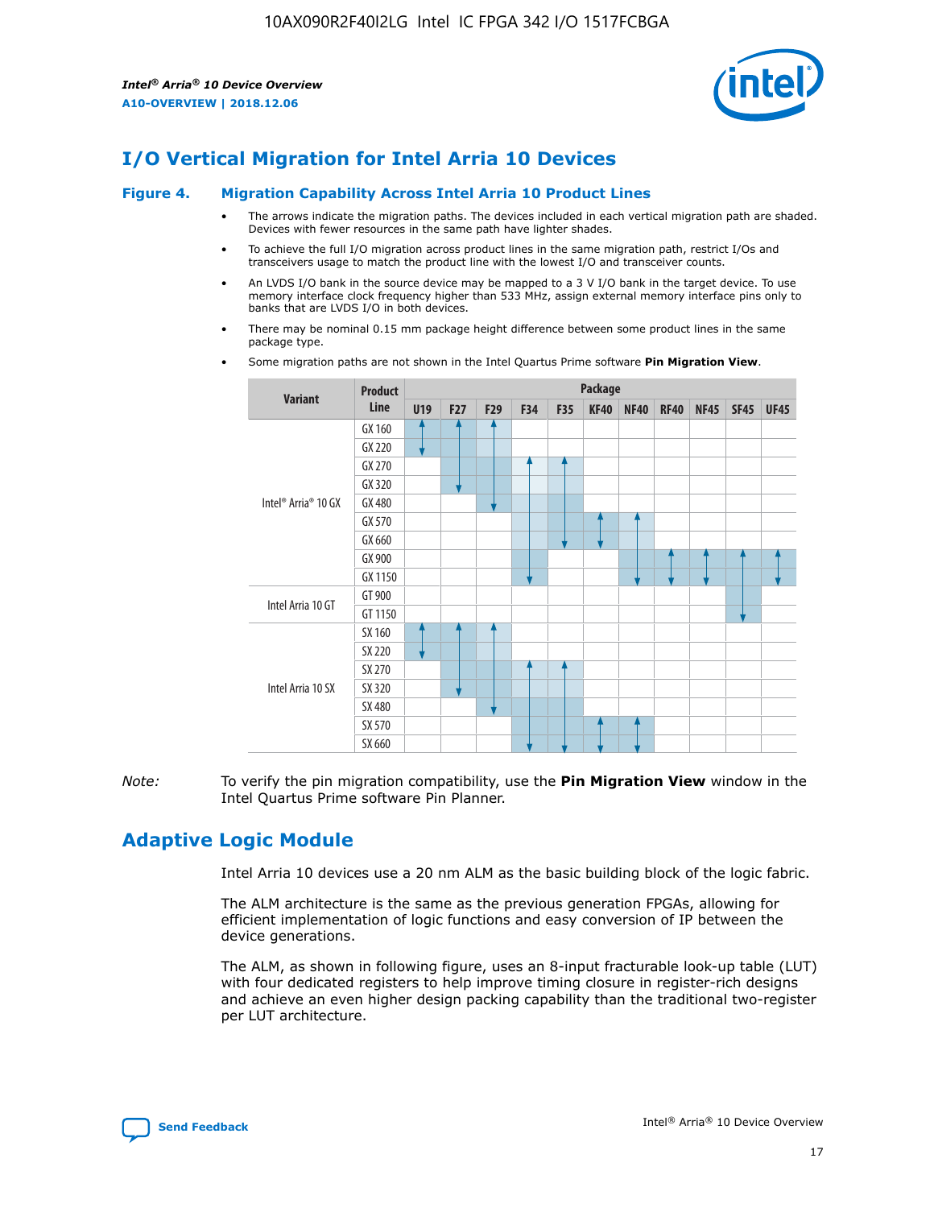# I/O Vertical Migration for Intel Arria 10 Devices

**Figure 4. Migration Capability Across Intel Arria 10 Product Lines**

- The arrows indicate the migration paths. The devices included in each vertical migration path are shaded. Devices with fewer resources in the same path have lighter shades.
- To achieve the full I/O migration across product lines in the same migration path, restrict I/Os and transceivers usage to match the product line with the lowest I/O and transceiver counts.
- An LVDS I/O bank in the source device may be mapped to a 3 V I/O bank in the target device. To use memory interface clock frequency higher than 533 MHz, assign external memory interface pins only to banks that are LVDS I/O in both devices.
- There may be nominal 0.15 mm package height difference between some product lines in the same package type.
- Some migration paths are not shown in the Intel Quartus Prime software **Pin Migration View**.

Variant
Product Line
Package
U19
F27
F29
F34
F35
KF40
NF40
RF40
NF45
SF45
UF45

Intel® Arria® 10 GX
GX 160
GX 220
GX 270
GX 320
GX 480
GX 570
GX 660
GX 900
GX 1150

Intel Arria 10 GT
GT 900
GT 1150

Intel Arria 10 SX
SX 160
SX 220
SX 270
SX 320
SX 480
SX 570
SX 660

*Note:* To verify the pin migration compatibility, use the **Pin Migration View** window in the Intel Quartus Prime software Pin Planner.

# Adaptive Logic Module

Intel Arria 10 devices use a 20 nm ALM as the basic building block of the logic fabric.

The ALM architecture is the same as the previous generation FPGAs, allowing for efficient implementation of logic functions and easy conversion of IP between the device generations.

The ALM, as shown in following figure, uses an 8-input fracturable look-up table (LUT) with four dedicated registers to help improve timing closure in register-rich designs and achieve an even higher design packing capability than the traditional two-register per LUT architecture.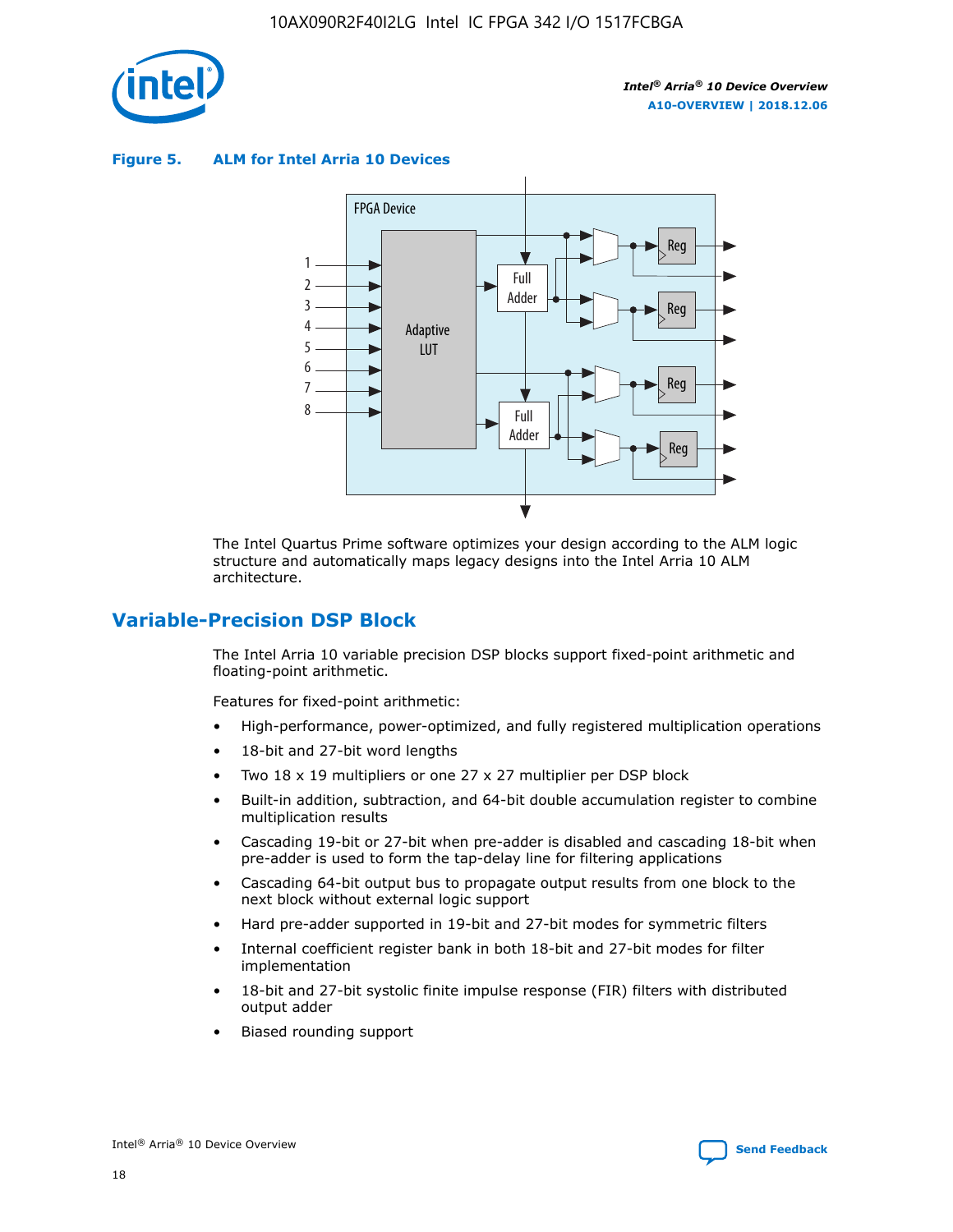**Figure 5. ALM for Intel Arria 10 Devices**

FPGA Device

1
2
3
4
5
6
7
8

Adaptive LUT

Full Adder

Full Adder

Reg

Reg

Reg

Reg

The Intel Quartus Prime software optimizes your design according to the ALM logic structure and automatically maps legacy designs into the Intel Arria 10 ALM architecture.

## Variable-Precision DSP Block

The Intel Arria 10 variable precision DSP blocks support fixed-point arithmetic and floating-point arithmetic.

Features for fixed-point arithmetic:

- High-performance, power-optimized, and fully registered multiplication operations
- 18-bit and 27-bit word lengths
- Two 18 x 19 multipliers or one 27 x 27 multiplier per DSP block
- Built-in addition, subtraction, and 64-bit double accumulation register to combine multiplication results
- Cascading 19-bit or 27-bit when pre-adder is disabled and cascading 18-bit when pre-adder is used to form the tap-delay line for filtering applications
- Cascading 64-bit output bus to propagate output results from one block to the next block without external logic support
- Hard pre-adder supported in 19-bit and 27-bit modes for symmetric filters
- Internal coefficient register bank in both 18-bit and 27-bit modes for filter implementation
- 18-bit and 27-bit systolic finite impulse response (FIR) filters with distributed output adder
- Biased rounding support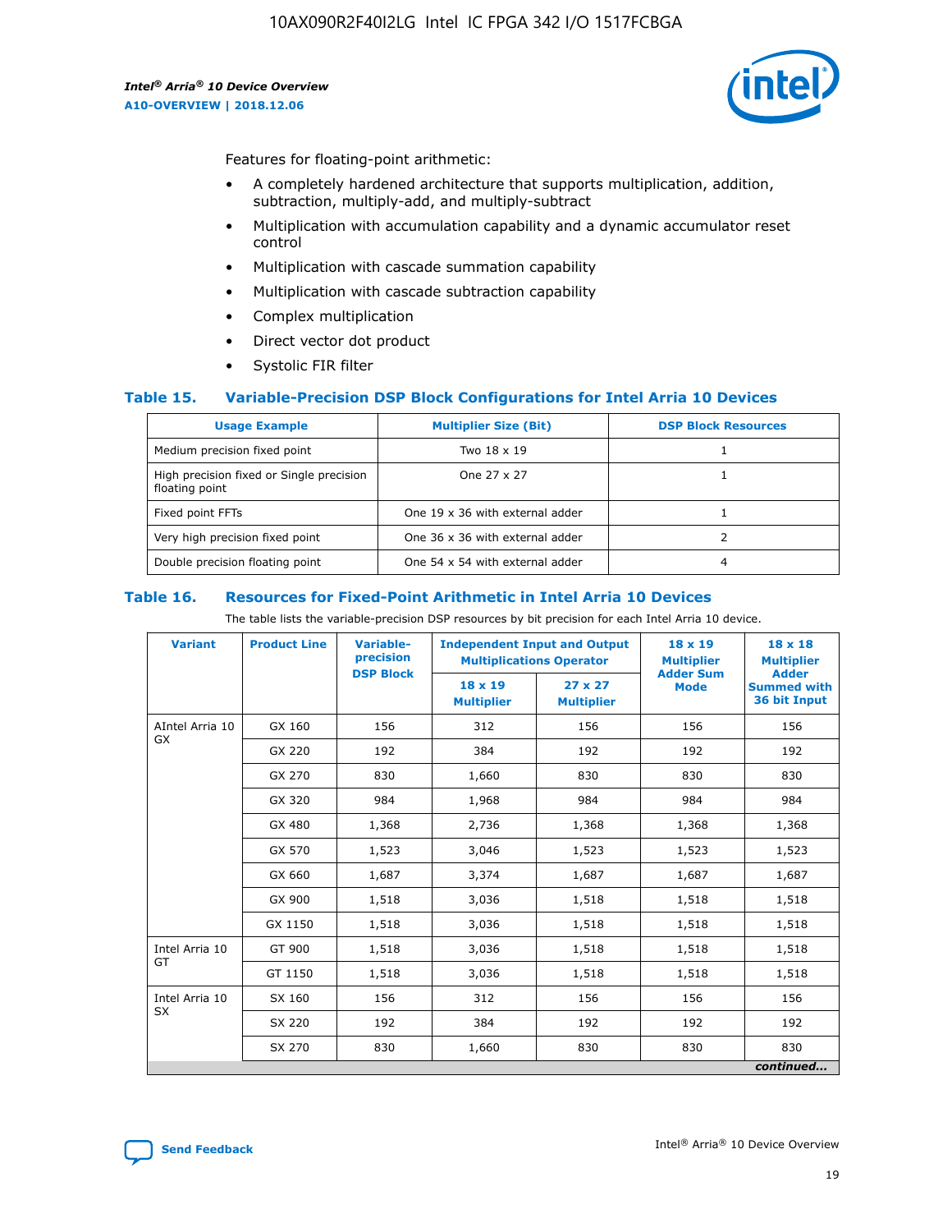Features for floating-point arithmetic:

- A completely hardened architecture that supports multiplication, addition, subtraction, multiply-add, and multiply-subtract
- Multiplication with accumulation capability and a dynamic accumulator reset control
- Multiplication with cascade summation capability
- Multiplication with cascade subtraction capability
- Complex multiplication
- Direct vector dot product
- Systolic FIR filter

### Table 15. Variable-Precision DSP Block Configurations for Intel Arria 10 Devices

| Usage Example | Multiplier Size (Bit) | DSP Block Resources |
|---|---|---|
| Medium precision fixed point | Two 18 x 19 | 1 |
| High precision fixed or Single precision floating point | One 27 x 27 | 1 |
| Fixed point FFTs | One 19 x 36 with external adder | 1 |
| Very high precision fixed point | One 36 x 36 with external adder | 2 |
| Double precision floating point | One 54 x 54 with external adder | 4 |

### Table 16. Resources for Fixed-Point Arithmetic in Intel Arria 10 Devices

The table lists the variable-precision DSP resources by bit precision for each Intel Arria 10 device.

| Variant | Product Line | Variable-precision DSP Block | Independent Input and Output Multiplications Operator | | 18 x 19 Multiplier Adder Sum Mode | 18 x 18 Multiplier Adder Summed with 36 bit Input |
|---|---|---|---|---|---|---|
| | | | 18 x 19 Multiplier | 27 x 27 Multiplier | | |
| AIntel Arria 10 GX | GX 160 | 156 | 312 | 156 | 156 | 156 |
| | GX 220 | 192 | 384 | 192 | 192 | 192 |
| | GX 270 | 830 | 1,660 | 830 | 830 | 830 |
| | GX 320 | 984 | 1,968 | 984 | 984 | 984 |
| | GX 480 | 1,368 | 2,736 | 1,368 | 1,368 | 1,368 |
| | GX 570 | 1,523 | 3,046 | 1,523 | 1,523 | 1,523 |
| | GX 660 | 1,687 | 3,374 | 1,687 | 1,687 | 1,687 |
| | GX 900 | 1,518 | 3,036 | 1,518 | 1,518 | 1,518 |
| | GX 1150 | 1,518 | 3,036 | 1,518 | 1,518 | 1,518 |
| Intel Arria 10 GT | GT 900 | 1,518 | 3,036 | 1,518 | 1,518 | 1,518 |
| | GT 1150 | 1,518 | 3,036 | 1,518 | 1,518 | 1,518 |
| Intel Arria 10 SX | SX 160 | 156 | 312 | 156 | 156 | 156 |
| | SX 220 | 192 | 384 | 192 | 192 | 192 |
| | SX 270 | 830 | 1,660 | 830 | 830 | 830 |

*continued...*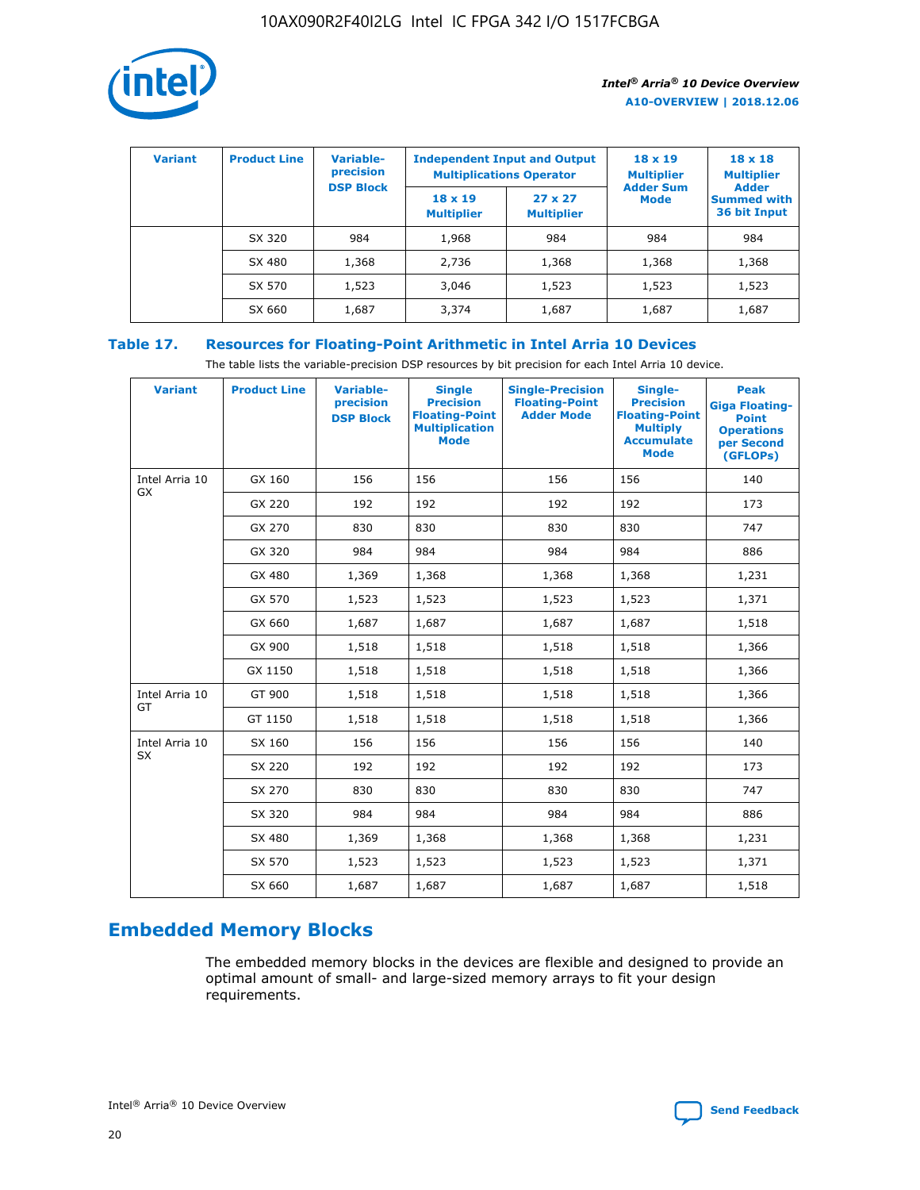| Variant | Product Line | Variable-precision DSP Block | Independent Input and Output Multiplications Operator | | 18 x 19 Multiplier Adder Sum Mode | 18 x 18 Multiplier Adder Summed with 36 bit Input |
|---|---|---|---|---|---|---|
| | | | 18 x 19 Multiplier | 27 x 27 Multiplier | | |
| | SX 320 | 984 | 1,968 | 984 | 984 | 984 |
| | SX 480 | 1,368 | 2,736 | 1,368 | 1,368 | 1,368 |
| | SX 570 | 1,523 | 3,046 | 1,523 | 1,523 | 1,523 |
| | SX 660 | 1,687 | 3,374 | 1,687 | 1,687 | 1,687 |

**Table 17. Resources for Floating-Point Arithmetic in Intel Arria 10 Devices**

The table lists the variable-precision DSP resources by bit precision for each Intel Arria 10 device.

| Variant | Product Line | Variable-precision DSP Block | Single Precision Floating-Point Multiplication Mode | Single-Precision Floating-Point Adder Mode | Single-Precision Floating-Point Multiply Accumulate Mode | Peak Giga Floating-Point Operations per Second (GFLOPs) |
|---|---|---|---|---|---|---|
| Intel Arria 10 GX | GX 160 | 156 | 156 | 156 | 156 | 140 |
| | GX 220 | 192 | 192 | 192 | 192 | 173 |
| | GX 270 | 830 | 830 | 830 | 830 | 747 |
| | GX 320 | 984 | 984 | 984 | 984 | 886 |
| | GX 480 | 1,369 | 1,368 | 1,368 | 1,368 | 1,231 |
| | GX 570 | 1,523 | 1,523 | 1,523 | 1,523 | 1,371 |
| | GX 660 | 1,687 | 1,687 | 1,687 | 1,687 | 1,518 |
| | GX 900 | 1,518 | 1,518 | 1,518 | 1,518 | 1,366 |
| | GX 1150 | 1,518 | 1,518 | 1,518 | 1,518 | 1,366 |
| Intel Arria 10 GT | GT 900 | 1,518 | 1,518 | 1,518 | 1,518 | 1,366 |
| | GT 1150 | 1,518 | 1,518 | 1,518 | 1,518 | 1,366 |
| Intel Arria 10 SX | SX 160 | 156 | 156 | 156 | 156 | 140 |
| | SX 220 | 192 | 192 | 192 | 192 | 173 |
| | SX 270 | 830 | 830 | 830 | 830 | 747 |
| | SX 320 | 984 | 984 | 984 | 984 | 886 |
| | SX 480 | 1,369 | 1,368 | 1,368 | 1,368 | 1,231 |
| | SX 570 | 1,523 | 1,523 | 1,523 | 1,523 | 1,371 |
| | SX 660 | 1,687 | 1,687 | 1,687 | 1,687 | 1,518 |

## Embedded Memory Blocks

The embedded memory blocks in the devices are flexible and designed to provide an optimal amount of small- and large-sized memory arrays to fit your design requirements.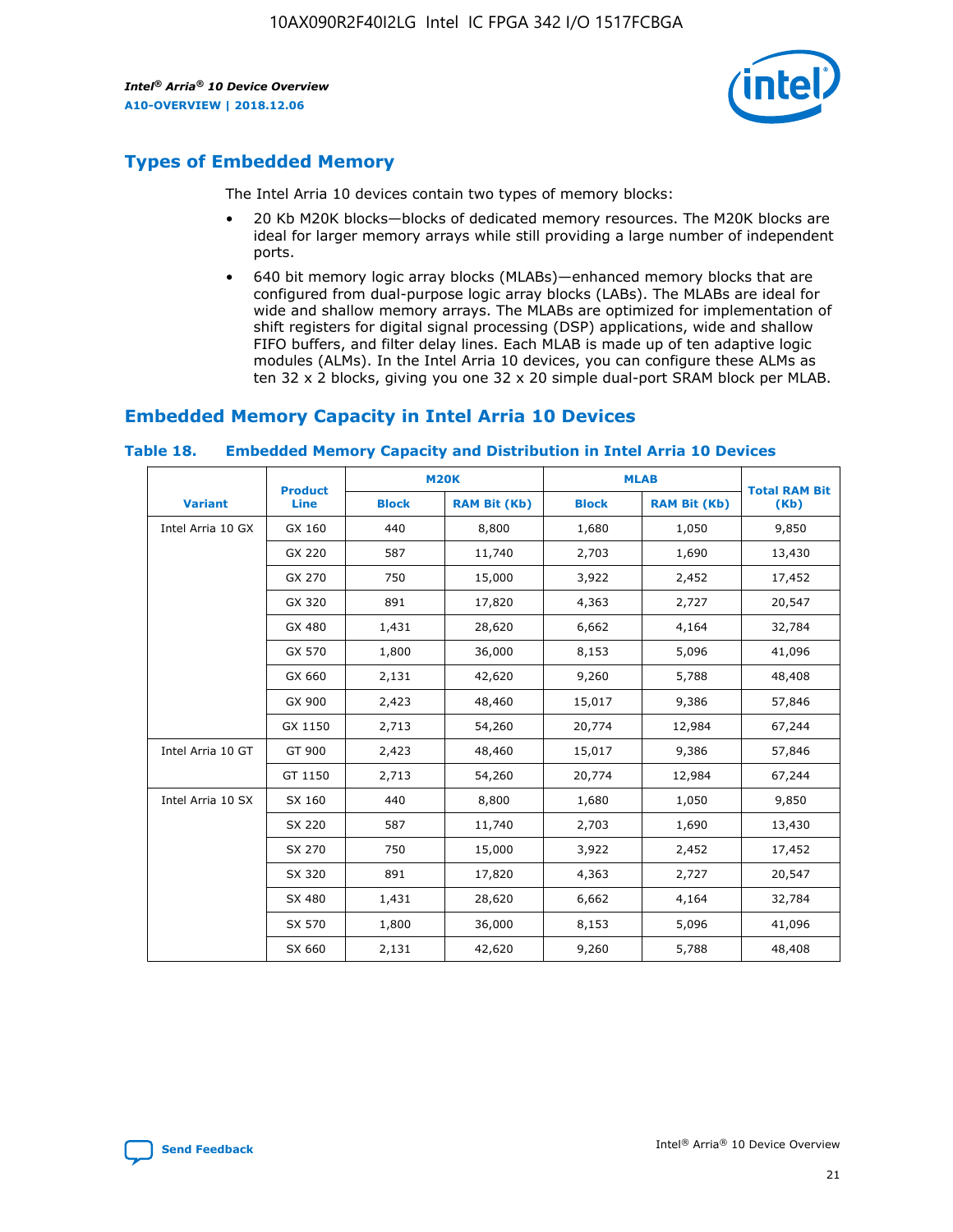## Types of Embedded Memory

The Intel Arria 10 devices contain two types of memory blocks:

- 20 Kb M20K blocks—blocks of dedicated memory resources. The M20K blocks are ideal for larger memory arrays while still providing a large number of independent ports.
- 640 bit memory logic array blocks (MLABs)—enhanced memory blocks that are configured from dual-purpose logic array blocks (LABs). The MLABs are ideal for wide and shallow memory arrays. The MLABs are optimized for implementation of shift registers for digital signal processing (DSP) applications, wide and shallow FIFO buffers, and filter delay lines. Each MLAB is made up of ten adaptive logic modules (ALMs). In the Intel Arria 10 devices, you can configure these ALMs as ten 32 x 2 blocks, giving you one 32 x 20 simple dual-port SRAM block per MLAB.

## Embedded Memory Capacity in Intel Arria 10 Devices

**Table 18. Embedded Memory Capacity and Distribution in Intel Arria 10 Devices**

| Variant | Product Line | M20K | | MLAB | | Total RAM Bit (Kb) |
|---|---|---|---|---|---|---|
| | | Block | RAM Bit (Kb) | Block | RAM Bit (Kb) | |
| Intel Arria 10 GX | GX 160 | 440 | 8,800 | 1,680 | 1,050 | 9,850 |
| | GX 220 | 587 | 11,740 | 2,703 | 1,690 | 13,430 |
| | GX 270 | 750 | 15,000 | 3,922 | 2,452 | 17,452 |
| | GX 320 | 891 | 17,820 | 4,363 | 2,727 | 20,547 |
| | GX 480 | 1,431 | 28,620 | 6,662 | 4,164 | 32,784 |
| | GX 570 | 1,800 | 36,000 | 8,153 | 5,096 | 41,096 |
| | GX 660 | 2,131 | 42,620 | 9,260 | 5,788 | 48,408 |
| | GX 900 | 2,423 | 48,460 | 15,017 | 9,386 | 57,846 |
| | GX 1150 | 2,713 | 54,260 | 20,774 | 12,984 | 67,244 |
| Intel Arria 10 GT | GT 900 | 2,423 | 48,460 | 15,017 | 9,386 | 57,846 |
| | GT 1150 | 2,713 | 54,260 | 20,774 | 12,984 | 67,244 |
| Intel Arria 10 SX | SX 160 | 440 | 8,800 | 1,680 | 1,050 | 9,850 |
| | SX 220 | 587 | 11,740 | 2,703 | 1,690 | 13,430 |
| | SX 270 | 750 | 15,000 | 3,922 | 2,452 | 17,452 |
| | SX 320 | 891 | 17,820 | 4,363 | 2,727 | 20,547 |
| | SX 480 | 1,431 | 28,620 | 6,662 | 4,164 | 32,784 |
| | SX 570 | 1,800 | 36,000 | 8,153 | 5,096 | 41,096 |
| | SX 660 | 2,131 | 42,620 | 9,260 | 5,788 | 48,408 |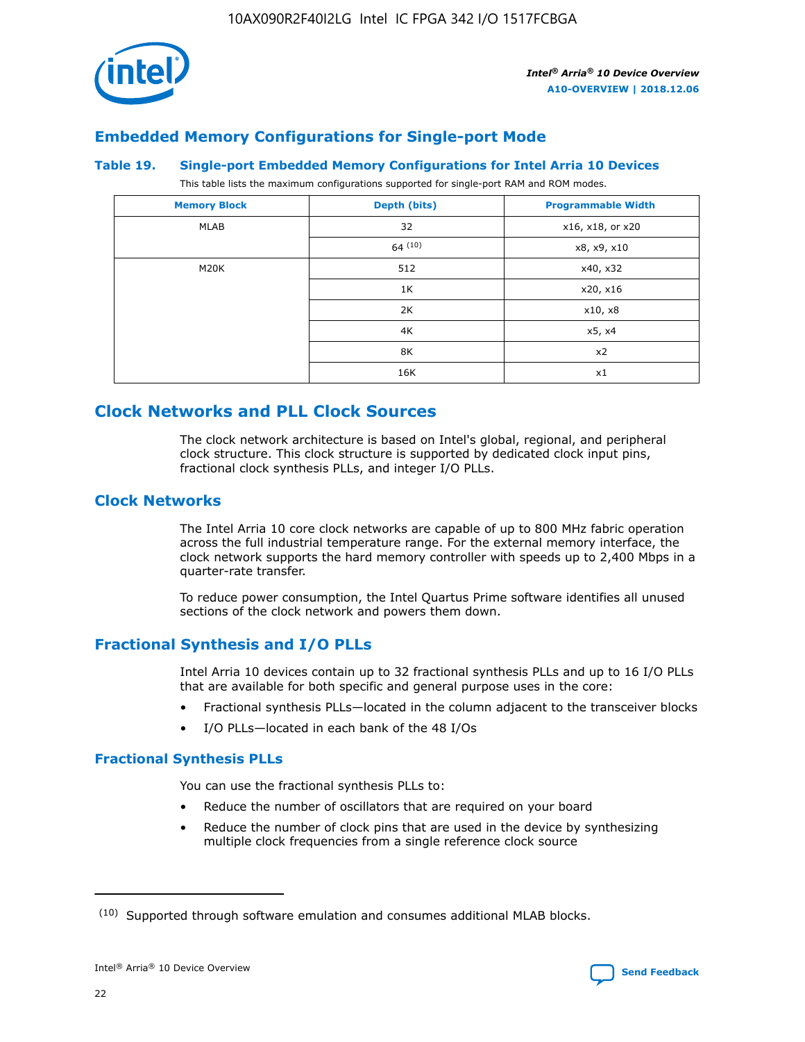## Embedded Memory Configurations for Single-port Mode

**Table 19. Single-port Embedded Memory Configurations for Intel Arria 10 Devices**

This table lists the maximum configurations supported for single-port RAM and ROM modes.

| Memory Block | Depth (bits) | Programmable Width |
|---|---|---|
| MLAB | 32 | x16, x18, or x20 |
| | 64 [10] | x8, x9, x10 |
| M20K | 512 | x40, x32 |
| | 1K | x20, x16 |
| | 2K | x10, x8 |
| | 4K | x5, x4 |
| | 8K | x2 |
| | 16K | x1 |

# Clock Networks and PLL Clock Sources

The clock network architecture is based on Intel's global, regional, and peripheral clock structure. This clock structure is supported by dedicated clock input pins, fractional clock synthesis PLLs, and integer I/O PLLs.

## Clock Networks

The Intel Arria 10 core clock networks are capable of up to 800 MHz fabric operation across the full industrial temperature range. For the external memory interface, the clock network supports the hard memory controller with speeds up to 2,400 Mbps in a quarter-rate transfer.

To reduce power consumption, the Intel Quartus Prime software identifies all unused sections of the clock network and powers them down.

## Fractional Synthesis and I/O PLLs

Intel Arria 10 devices contain up to 32 fractional synthesis PLLs and up to 16 I/O PLLs that are available for both specific and general purpose uses in the core:

- Fractional synthesis PLLs—located in the column adjacent to the transceiver blocks
- I/O PLLs—located in each bank of the 48 I/Os

### Fractional Synthesis PLLs

You can use the fractional synthesis PLLs to:

- Reduce the number of oscillators that are required on your board
- Reduce the number of clock pins that are used in the device by synthesizing multiple clock frequencies from a single reference clock source

(10) Supported through software emulation and consumes additional MLAB blocks.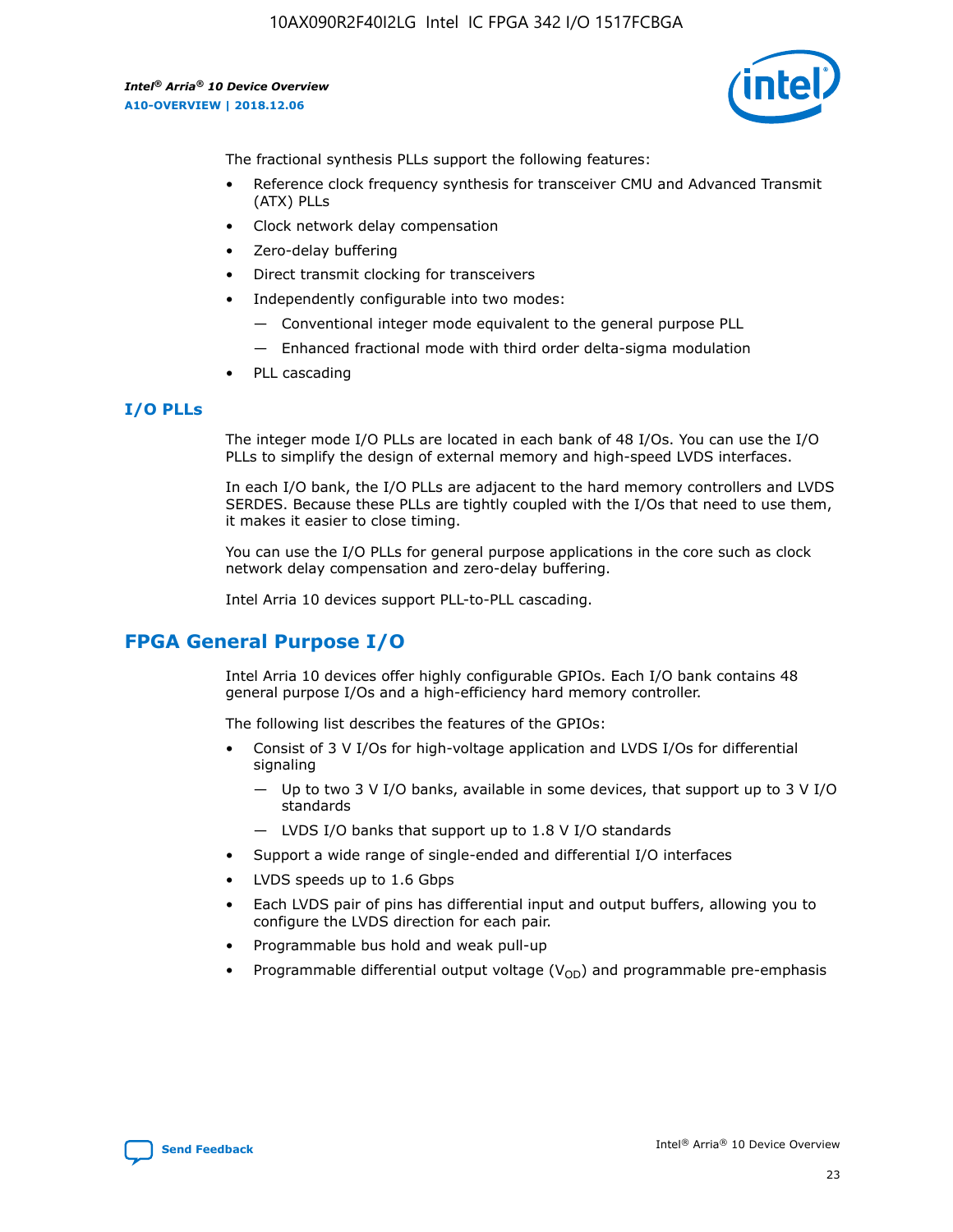The fractional synthesis PLLs support the following features:

- Reference clock frequency synthesis for transceiver CMU and Advanced Transmit (ATX) PLLs
- Clock network delay compensation
- Zero-delay buffering
- Direct transmit clocking for transceivers
- Independently configurable into two modes:
  - — Conventional integer mode equivalent to the general purpose PLL
  - — Enhanced fractional mode with third order delta-sigma modulation
- PLL cascading

### I/O PLLs

The integer mode I/O PLLs are located in each bank of 48 I/Os. You can use the I/O PLLs to simplify the design of external memory and high-speed LVDS interfaces.

In each I/O bank, the I/O PLLs are adjacent to the hard memory controllers and LVDS SERDES. Because these PLLs are tightly coupled with the I/Os that need to use them, it makes it easier to close timing.

You can use the I/O PLLs for general purpose applications in the core such as clock network delay compensation and zero-delay buffering.

Intel Arria 10 devices support PLL-to-PLL cascading.

## FPGA General Purpose I/O

Intel Arria 10 devices offer highly configurable GPIOs. Each I/O bank contains 48 general purpose I/Os and a high-efficiency hard memory controller.

The following list describes the features of the GPIOs:

- Consist of 3 V I/Os for high-voltage application and LVDS I/Os for differential signaling
  - — Up to two 3 V I/O banks, available in some devices, that support up to 3 V I/O standards
  - — LVDS I/O banks that support up to 1.8 V I/O standards
- Support a wide range of single-ended and differential I/O interfaces
- LVDS speeds up to 1.6 Gbps
- Each LVDS pair of pins has differential input and output buffers, allowing you to configure the LVDS direction for each pair.
- Programmable bus hold and weak pull-up
- Programmable differential output voltage ($V_{OD}$) and programmable pre-emphasis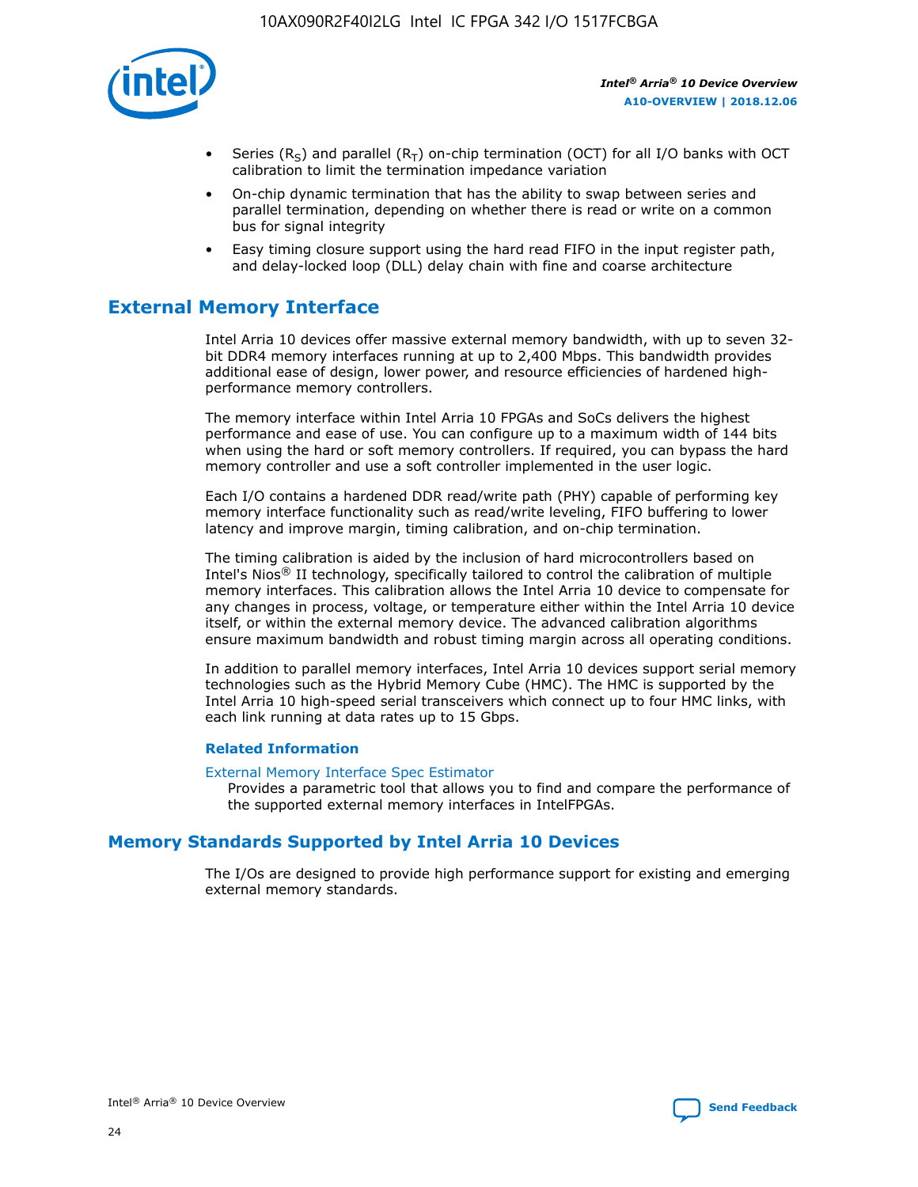- Series ($R_S$) and parallel ($R_T$) on-chip termination (OCT) for all I/O banks with OCT calibration to limit the termination impedance variation
- On-chip dynamic termination that has the ability to swap between series and parallel termination, depending on whether there is read or write on a common bus for signal integrity
- Easy timing closure support using the hard read FIFO in the input register path, and delay-locked loop (DLL) delay chain with fine and coarse architecture

## External Memory Interface

Intel Arria 10 devices offer massive external memory bandwidth, with up to seven 32-bit DDR4 memory interfaces running at up to 2,400 Mbps. This bandwidth provides additional ease of design, lower power, and resource efficiencies of hardened high-performance memory controllers.

The memory interface within Intel Arria 10 FPGAs and SoCs delivers the highest performance and ease of use. You can configure up to a maximum width of 144 bits when using the hard or soft memory controllers. If required, you can bypass the hard memory controller and use a soft controller implemented in the user logic.

Each I/O contains a hardened DDR read/write path (PHY) capable of performing key memory interface functionality such as read/write leveling, FIFO buffering to lower latency and improve margin, timing calibration, and on-chip termination.

The timing calibration is aided by the inclusion of hard microcontrollers based on Intel's Nios® II technology, specifically tailored to control the calibration of multiple memory interfaces. This calibration allows the Intel Arria 10 device to compensate for any changes in process, voltage, or temperature either within the Intel Arria 10 device itself, or within the external memory device. The advanced calibration algorithms ensure maximum bandwidth and robust timing margin across all operating conditions.

In addition to parallel memory interfaces, Intel Arria 10 devices support serial memory technologies such as the Hybrid Memory Cube (HMC). The HMC is supported by the Intel Arria 10 high-speed serial transceivers which connect up to four HMC links, with each link running at data rates up to 15 Gbps.

### Related Information

External Memory Interface Spec Estimator

Provides a parametric tool that allows you to find and compare the performance of the supported external memory interfaces in IntelFPGAs.

## Memory Standards Supported by Intel Arria 10 Devices

The I/Os are designed to provide high performance support for existing and emerging external memory standards.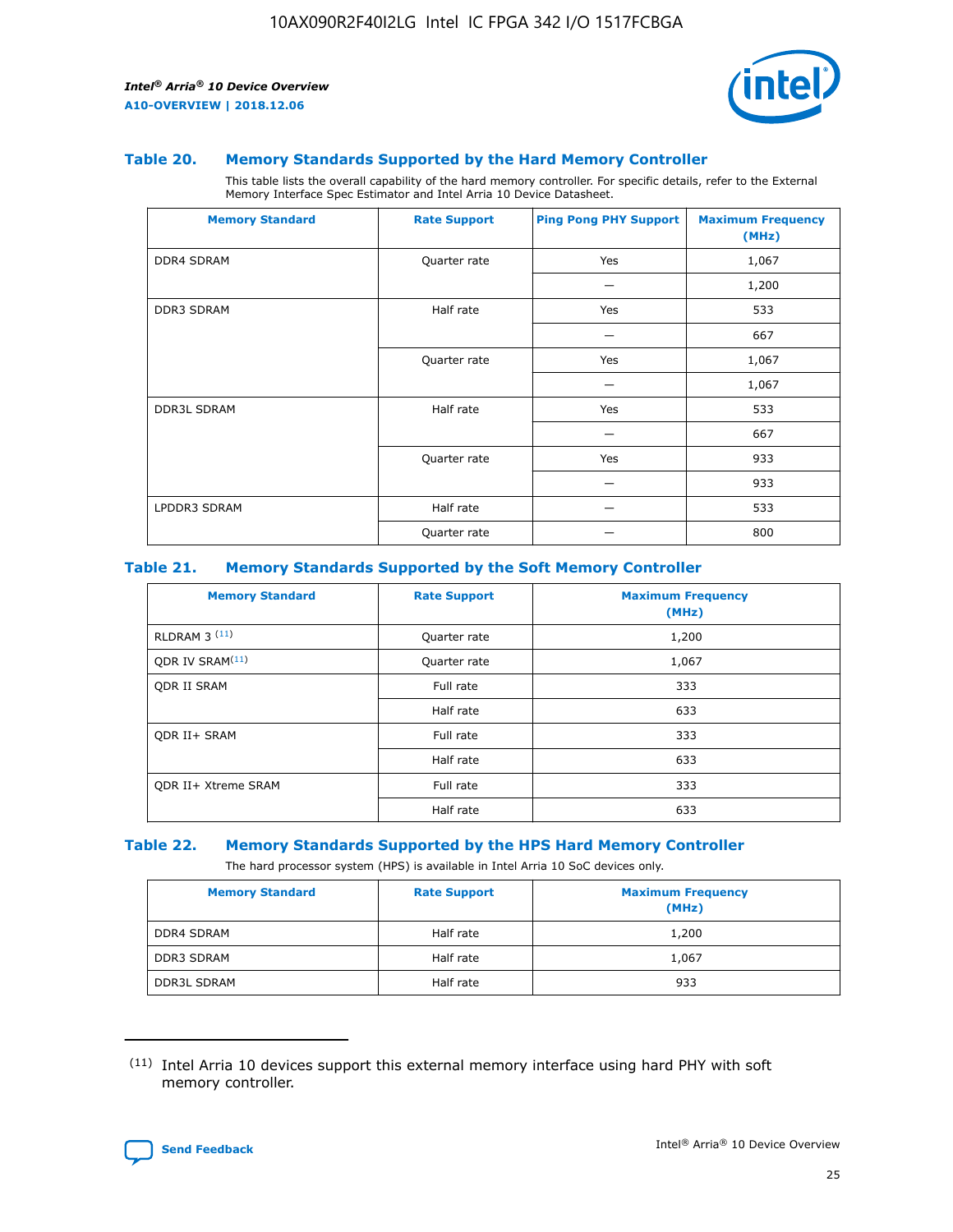### Table 20. Memory Standards Supported by the Hard Memory Controller

This table lists the overall capability of the hard memory controller. For specific details, refer to the External Memory Interface Spec Estimator and Intel Arria 10 Device Datasheet.

| Memory Standard | Rate Support | Ping Pong PHY Support | Maximum Frequency (MHz) |
|---|---|---|---|
| DDR4 SDRAM | Quarter rate | Yes | 1,067 |
| | | — | 1,200 |
| DDR3 SDRAM | Half rate | Yes | 533 |
| | | — | 667 |
| | Quarter rate | Yes | 1,067 |
| | | — | 1,067 |
| DDR3L SDRAM | Half rate | Yes | 533 |
| | | — | 667 |
| | Quarter rate | Yes | 933 |
| | | — | 933 |
| LPDDR3 SDRAM | Half rate | — | 533 |
| | Quarter rate | — | 800 |

### Table 21. Memory Standards Supported by the Soft Memory Controller

| Memory Standard | Rate Support | Maximum Frequency (MHz) |
|---|---|---|
| RLDRAM 3 [11] | Quarter rate | 1,200 |
| QDR IV SRAM[11] | Quarter rate | 1,067 |
| QDR II SRAM | Full rate | 333 |
| | Half rate | 633 |
| QDR II+ SRAM | Full rate | 333 |
| | Half rate | 633 |
| QDR II+ Xtreme SRAM | Full rate | 333 |
| | Half rate | 633 |

### Table 22. Memory Standards Supported by the HPS Hard Memory Controller

The hard processor system (HPS) is available in Intel Arria 10 SoC devices only.

| Memory Standard | Rate Support | Maximum Frequency (MHz) |
|---|---|---|
| DDR4 SDRAM | Half rate | 1,200 |
| DDR3 SDRAM | Half rate | 1,067 |
| DDR3L SDRAM | Half rate | 933 |

(11) Intel Arria 10 devices support this external memory interface using hard PHY with soft memory controller.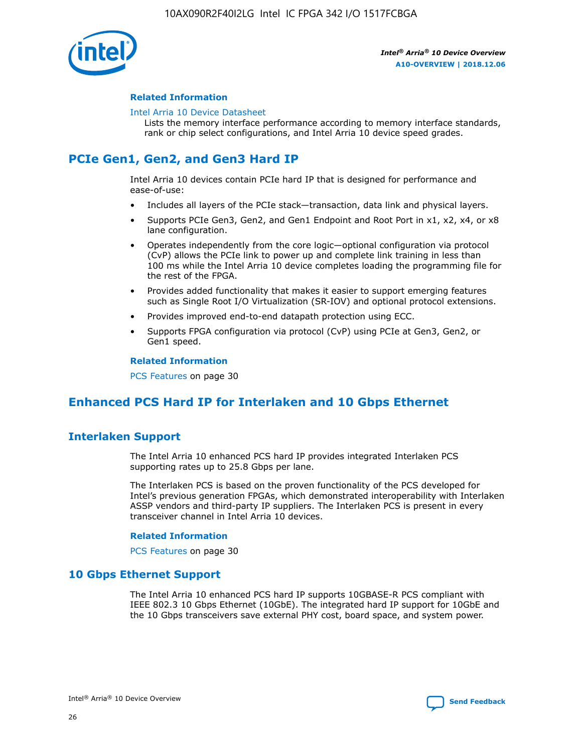### Related Information

Intel Arria 10 Device Datasheet

Lists the memory interface performance according to memory interface standards, rank or chip select configurations, and Intel Arria 10 device speed grades.

## PCIe Gen1, Gen2, and Gen3 Hard IP

Intel Arria 10 devices contain PCIe hard IP that is designed for performance and ease-of-use:

- Includes all layers of the PCIe stack—transaction, data link and physical layers.
- Supports PCIe Gen3, Gen2, and Gen1 Endpoint and Root Port in x1, x2, x4, or x8 lane configuration.
- Operates independently from the core logic—optional configuration via protocol (CvP) allows the PCIe link to power up and complete link training in less than 100 ms while the Intel Arria 10 device completes loading the programming file for the rest of the FPGA.
- Provides added functionality that makes it easier to support emerging features such as Single Root I/O Virtualization (SR-IOV) and optional protocol extensions.
- Provides improved end-to-end datapath protection using ECC.
- Supports FPGA configuration via protocol (CvP) using PCIe at Gen3, Gen2, or Gen1 speed.

### Related Information

PCS Features on page 30

## Enhanced PCS Hard IP for Interlaken and 10 Gbps Ethernet

## Interlaken Support

The Intel Arria 10 enhanced PCS hard IP provides integrated Interlaken PCS supporting rates up to 25.8 Gbps per lane.

The Interlaken PCS is based on the proven functionality of the PCS developed for Intel's previous generation FPGAs, which demonstrated interoperability with Interlaken ASSP vendors and third-party IP suppliers. The Interlaken PCS is present in every transceiver channel in Intel Arria 10 devices.

### Related Information

PCS Features on page 30

## 10 Gbps Ethernet Support

The Intel Arria 10 enhanced PCS hard IP supports 10GBASE-R PCS compliant with IEEE 802.3 10 Gbps Ethernet (10GbE). The integrated hard IP support for 10GbE and the 10 Gbps transceivers save external PHY cost, board space, and system power.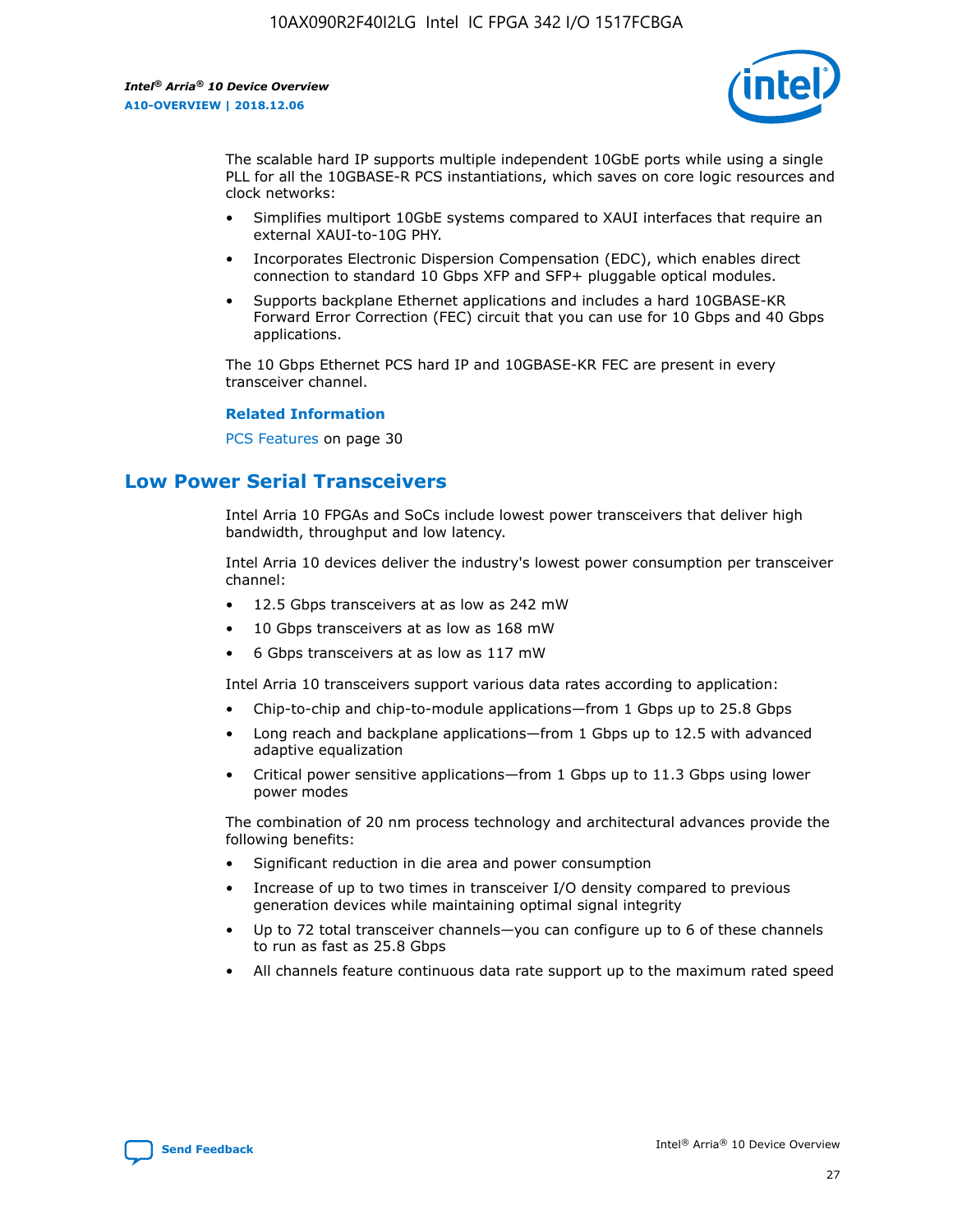The scalable hard IP supports multiple independent 10GbE ports while using a single PLL for all the 10GBASE-R PCS instantiations, which saves on core logic resources and clock networks:

- Simplifies multiport 10GbE systems compared to XAUI interfaces that require an external XAUI-to-10G PHY.
- Incorporates Electronic Dispersion Compensation (EDC), which enables direct connection to standard 10 Gbps XFP and SFP+ pluggable optical modules.
- Supports backplane Ethernet applications and includes a hard 10GBASE-KR Forward Error Correction (FEC) circuit that you can use for 10 Gbps and 40 Gbps applications.

The 10 Gbps Ethernet PCS hard IP and 10GBASE-KR FEC are present in every transceiver channel.

**Related Information**

PCS Features on page 30

## Low Power Serial Transceivers

Intel Arria 10 FPGAs and SoCs include lowest power transceivers that deliver high bandwidth, throughput and low latency.

Intel Arria 10 devices deliver the industry's lowest power consumption per transceiver channel:

- 12.5 Gbps transceivers at as low as 242 mW
- 10 Gbps transceivers at as low as 168 mW
- 6 Gbps transceivers at as low as 117 mW

Intel Arria 10 transceivers support various data rates according to application:

- Chip-to-chip and chip-to-module applications—from 1 Gbps up to 25.8 Gbps
- Long reach and backplane applications—from 1 Gbps up to 12.5 with advanced adaptive equalization
- Critical power sensitive applications—from 1 Gbps up to 11.3 Gbps using lower power modes

The combination of 20 nm process technology and architectural advances provide the following benefits:

- Significant reduction in die area and power consumption
- Increase of up to two times in transceiver I/O density compared to previous generation devices while maintaining optimal signal integrity
- Up to 72 total transceiver channels—you can configure up to 6 of these channels to run as fast as 25.8 Gbps
- All channels feature continuous data rate support up to the maximum rated speed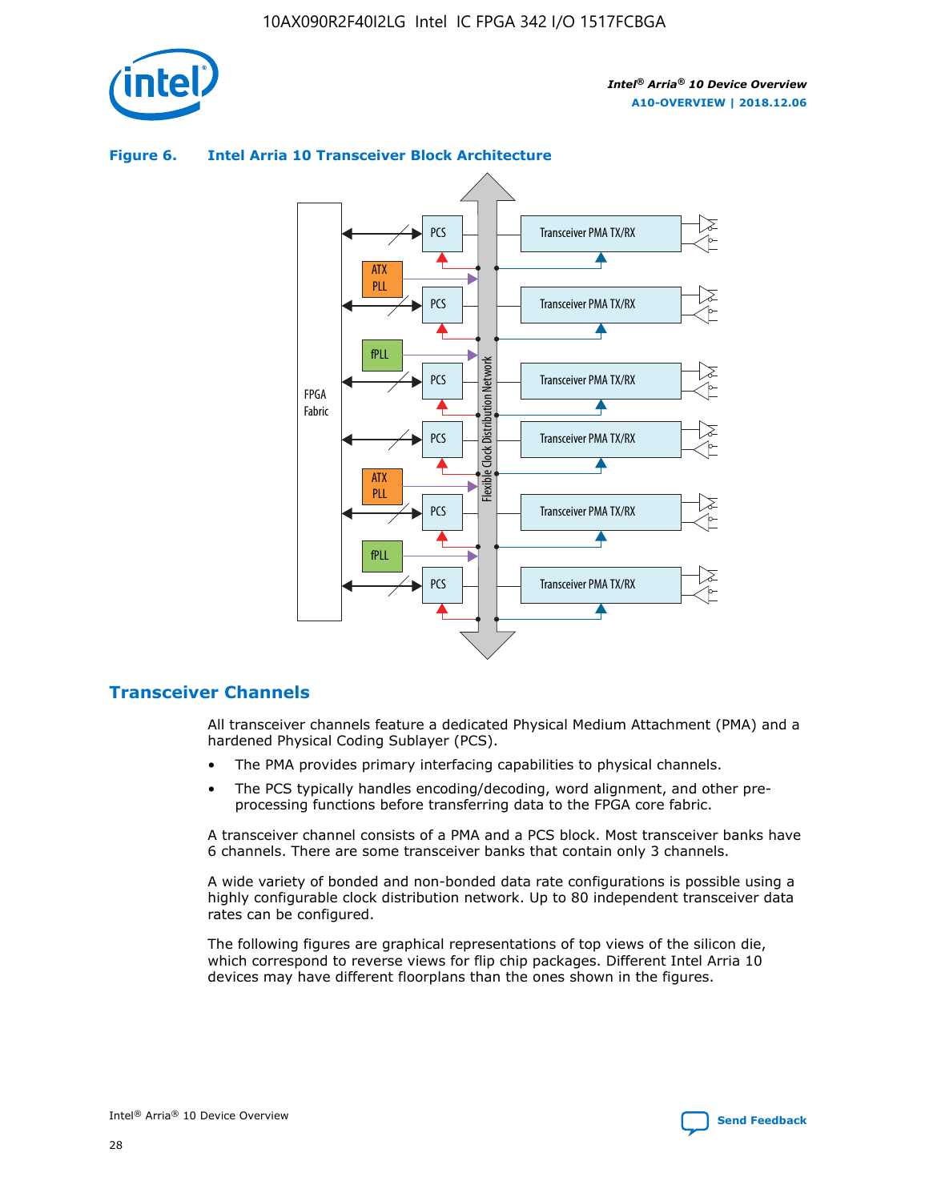**Figure 6. Intel Arria 10 Transceiver Block Architecture**

## Transceiver Channels

All transceiver channels feature a dedicated Physical Medium Attachment (PMA) and a hardened Physical Coding Sublayer (PCS).

- The PMA provides primary interfacing capabilities to physical channels.
- The PCS typically handles encoding/decoding, word alignment, and other pre-processing functions before transferring data to the FPGA core fabric.

A transceiver channel consists of a PMA and a PCS block. Most transceiver banks have 6 channels. There are some transceiver banks that contain only 3 channels.

A wide variety of bonded and non-bonded data rate configurations is possible using a highly configurable clock distribution network. Up to 80 independent transceiver data rates can be configured.

The following figures are graphical representations of top views of the silicon die, which correspond to reverse views for flip chip packages. Different Intel Arria 10 devices may have different floorplans than the ones shown in the figures.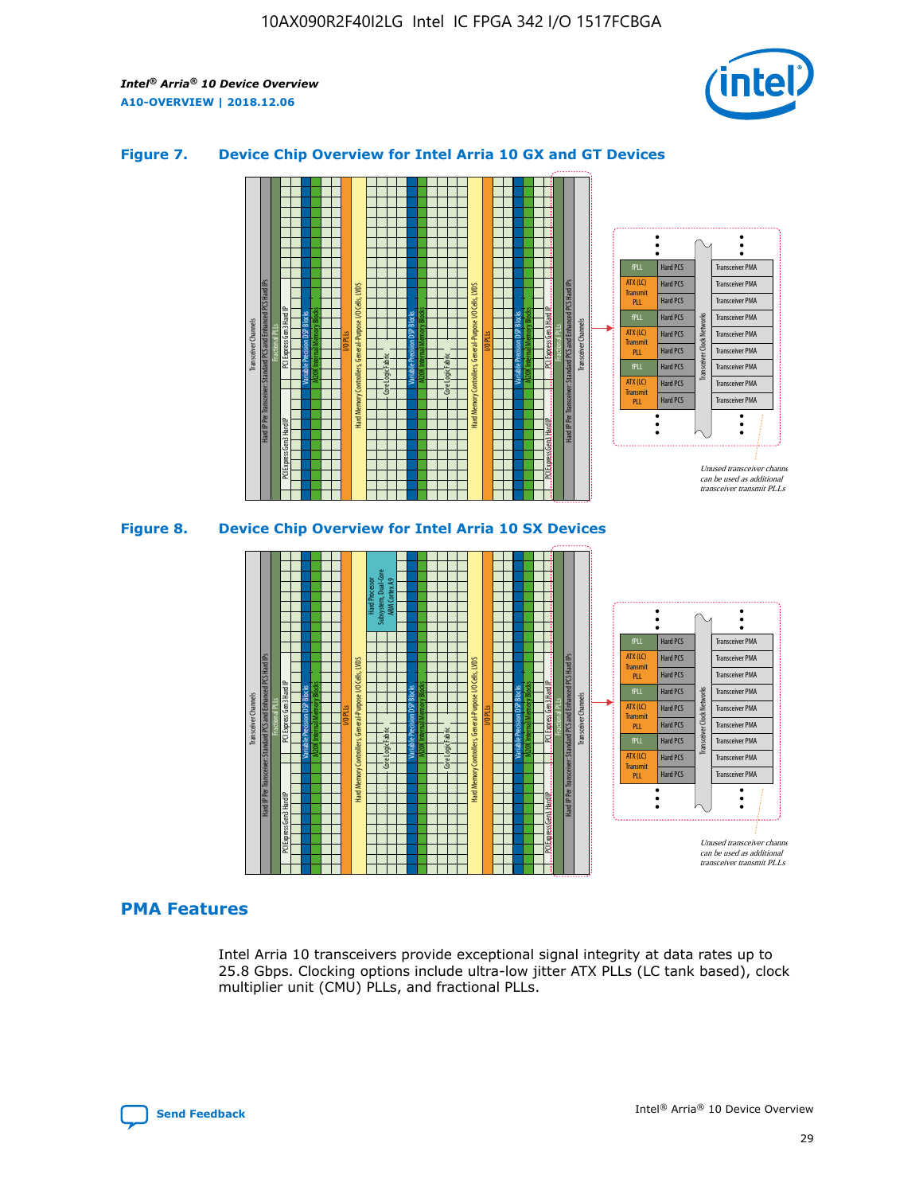**Figure 7. Device Chip Overview for Intel Arria 10 GX and GT Devices**

Transceiver Channels
Hard IP Per Transceiver: Standard PCS and Enhanced PCS Hard IPs
Fractional PLLs
PCI Express Gen3 Hard IP
Variable Precision DSP Blocks
M20K Internal Memory Blocks
I/O PLLs
Hard Memory Controllers General-Purpose I/O Cells, LVDS
Core Logic Fabric

fPLL
ATX (LC) Transmit PLL
Hard PCS
Transceiver Clock Networks
Transceiver PMA

*Unused transceiver channels can be used as additional transceiver transmit PLLs*

**Figure 8. Device Chip Overview for Intel Arria 10 SX Devices**

Transceiver Channels
Hard IP Per Transceiver: Standard PCS and Enhanced PCS Hard IPs
Fractional PLLs
PCI Express Gen3 Hard IP
Variable Precision DSP Blocks
M20K Internal Memory Blocks
I/O PLLs
Hard Memory Controllers General-Purpose I/O Cells, LVDS
Hard Processor Subsystem, Dual-Core ARM Cortex A9
Core Logic Fabric

fPLL
ATX (LC) Transmit PLL
Hard PCS
Transceiver Clock Networks
Transceiver PMA

*Unused transceiver channels can be used as additional transceiver transmit PLLs*

## PMA Features

Intel Arria 10 transceivers provide exceptional signal integrity at data rates up to 25.8 Gbps. Clocking options include ultra-low jitter ATX PLLs (LC tank based), clock multiplier unit (CMU) PLLs, and fractional PLLs.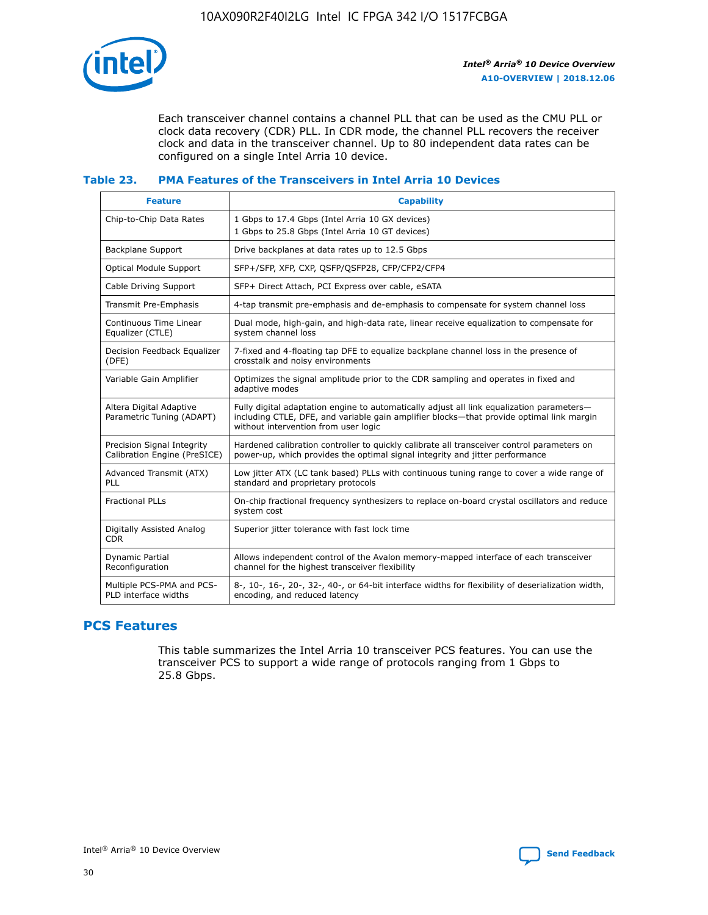Each transceiver channel contains a channel PLL that can be used as the CMU PLL or clock data recovery (CDR) PLL. In CDR mode, the channel PLL recovers the receiver clock and data in the transceiver channel. Up to 80 independent data rates can be configured on a single Intel Arria 10 device.

### Table 23. PMA Features of the Transceivers in Intel Arria 10 Devices

| Feature | Capability |
| --- | --- |
| Chip-to-Chip Data Rates | 1 Gbps to 17.4 Gbps (Intel Arria 10 GX devices)<br>1 Gbps to 25.8 Gbps (Intel Arria 10 GT devices) |
| Backplane Support | Drive backplanes at data rates up to 12.5 Gbps |
| Optical Module Support | SFP+/SFP, XFP, CXP, QSFP/QSFP28, CFP/CFP2/CFP4 |
| Cable Driving Support | SFP+ Direct Attach, PCI Express over cable, eSATA |
| Transmit Pre-Emphasis | 4-tap transmit pre-emphasis and de-emphasis to compensate for system channel loss |
| Continuous Time Linear Equalizer (CTLE) | Dual mode, high-gain, and high-data rate, linear receive equalization to compensate for system channel loss |
| Decision Feedback Equalizer (DFE) | 7-fixed and 4-floating tap DFE to equalize backplane channel loss in the presence of crosstalk and noisy environments |
| Variable Gain Amplifier | Optimizes the signal amplitude prior to the CDR sampling and operates in fixed and adaptive modes |
| Altera Digital Adaptive Parametric Tuning (ADAPT) | Fully digital adaptation engine to automatically adjust all link equalization parameters—including CTLE, DFE, and variable gain amplifier blocks—that provide optimal link margin without intervention from user logic |
| Precision Signal Integrity Calibration Engine (PreSICE) | Hardened calibration controller to quickly calibrate all transceiver control parameters on power-up, which provides the optimal signal integrity and jitter performance |
| Advanced Transmit (ATX) PLL | Low jitter ATX (LC tank based) PLLs with continuous tuning range to cover a wide range of standard and proprietary protocols |
| Fractional PLLs | On-chip fractional frequency synthesizers to replace on-board crystal oscillators and reduce system cost |
| Digitally Assisted Analog CDR | Superior jitter tolerance with fast lock time |
| Dynamic Partial Reconfiguration | Allows independent control of the Avalon memory-mapped interface of each transceiver channel for the highest transceiver flexibility |
| Multiple PCS-PMA and PCS-PLD interface widths | 8-, 10-, 16-, 20-, 32-, 40-, or 64-bit interface widths for flexibility of deserialization width, encoding, and reduced latency |

## PCS Features

This table summarizes the Intel Arria 10 transceiver PCS features. You can use the transceiver PCS to support a wide range of protocols ranging from 1 Gbps to 25.8 Gbps.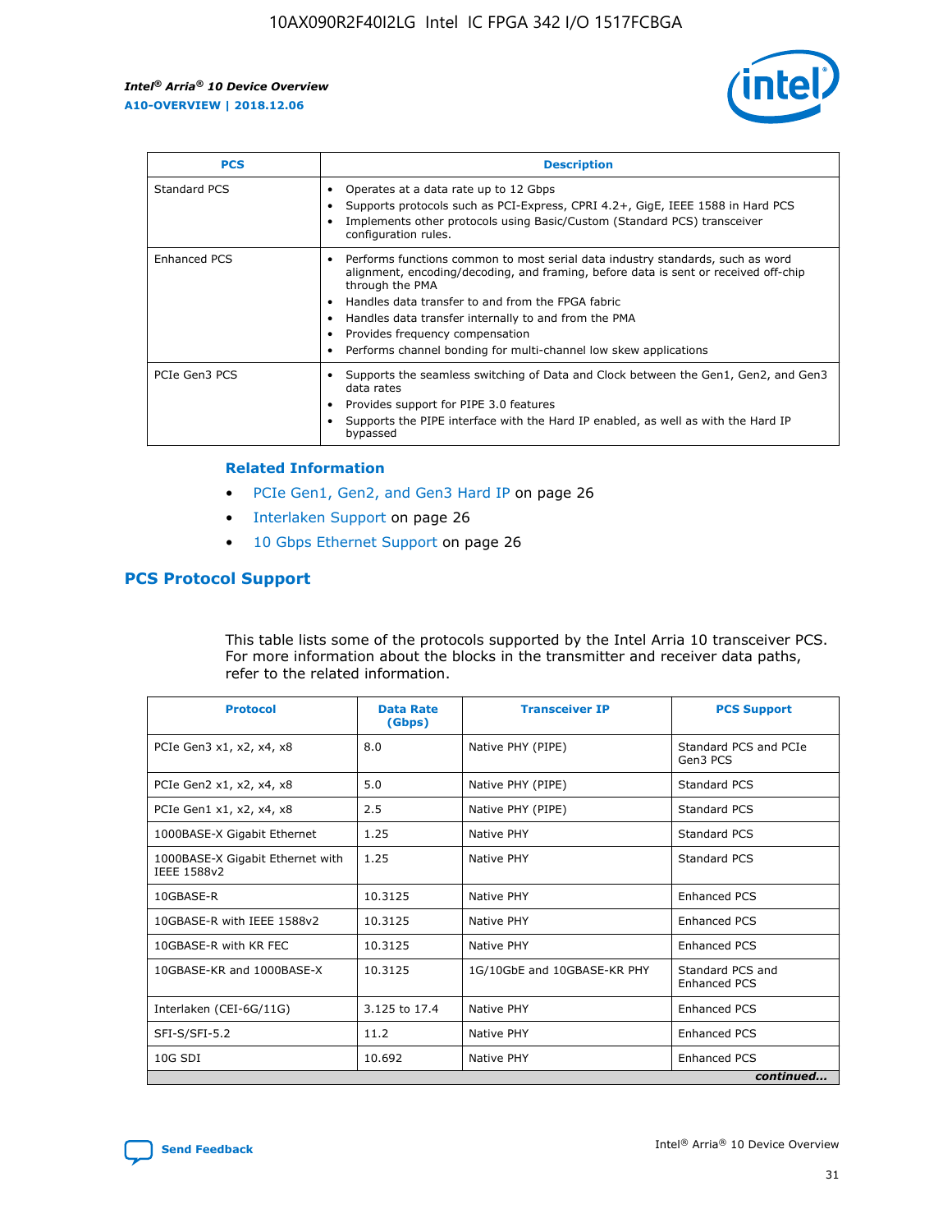| PCS | Description |
| --- | --- |
| Standard PCS | • Operates at a data rate up to 12 Gbps<br>• Supports protocols such as PCI-Express, CPRI 4.2+, GigE, IEEE 1588 in Hard PCS<br>• Implements other protocols using Basic/Custom (Standard PCS) transceiver configuration rules. |
| Enhanced PCS | • Performs functions common to most serial data industry standards, such as word alignment, encoding/decoding, and framing, before data is sent or received off-chip through the PMA<br>• Handles data transfer to and from the FPGA fabric<br>• Handles data transfer internally to and from the PMA<br>• Provides frequency compensation<br>• Performs channel bonding for multi-channel low skew applications |
| PCIe Gen3 PCS | • Supports the seamless switching of Data and Clock between the Gen1, Gen2, and Gen3 data rates<br>• Provides support for PIPE 3.0 features<br>• Supports the PIPE interface with the Hard IP enabled, as well as with the Hard IP bypassed |

### Related Information

- PCIe Gen1, Gen2, and Gen3 Hard IP on page 26
- Interlaken Support on page 26
- 10 Gbps Ethernet Support on page 26

## PCS Protocol Support

This table lists some of the protocols supported by the Intel Arria 10 transceiver PCS. For more information about the blocks in the transmitter and receiver data paths, refer to the related information.

| Protocol | Data Rate (Gbps) | Transceiver IP | PCS Support |
| --- | --- | --- | --- |
| PCIe Gen3 x1, x2, x4, x8 | 8.0 | Native PHY (PIPE) | Standard PCS and PCIe Gen3 PCS |
| PCIe Gen2 x1, x2, x4, x8 | 5.0 | Native PHY (PIPE) | Standard PCS |
| PCIe Gen1 x1, x2, x4, x8 | 2.5 | Native PHY (PIPE) | Standard PCS |
| 1000BASE-X Gigabit Ethernet | 1.25 | Native PHY | Standard PCS |
| 1000BASE-X Gigabit Ethernet with IEEE 1588v2 | 1.25 | Native PHY | Standard PCS |
| 10GBASE-R | 10.3125 | Native PHY | Enhanced PCS |
| 10GBASE-R with IEEE 1588v2 | 10.3125 | Native PHY | Enhanced PCS |
| 10GBASE-R with KR FEC | 10.3125 | Native PHY | Enhanced PCS |
| 10GBASE-KR and 1000BASE-X | 10.3125 | 1G/10GbE and 10GBASE-KR PHY | Standard PCS and Enhanced PCS |
| Interlaken (CEI-6G/11G) | 3.125 to 17.4 | Native PHY | Enhanced PCS |
| SFI-S/SFI-5.2 | 11.2 | Native PHY | Enhanced PCS |
| 10G SDI | 10.692 | Native PHY | Enhanced PCS |

*continued...*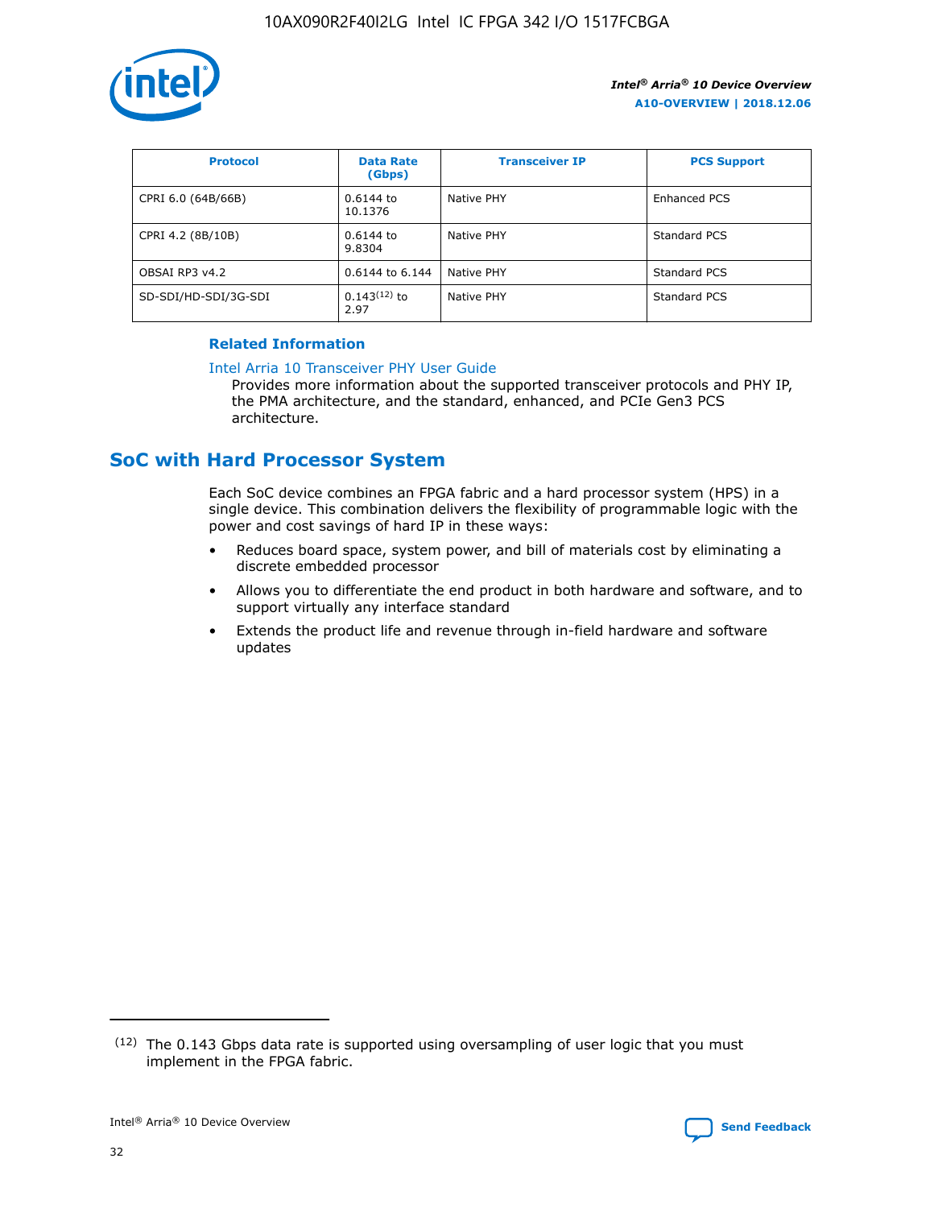| Protocol | Data Rate (Gbps) | Transceiver IP | PCS Support |
| --- | --- | --- | --- |
| CPRI 6.0 (64B/66B) | 0.6144 to 10.1376 | Native PHY | Enhanced PCS |
| CPRI 4.2 (8B/10B) | 0.6144 to 9.8304 | Native PHY | Standard PCS |
| OBSAI RP3 v4.2 | 0.6144 to 6.144 | Native PHY | Standard PCS |
| SD-SDI/HD-SDI/3G-SDI | 0.143[12] to 2.97 | Native PHY | Standard PCS |

**Related Information**

Intel Arria 10 Transceiver PHY User Guide

Provides more information about the supported transceiver protocols and PHY IP, the PMA architecture, and the standard, enhanced, and PCIe Gen3 PCS architecture.

## SoC with Hard Processor System

Each SoC device combines an FPGA fabric and a hard processor system (HPS) in a single device. This combination delivers the flexibility of programmable logic with the power and cost savings of hard IP in these ways:

- Reduces board space, system power, and bill of materials cost by eliminating a discrete embedded processor
- Allows you to differentiate the end product in both hardware and software, and to support virtually any interface standard
- Extends the product life and revenue through in-field hardware and software updates

[12] The 0.143 Gbps data rate is supported using oversampling of user logic that you must implement in the FPGA fabric.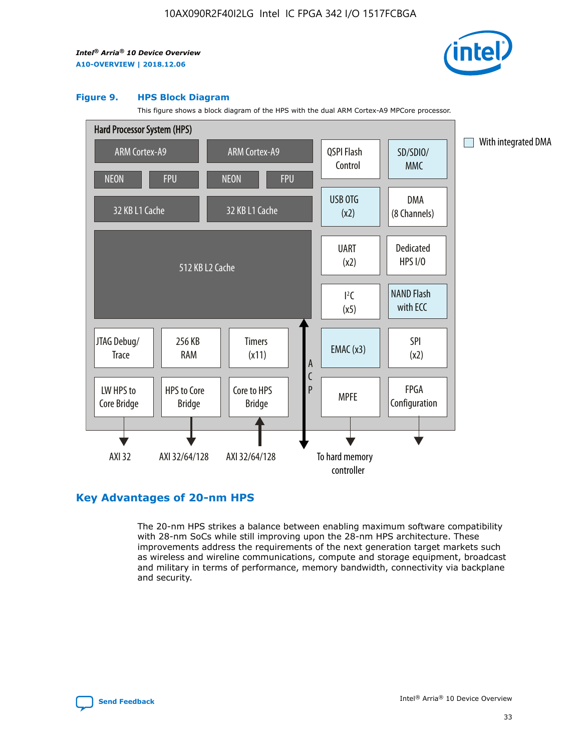**Figure 9. HPS Block Diagram**

This figure shows a block diagram of the HPS with the dual ARM Cortex-A9 MPCore processor.

Hard Processor System (HPS)

ARM Cortex-A9
NEON
FPU
32 KB L1 Cache

ARM Cortex-A9
NEON
FPU
32 KB L1 Cache

512 KB L2 Cache

QSPI Flash Control
SD/SDIO/MMC
USB OTG (x2)
DMA (8 Channels)
UART (x2)
Dedicated HPS I/O
I²C (x5)
NAND Flash with ECC
EMAC (x3)
SPI (x2)
MPFE
FPGA Configuration

JTAG Debug/Trace
256 KB RAM
Timers (x11)
LW HPS to Core Bridge
HPS to Core Bridge
Core to HPS Bridge
ACP

With integrated DMA

AXI 32
AXI 32/64/128
AXI 32/64/128
To hard memory controller

## Key Advantages of 20-nm HPS

The 20-nm HPS strikes a balance between enabling maximum software compatibility with 28-nm SoCs while still improving upon the 28-nm HPS architecture. These improvements address the requirements of the next generation target markets such as wireless and wireline communications, compute and storage equipment, broadcast and military in terms of performance, memory bandwidth, connectivity via backplane and security.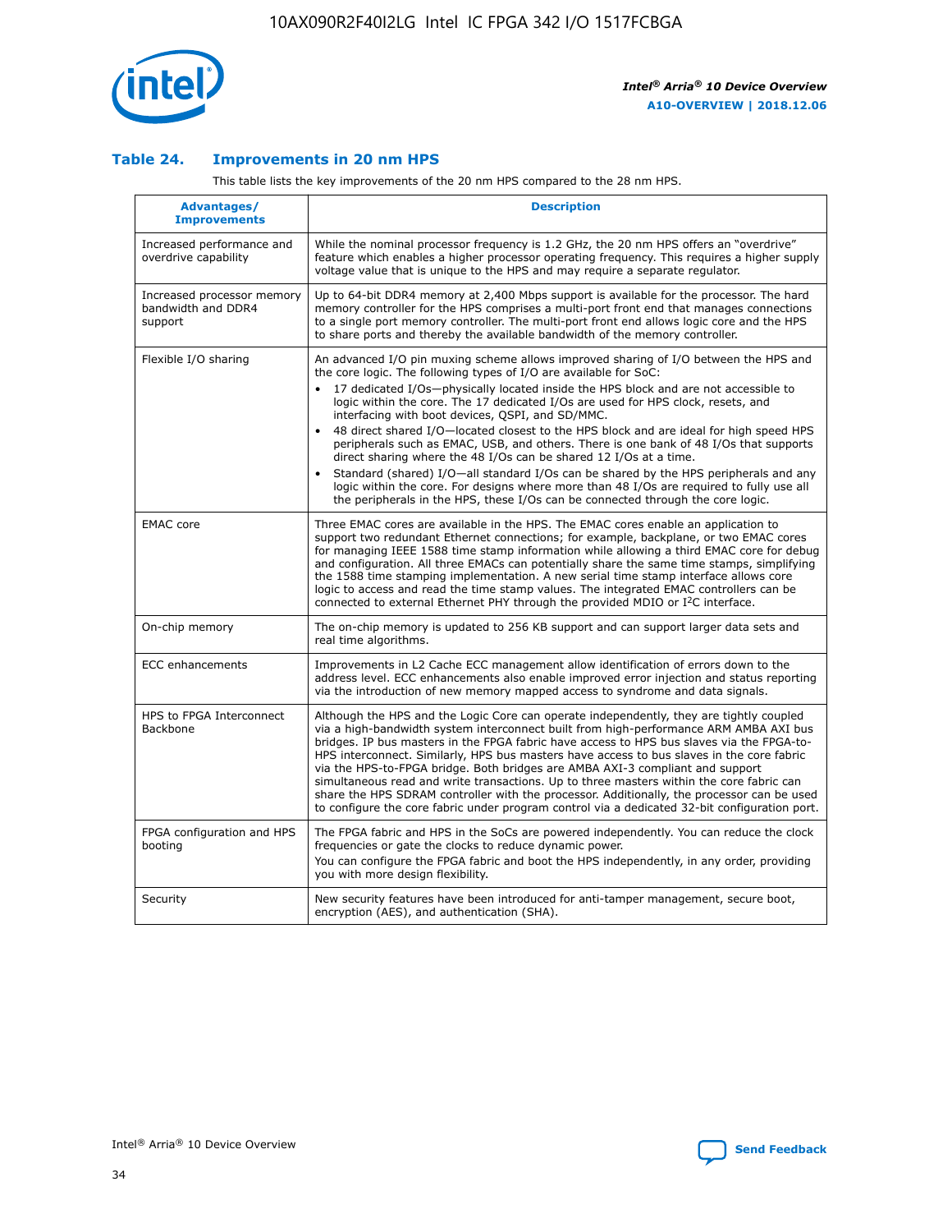### Table 24. Improvements in 20 nm HPS

This table lists the key improvements of the 20 nm HPS compared to the 28 nm HPS.

| Advantages/ Improvements | Description |
|---|---|
| Increased performance and overdrive capability | While the nominal processor frequency is 1.2 GHz, the 20 nm HPS offers an "overdrive" feature which enables a higher processor operating frequency. This requires a higher supply voltage value that is unique to the HPS and may require a separate regulator. |
| Increased processor memory bandwidth and DDR4 support | Up to 64-bit DDR4 memory at 2,400 Mbps support is available for the processor. The hard memory controller for the HPS comprises a multi-port front end that manages connections to a single port memory controller. The multi-port front end allows logic core and the HPS to share ports and thereby the available bandwidth of the memory controller. |
| Flexible I/O sharing | An advanced I/O pin muxing scheme allows improved sharing of I/O between the HPS and the core logic. The following types of I/O are available for SoC:<br>• 17 dedicated I/Os—physically located inside the HPS block and are not accessible to logic within the core. The 17 dedicated I/Os are used for HPS clock, resets, and interfacing with boot devices, QSPI, and SD/MMC.<br>• 48 direct shared I/O—located closest to the HPS block and are ideal for high speed HPS peripherals such as EMAC, USB, and others. There is one bank of 48 I/Os that supports direct sharing where the 48 I/Os can be shared 12 I/Os at a time.<br>• Standard (shared) I/O—all standard I/Os can be shared by the HPS peripherals and any logic within the core. For designs where more than 48 I/Os are required to fully use all the peripherals in the HPS, these I/Os can be connected through the core logic. |
| EMAC core | Three EMAC cores are available in the HPS. The EMAC cores enable an application to support two redundant Ethernet connections; for example, backplane, or two EMAC cores for managing IEEE 1588 time stamp information while allowing a third EMAC core for debug and configuration. All three EMACs can potentially share the same time stamps, simplifying the 1588 time stamping implementation. A new serial time stamp interface allows core logic to access and read the time stamp values. The integrated EMAC controllers can be connected to external Ethernet PHY through the provided MDIO or I$^2$C interface. |
| On-chip memory | The on-chip memory is updated to 256 KB support and can support larger data sets and real time algorithms. |
| ECC enhancements | Improvements in L2 Cache ECC management allow identification of errors down to the address level. ECC enhancements also enable improved error injection and status reporting via the introduction of new memory mapped access to syndrome and data signals. |
| HPS to FPGA Interconnect Backbone | Although the HPS and the Logic Core can operate independently, they are tightly coupled via a high-bandwidth system interconnect built from high-performance ARM AMBA AXI bus bridges. IP bus masters in the FPGA fabric have access to HPS bus slaves via the FPGA-to-HPS interconnect. Similarly, HPS bus masters have access to bus slaves in the core fabric via the HPS-to-FPGA bridge. Both bridges are AMBA AXI-3 compliant and support simultaneous read and write transactions. Up to three masters within the core fabric can share the HPS SDRAM controller with the processor. Additionally, the processor can be used to configure the core fabric under program control via a dedicated 32-bit configuration port. |
| FPGA configuration and HPS booting | The FPGA fabric and HPS in the SoCs are powered independently. You can reduce the clock frequencies or gate the clocks to reduce dynamic power.<br>You can configure the FPGA fabric and boot the HPS independently, in any order, providing you with more design flexibility. |
| Security | New security features have been introduced for anti-tamper management, secure boot, encryption (AES), and authentication (SHA). |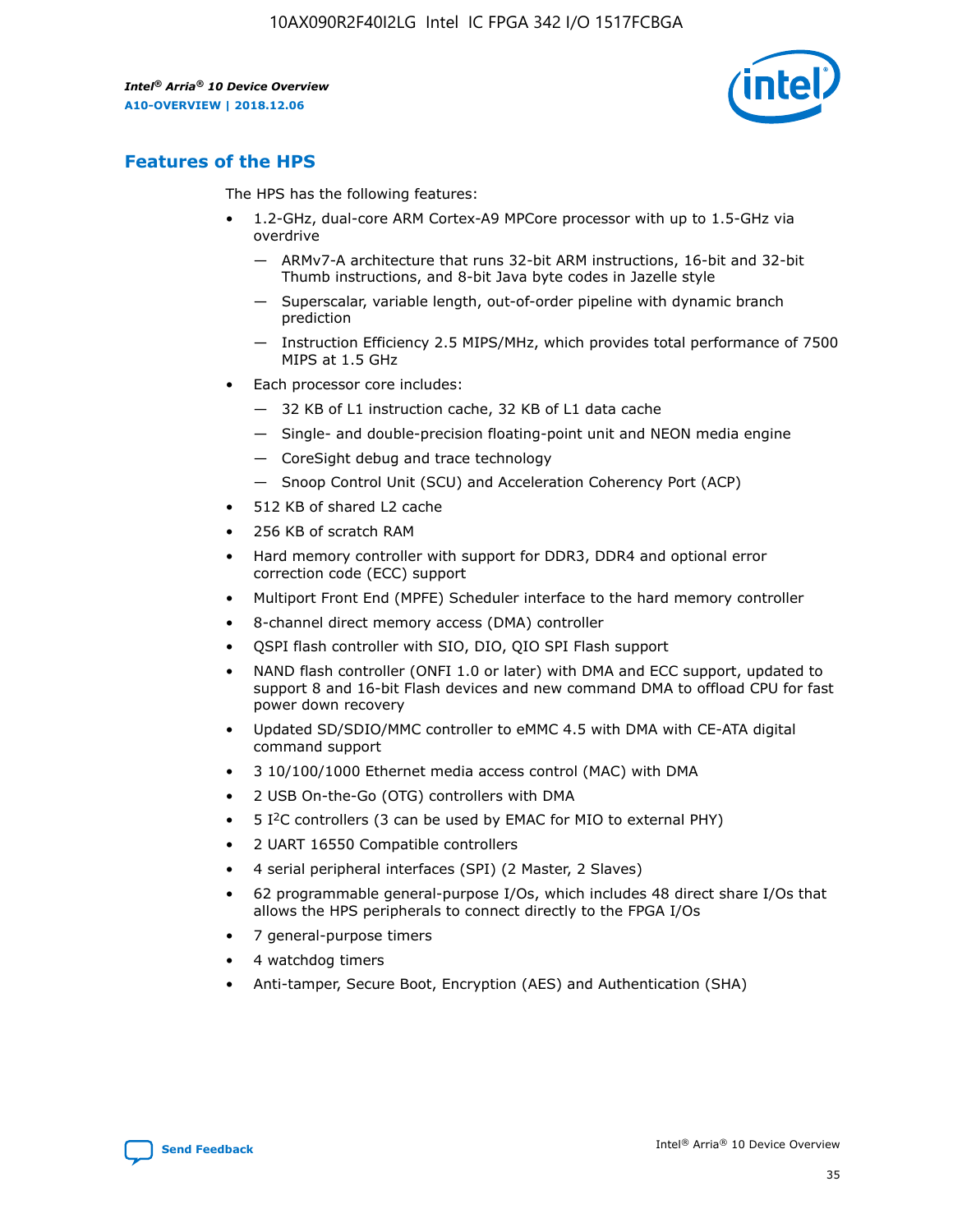## Features of the HPS

The HPS has the following features:

- 1.2-GHz, dual-core ARM Cortex-A9 MPCore processor with up to 1.5-GHz via overdrive
  - — ARMv7-A architecture that runs 32-bit ARM instructions, 16-bit and 32-bit Thumb instructions, and 8-bit Java byte codes in Jazelle style
  - — Superscalar, variable length, out-of-order pipeline with dynamic branch prediction
  - — Instruction Efficiency 2.5 MIPS/MHz, which provides total performance of 7500 MIPS at 1.5 GHz
- Each processor core includes:
  - — 32 KB of L1 instruction cache, 32 KB of L1 data cache
  - — Single- and double-precision floating-point unit and NEON media engine
  - — CoreSight debug and trace technology
  - — Snoop Control Unit (SCU) and Acceleration Coherency Port (ACP)
- 512 KB of shared L2 cache
- 256 KB of scratch RAM
- Hard memory controller with support for DDR3, DDR4 and optional error correction code (ECC) support
- Multiport Front End (MPFE) Scheduler interface to the hard memory controller
- 8-channel direct memory access (DMA) controller
- QSPI flash controller with SIO, DIO, QIO SPI Flash support
- NAND flash controller (ONFI 1.0 or later) with DMA and ECC support, updated to support 8 and 16-bit Flash devices and new command DMA to offload CPU for fast power down recovery
- Updated SD/SDIO/MMC controller to eMMC 4.5 with DMA with CE-ATA digital command support
- 3 10/100/1000 Ethernet media access control (MAC) with DMA
- 2 USB On-the-Go (OTG) controllers with DMA
- 5 I$^2$C controllers (3 can be used by EMAC for MIO to external PHY)
- 2 UART 16550 Compatible controllers
- 4 serial peripheral interfaces (SPI) (2 Master, 2 Slaves)
- 62 programmable general-purpose I/Os, which includes 48 direct share I/Os that allows the HPS peripherals to connect directly to the FPGA I/Os
- 7 general-purpose timers
- 4 watchdog timers
- Anti-tamper, Secure Boot, Encryption (AES) and Authentication (SHA)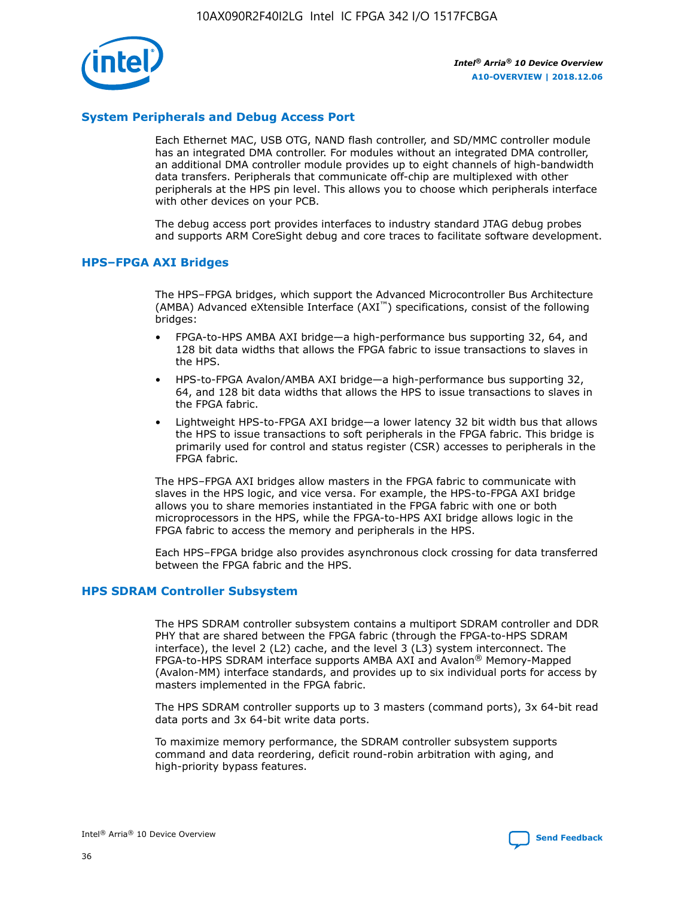## System Peripherals and Debug Access Port

Each Ethernet MAC, USB OTG, NAND flash controller, and SD/MMC controller module has an integrated DMA controller. For modules without an integrated DMA controller, an additional DMA controller module provides up to eight channels of high-bandwidth data transfers. Peripherals that communicate off-chip are multiplexed with other peripherals at the HPS pin level. This allows you to choose which peripherals interface with other devices on your PCB.

The debug access port provides interfaces to industry standard JTAG debug probes and supports ARM CoreSight debug and core traces to facilitate software development.

## HPS–FPGA AXI Bridges

The HPS–FPGA bridges, which support the Advanced Microcontroller Bus Architecture (AMBA) Advanced eXtensible Interface (AXI™) specifications, consist of the following bridges:

- FPGA-to-HPS AMBA AXI bridge—a high-performance bus supporting 32, 64, and 128 bit data widths that allows the FPGA fabric to issue transactions to slaves in the HPS.
- HPS-to-FPGA Avalon/AMBA AXI bridge—a high-performance bus supporting 32, 64, and 128 bit data widths that allows the HPS to issue transactions to slaves in the FPGA fabric.
- Lightweight HPS-to-FPGA AXI bridge—a lower latency 32 bit width bus that allows the HPS to issue transactions to soft peripherals in the FPGA fabric. This bridge is primarily used for control and status register (CSR) accesses to peripherals in the FPGA fabric.

The HPS–FPGA AXI bridges allow masters in the FPGA fabric to communicate with slaves in the HPS logic, and vice versa. For example, the HPS-to-FPGA AXI bridge allows you to share memories instantiated in the FPGA fabric with one or both microprocessors in the HPS, while the FPGA-to-HPS AXI bridge allows logic in the FPGA fabric to access the memory and peripherals in the HPS.

Each HPS–FPGA bridge also provides asynchronous clock crossing for data transferred between the FPGA fabric and the HPS.

## HPS SDRAM Controller Subsystem

The HPS SDRAM controller subsystem contains a multiport SDRAM controller and DDR PHY that are shared between the FPGA fabric (through the FPGA-to-HPS SDRAM interface), the level 2 (L2) cache, and the level 3 (L3) system interconnect. The FPGA-to-HPS SDRAM interface supports AMBA AXI and Avalon® Memory-Mapped (Avalon-MM) interface standards, and provides up to six individual ports for access by masters implemented in the FPGA fabric.

The HPS SDRAM controller supports up to 3 masters (command ports), 3x 64-bit read data ports and 3x 64-bit write data ports.

To maximize memory performance, the SDRAM controller subsystem supports command and data reordering, deficit round-robin arbitration with aging, and high-priority bypass features.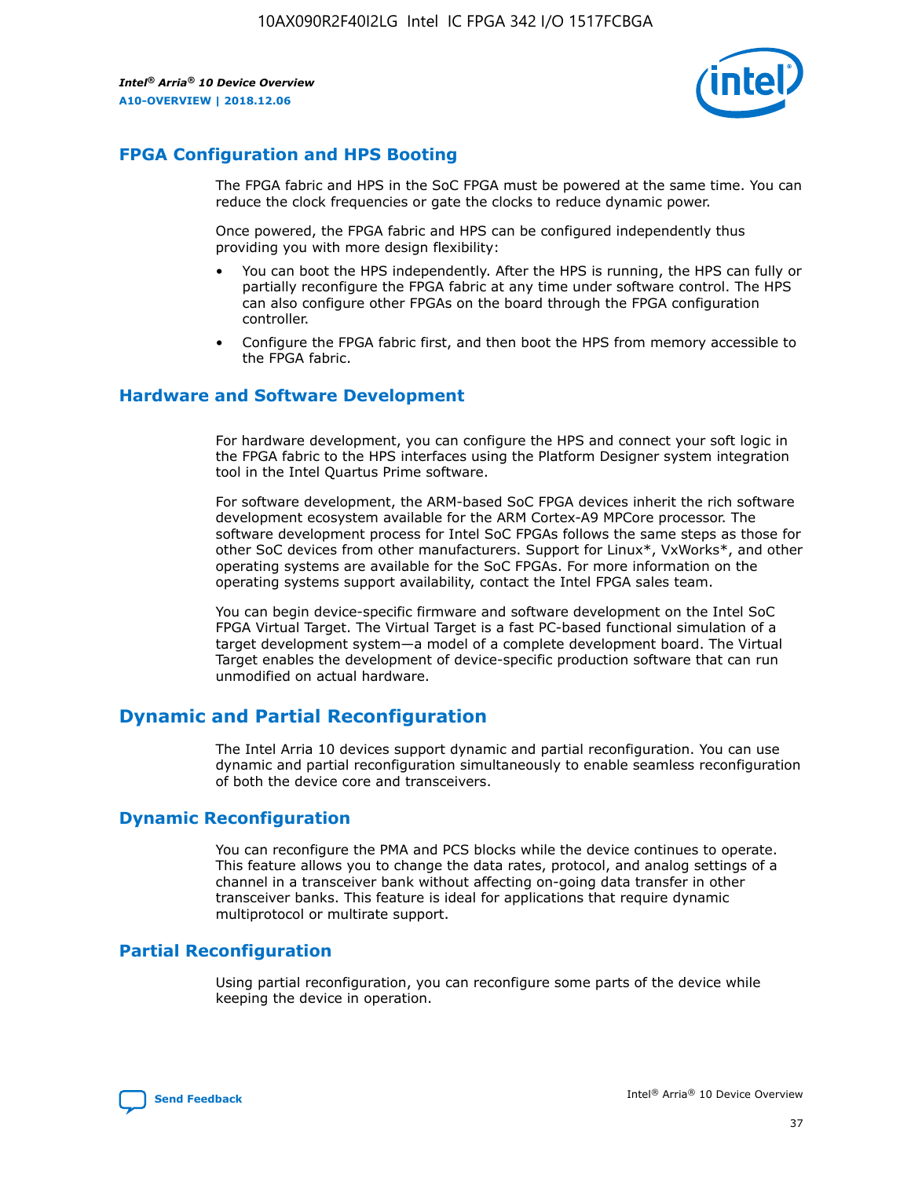## FPGA Configuration and HPS Booting

The FPGA fabric and HPS in the SoC FPGA must be powered at the same time. You can reduce the clock frequencies or gate the clocks to reduce dynamic power.

Once powered, the FPGA fabric and HPS can be configured independently thus providing you with more design flexibility:

- You can boot the HPS independently. After the HPS is running, the HPS can fully or partially reconfigure the FPGA fabric at any time under software control. The HPS can also configure other FPGAs on the board through the FPGA configuration controller.
- Configure the FPGA fabric first, and then boot the HPS from memory accessible to the FPGA fabric.

## Hardware and Software Development

For hardware development, you can configure the HPS and connect your soft logic in the FPGA fabric to the HPS interfaces using the Platform Designer system integration tool in the Intel Quartus Prime software.

For software development, the ARM-based SoC FPGA devices inherit the rich software development ecosystem available for the ARM Cortex-A9 MPCore processor. The software development process for Intel SoC FPGAs follows the same steps as those for other SoC devices from other manufacturers. Support for Linux*, VxWorks*, and other operating systems are available for the SoC FPGAs. For more information on the operating systems support availability, contact the Intel FPGA sales team.

You can begin device-specific firmware and software development on the Intel SoC FPGA Virtual Target. The Virtual Target is a fast PC-based functional simulation of a target development system—a model of a complete development board. The Virtual Target enables the development of device-specific production software that can run unmodified on actual hardware.

## Dynamic and Partial Reconfiguration

The Intel Arria 10 devices support dynamic and partial reconfiguration. You can use dynamic and partial reconfiguration simultaneously to enable seamless reconfiguration of both the device core and transceivers.

## Dynamic Reconfiguration

You can reconfigure the PMA and PCS blocks while the device continues to operate. This feature allows you to change the data rates, protocol, and analog settings of a channel in a transceiver bank without affecting on-going data transfer in other transceiver banks. This feature is ideal for applications that require dynamic multiprotocol or multirate support.

## Partial Reconfiguration

Using partial reconfiguration, you can reconfigure some parts of the device while keeping the device in operation.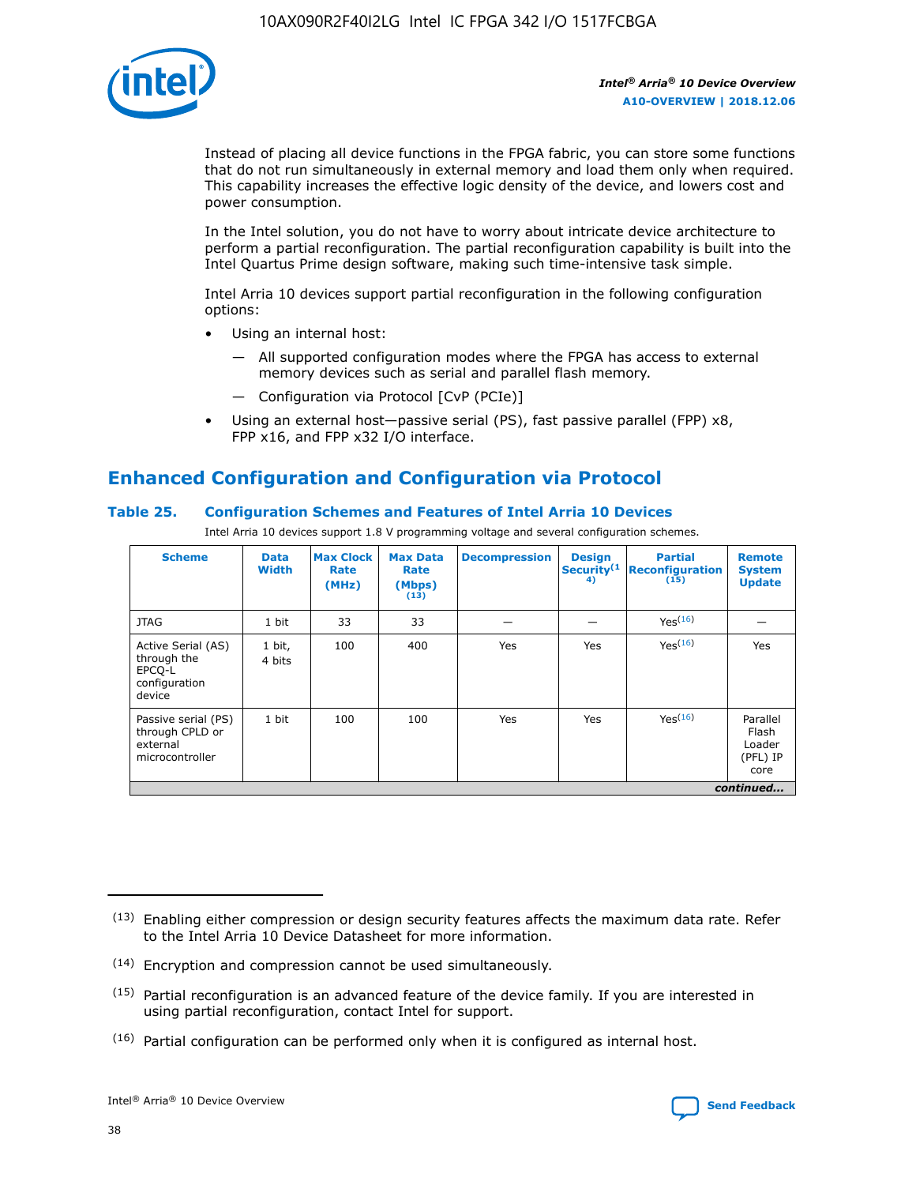Instead of placing all device functions in the FPGA fabric, you can store some functions that do not run simultaneously in external memory and load them only when required. This capability increases the effective logic density of the device, and lowers cost and power consumption.

In the Intel solution, you do not have to worry about intricate device architecture to perform a partial reconfiguration. The partial reconfiguration capability is built into the Intel Quartus Prime design software, making such time-intensive task simple.

Intel Arria 10 devices support partial reconfiguration in the following configuration options:

- Using an internal host:
  - — All supported configuration modes where the FPGA has access to external memory devices such as serial and parallel flash memory.
  - — Configuration via Protocol [CvP (PCIe)]
- Using an external host—passive serial (PS), fast passive parallel (FPP) x8, FPP x16, and FPP x32 I/O interface.

## Enhanced Configuration and Configuration via Protocol

### Table 25. Configuration Schemes and Features of Intel Arria 10 Devices

Intel Arria 10 devices support 1.8 V programming voltage and several configuration schemes.

| Scheme | Data Width | Max Clock Rate (MHz) | Max Data Rate (Mbps) (13) | Decompression | Design Security(14) | Partial Reconfiguration (15) | Remote System Update |
|---|---|---|---|---|---|---|---|
| JTAG | 1 bit | 33 | 33 | — | — | Yes(16) | — |
| Active Serial (AS) through the EPCQ-L configuration device | 1 bit, 4 bits | 100 | 400 | Yes | Yes | Yes(16) | Yes |
| Passive serial (PS) through CPLD or external microcontroller | 1 bit | 100 | 100 | Yes | Yes | Yes(16) | Parallel Flash Loader (PFL) IP core |

*continued...*

(13) Enabling either compression or design security features affects the maximum data rate. Refer to the Intel Arria 10 Device Datasheet for more information.

(14) Encryption and compression cannot be used simultaneously.

(15) Partial reconfiguration is an advanced feature of the device family. If you are interested in using partial reconfiguration, contact Intel for support.

(16) Partial configuration can be performed only when it is configured as internal host.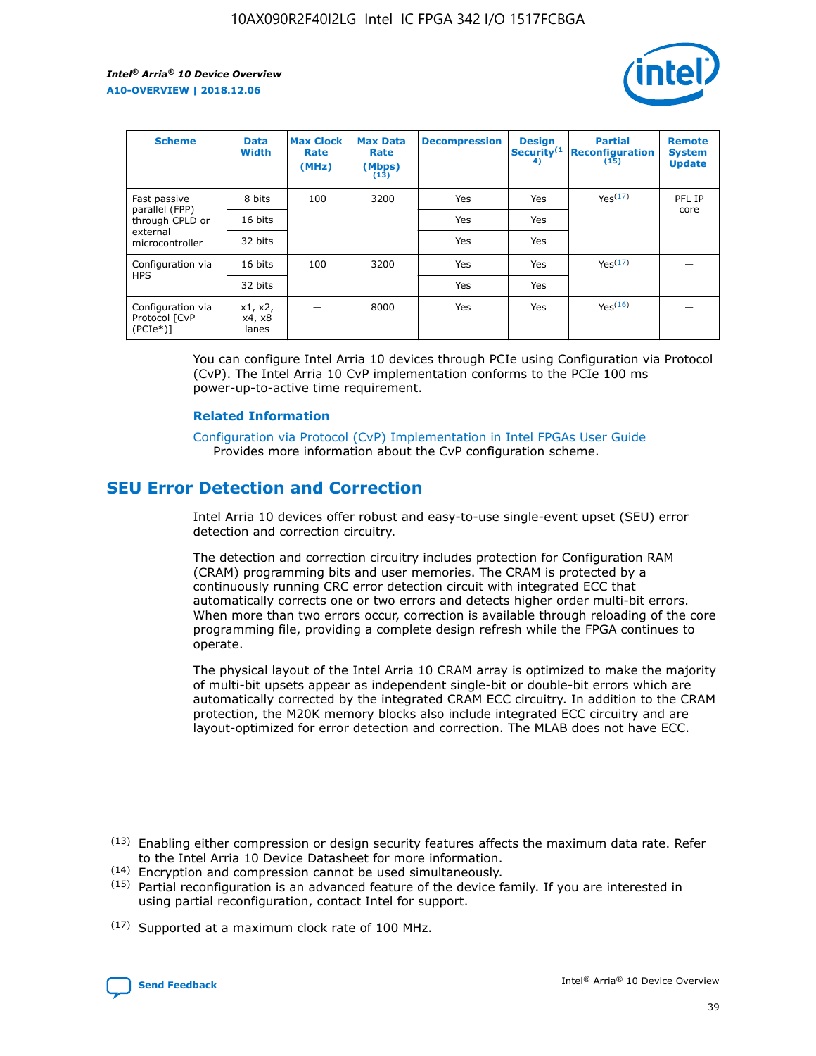| Scheme | Data Width | Max Clock Rate (MHz) | Max Data Rate (Mbps) (13) | Decompression | Design Security(14) | Partial Reconfiguration (15) | Remote System Update |
| --- | --- | --- | --- | --- | --- | --- | --- |
| Fast passive parallel (FPP) through CPLD or external microcontroller | 8 bits | 100 | 3200 | Yes | Yes | Yes(17) | PFL IP core |
| | 16 bits | | | Yes | Yes | | |
| | 32 bits | | | Yes | Yes | | |
| Configuration via HPS | 16 bits | 100 | 3200 | Yes | Yes | Yes(17) | — |
| | 32 bits | | | Yes | Yes | | |
| Configuration via Protocol [CvP (PCIe*)] | x1, x2, x4, x8 lanes | — | 8000 | Yes | Yes | Yes(16) | — |

You can configure Intel Arria 10 devices through PCIe using Configuration via Protocol (CvP). The Intel Arria 10 CvP implementation conforms to the PCIe 100 ms power-up-to-active time requirement.

### Related Information

Configuration via Protocol (CvP) Implementation in Intel FPGAs User Guide
Provides more information about the CvP configuration scheme.

## SEU Error Detection and Correction

Intel Arria 10 devices offer robust and easy-to-use single-event upset (SEU) error detection and correction circuitry.

The detection and correction circuitry includes protection for Configuration RAM (CRAM) programming bits and user memories. The CRAM is protected by a continuously running CRC error detection circuit with integrated ECC that automatically corrects one or two errors and detects higher order multi-bit errors. When more than two errors occur, correction is available through reloading of the core programming file, providing a complete design refresh while the FPGA continues to operate.

The physical layout of the Intel Arria 10 CRAM array is optimized to make the majority of multi-bit upsets appear as independent single-bit or double-bit errors which are automatically corrected by the integrated CRAM ECC circuitry. In addition to the CRAM protection, the M20K memory blocks also include integrated ECC circuitry and are layout-optimized for error detection and correction. The MLAB does not have ECC.

(13) Enabling either compression or design security features affects the maximum data rate. Refer to the Intel Arria 10 Device Datasheet for more information.

(14) Encryption and compression cannot be used simultaneously.

(15) Partial reconfiguration is an advanced feature of the device family. If you are interested in using partial reconfiguration, contact Intel for support.

(17) Supported at a maximum clock rate of 100 MHz.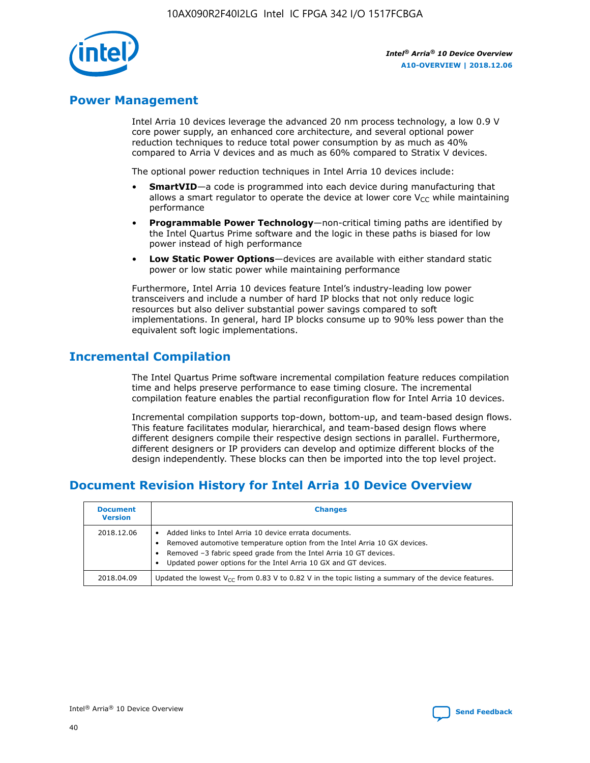## Power Management

Intel Arria 10 devices leverage the advanced 20 nm process technology, a low 0.9 V core power supply, an enhanced core architecture, and several optional power reduction techniques to reduce total power consumption by as much as 40% compared to Arria V devices and as much as 60% compared to Stratix V devices.

The optional power reduction techniques in Intel Arria 10 devices include:

- **SmartVID**—a code is programmed into each device during manufacturing that allows a smart regulator to operate the device at lower core $V_{CC}$ while maintaining performance
- **Programmable Power Technology**—non-critical timing paths are identified by the Intel Quartus Prime software and the logic in these paths is biased for low power instead of high performance
- **Low Static Power Options**—devices are available with either standard static power or low static power while maintaining performance

Furthermore, Intel Arria 10 devices feature Intel's industry-leading low power transceivers and include a number of hard IP blocks that not only reduce logic resources but also deliver substantial power savings compared to soft implementations. In general, hard IP blocks consume up to 90% less power than the equivalent soft logic implementations.

## Incremental Compilation

The Intel Quartus Prime software incremental compilation feature reduces compilation time and helps preserve performance to ease timing closure. The incremental compilation feature enables the partial reconfiguration flow for Intel Arria 10 devices.

Incremental compilation supports top-down, bottom-up, and team-based design flows. This feature facilitates modular, hierarchical, and team-based design flows where different designers compile their respective design sections in parallel. Furthermore, different designers or IP providers can develop and optimize different blocks of the design independently. These blocks can then be imported into the top level project.

## Document Revision History for Intel Arria 10 Device Overview

| Document Version | Changes |
| --- | --- |
| 2018.12.06 | • Added links to Intel Arria 10 device errata documents.<br>• Removed automotive temperature option from the Intel Arria 10 GX devices.<br>• Removed –3 fabric speed grade from the Intel Arria 10 GT devices.<br>• Updated power options for the Intel Arria 10 GX and GT devices. |
| 2018.04.09 | Updated the lowest $V_{CC}$ from 0.83 V to 0.82 V in the topic listing a summary of the device features. |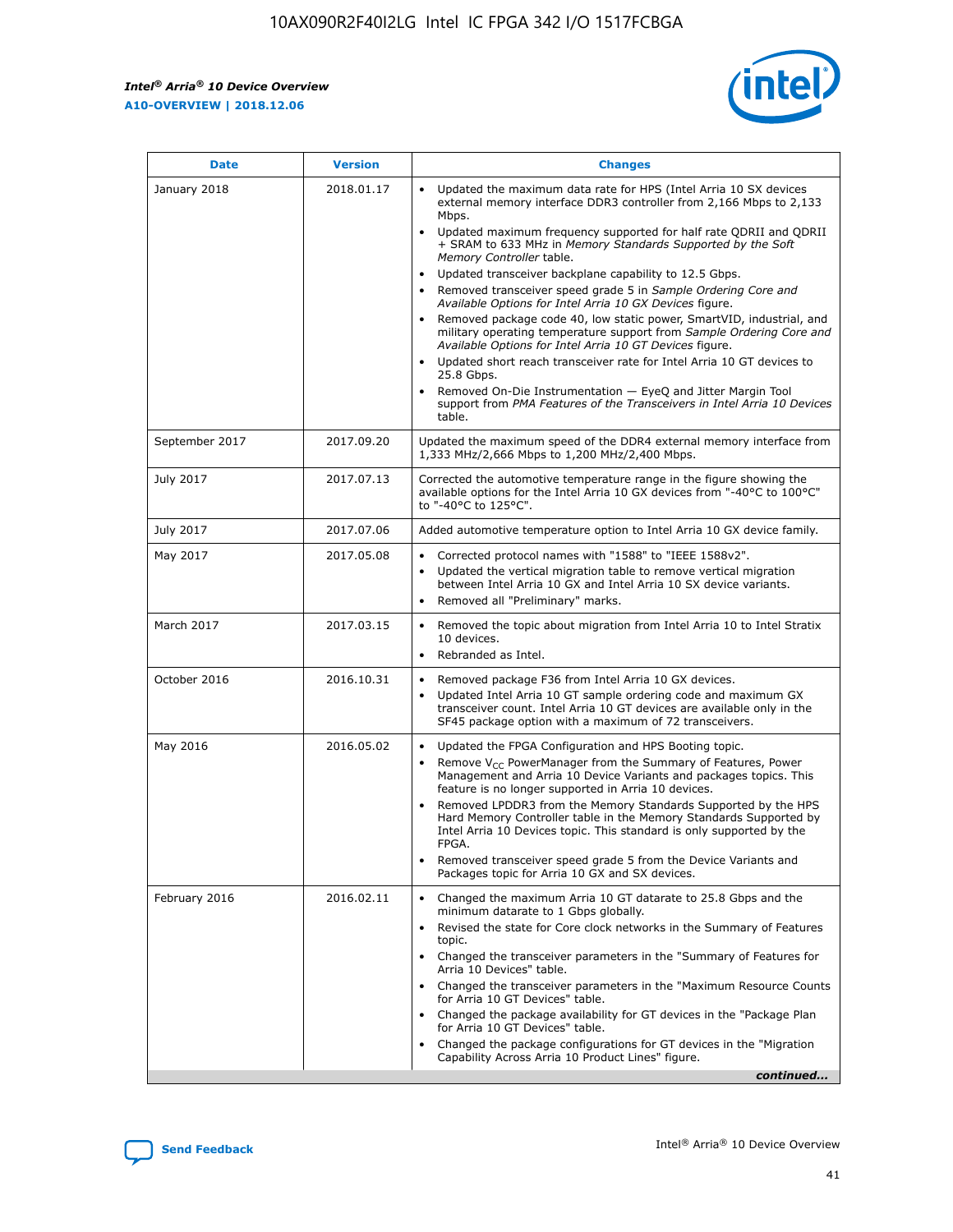| Date | Version | Changes |
| --- | --- | --- |
| January 2018 | 2018.01.17 | • Updated the maximum data rate for HPS (Intel Arria 10 SX devices external memory interface DDR3 controller from 2,166 Mbps to 2,133 Mbps.<br>• Updated maximum frequency supported for half rate QDRII and QDRII + SRAM to 633 MHz in *Memory Standards Supported by the Soft Memory Controller* table.<br>• Updated transceiver backplane capability to 12.5 Gbps.<br>• Removed transceiver speed grade 5 in *Sample Ordering Core and Available Options for Intel Arria 10 GX Devices* figure.<br>• Removed package code 40, low static power, SmartVID, industrial, and military operating temperature support from *Sample Ordering Core and Available Options for Intel Arria 10 GT Devices* figure.<br>• Updated short reach transceiver rate for Intel Arria 10 GT devices to 25.8 Gbps.<br>• Removed On-Die Instrumentation — EyeQ and Jitter Margin Tool support from *PMA Features of the Transceivers in Intel Arria 10 Devices* table. |
| September 2017 | 2017.09.20 | Updated the maximum speed of the DDR4 external memory interface from 1,333 MHz/2,666 Mbps to 1,200 MHz/2,400 Mbps. |
| July 2017 | 2017.07.13 | Corrected the automotive temperature range in the figure showing the available options for the Intel Arria 10 GX devices from "-40°C to 100°C" to "-40°C to 125°C". |
| July 2017 | 2017.07.06 | Added automotive temperature option to Intel Arria 10 GX device family. |
| May 2017 | 2017.05.08 | • Corrected protocol names with "1588" to "IEEE 1588v2".<br>• Updated the vertical migration table to remove vertical migration between Intel Arria 10 GX and Intel Arria 10 SX device variants.<br>• Removed all "Preliminary" marks. |
| March 2017 | 2017.03.15 | • Removed the topic about migration from Intel Arria 10 to Intel Stratix 10 devices.<br>• Rebranded as Intel. |
| October 2016 | 2016.10.31 | • Removed package F36 from Intel Arria 10 GX devices.<br>• Updated Intel Arria 10 GT sample ordering code and maximum GX transceiver count. Intel Arria 10 GT devices are available only in the SF45 package option with a maximum of 72 transceivers. |
| May 2016 | 2016.05.02 | • Updated the FPGA Configuration and HPS Booting topic.<br>• Remove $V_{CC}$ PowerManager from the Summary of Features, Power Management and Arria 10 Device Variants and packages topics. This feature is no longer supported in Arria 10 devices.<br>• Removed LPDDR3 from the Memory Standards Supported by the HPS Hard Memory Controller table in the Memory Standards Supported by Intel Arria 10 Devices topic. This standard is only supported by the FPGA.<br>• Removed transceiver speed grade 5 from the Device Variants and Packages topic for Arria 10 GX and SX devices. |
| February 2016 | 2016.02.11 | • Changed the maximum Arria 10 GT datarate to 25.8 Gbps and the minimum datarate to 1 Gbps globally.<br>• Revised the state for Core clock networks in the Summary of Features topic.<br>• Changed the transceiver parameters in the "Summary of Features for Arria 10 Devices" table.<br>• Changed the transceiver parameters in the "Maximum Resource Counts for Arria 10 GT Devices" table.<br>• Changed the package availability for GT devices in the "Package Plan for Arria 10 GT Devices" table.<br>• Changed the package configurations for GT devices in the "Migration Capability Across Arria 10 Product Lines" figure. |

*continued...*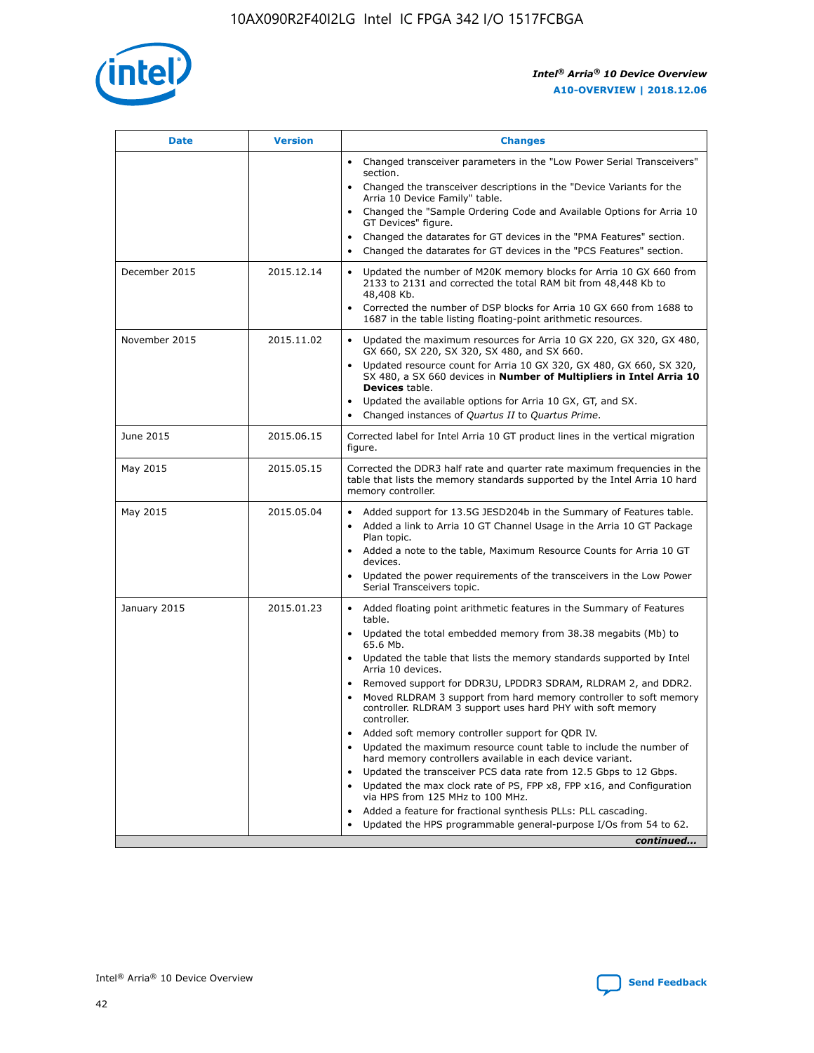| Date | Version | Changes |
| --- | --- | --- |
| | | • Changed transceiver parameters in the "Low Power Serial Transceivers" section.<br>• Changed the transceiver descriptions in the "Device Variants for the Arria 10 Device Family" table.<br>• Changed the "Sample Ordering Code and Available Options for Arria 10 GT Devices" figure.<br>• Changed the datarates for GT devices in the "PMA Features" section.<br>• Changed the datarates for GT devices in the "PCS Features" section. |
| December 2015 | 2015.12.14 | • Updated the number of M20K memory blocks for Arria 10 GX 660 from 2133 to 2131 and corrected the total RAM bit from 48,448 Kb to 48,408 Kb.<br>• Corrected the number of DSP blocks for Arria 10 GX 660 from 1688 to 1687 in the table listing floating-point arithmetic resources. |
| November 2015 | 2015.11.02 | • Updated the maximum resources for Arria 10 GX 220, GX 320, GX 480, GX 660, SX 220, SX 320, SX 480, and SX 660.<br>• Updated resource count for Arria 10 GX 320, GX 480, GX 660, SX 320, SX 480, a SX 660 devices in **Number of Multipliers in Intel Arria 10 Devices** table.<br>• Updated the available options for Arria 10 GX, GT, and SX.<br>• Changed instances of *Quartus II* to *Quartus Prime*. |
| June 2015 | 2015.06.15 | Corrected label for Intel Arria 10 GT product lines in the vertical migration figure. |
| May 2015 | 2015.05.15 | Corrected the DDR3 half rate and quarter rate maximum frequencies in the table that lists the memory standards supported by the Intel Arria 10 hard memory controller. |
| May 2015 | 2015.05.04 | • Added support for 13.5G JESD204b in the Summary of Features table.<br>• Added a link to Arria 10 GT Channel Usage in the Arria 10 GT Package Plan topic.<br>• Added a note to the table, Maximum Resource Counts for Arria 10 GT devices.<br>• Updated the power requirements of the transceivers in the Low Power Serial Transceivers topic. |
| January 2015 | 2015.01.23 | • Added floating point arithmetic features in the Summary of Features table.<br>• Updated the total embedded memory from 38.38 megabits (Mb) to 65.6 Mb.<br>• Updated the table that lists the memory standards supported by Intel Arria 10 devices.<br>• Removed support for DDR3U, LPDDR3 SDRAM, RLDRAM 2, and DDR2.<br>• Moved RLDRAM 3 support from hard memory controller to soft memory controller. RLDRAM 3 support uses hard PHY with soft memory controller.<br>• Added soft memory controller support for QDR IV.<br>• Updated the maximum resource count table to include the number of hard memory controllers available in each device variant.<br>• Updated the transceiver PCS data rate from 12.5 Gbps to 12 Gbps.<br>• Updated the max clock rate of PS, FPP x8, FPP x16, and Configuration via HPS from 125 MHz to 100 MHz.<br>• Added a feature for fractional synthesis PLLs: PLL cascading.<br>• Updated the HPS programmable general-purpose I/Os from 54 to 62. |

*continued...*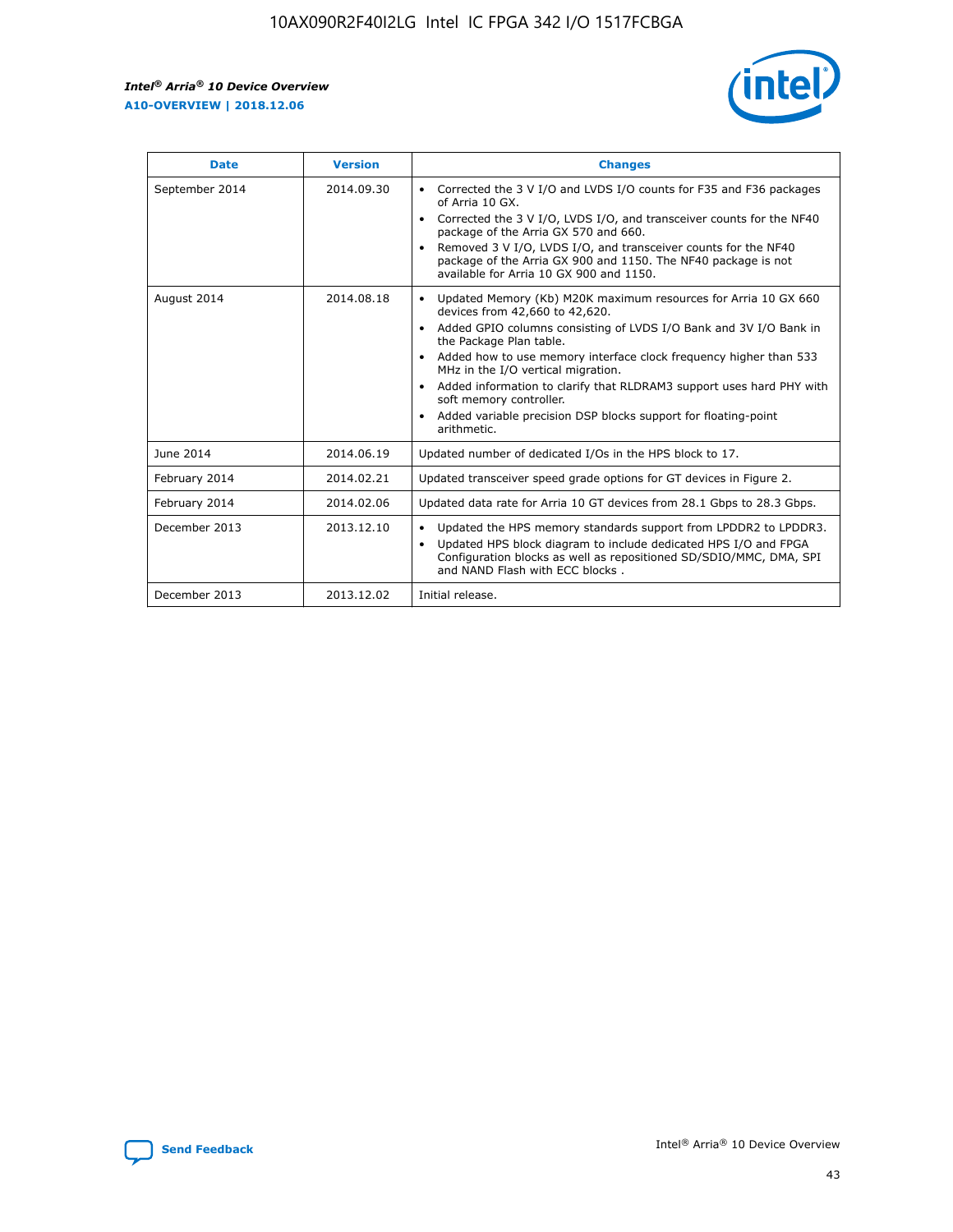| Date | Version | Changes |
| --- | --- | --- |
| September 2014 | 2014.09.30 | • Corrected the 3 V I/O and LVDS I/O counts for F35 and F36 packages of Arria 10 GX.<br>• Corrected the 3 V I/O, LVDS I/O, and transceiver counts for the NF40 package of the Arria GX 570 and 660.<br>• Removed 3 V I/O, LVDS I/O, and transceiver counts for the NF40 package of the Arria GX 900 and 1150. The NF40 package is not available for Arria 10 GX 900 and 1150. |
| August 2014 | 2014.08.18 | • Updated Memory (Kb) M20K maximum resources for Arria 10 GX 660 devices from 42,660 to 42,620.<br>• Added GPIO columns consisting of LVDS I/O Bank and 3V I/O Bank in the Package Plan table.<br>• Added how to use memory interface clock frequency higher than 533 MHz in the I/O vertical migration.<br>• Added information to clarify that RLDRAM3 support uses hard PHY with soft memory controller.<br>• Added variable precision DSP blocks support for floating-point arithmetic. |
| June 2014 | 2014.06.19 | Updated number of dedicated I/Os in the HPS block to 17. |
| February 2014 | 2014.02.21 | Updated transceiver speed grade options for GT devices in Figure 2. |
| February 2014 | 2014.02.06 | Updated data rate for Arria 10 GT devices from 28.1 Gbps to 28.3 Gbps. |
| December 2013 | 2013.12.10 | • Updated the HPS memory standards support from LPDDR2 to LPDDR3.<br>• Updated HPS block diagram to include dedicated HPS I/O and FPGA Configuration blocks as well as repositioned SD/SDIO/MMC, DMA, SPI and NAND Flash with ECC blocks . |
| December 2013 | 2013.12.02 | Initial release. |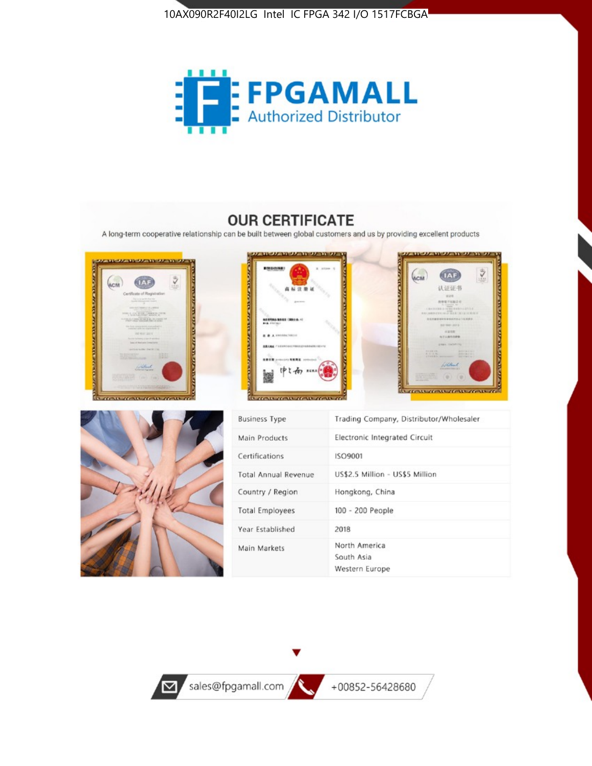# FPGAMALL
Authorized Distributor

## OUR CERTIFICATE

A long-term cooperative relationship can be built between global customers and us by providing excellent products

| | |
|---|---|
| Business Type | Trading Company, Distributor/Wholesaler |
| Main Products | Electronic Integrated Circuit |
| Certifications | ISO9001 |
| Total Annual Revenue | US$2.5 Million - US$5 Million |
| Country / Region | Hongkong, China |
| Total Employees | 100 - 200 People |
| Year Established | 2018 |
| Main Markets | North America<br>South Asia<br>Western Europe |

sales@fpgamall.com

+00852-56428680